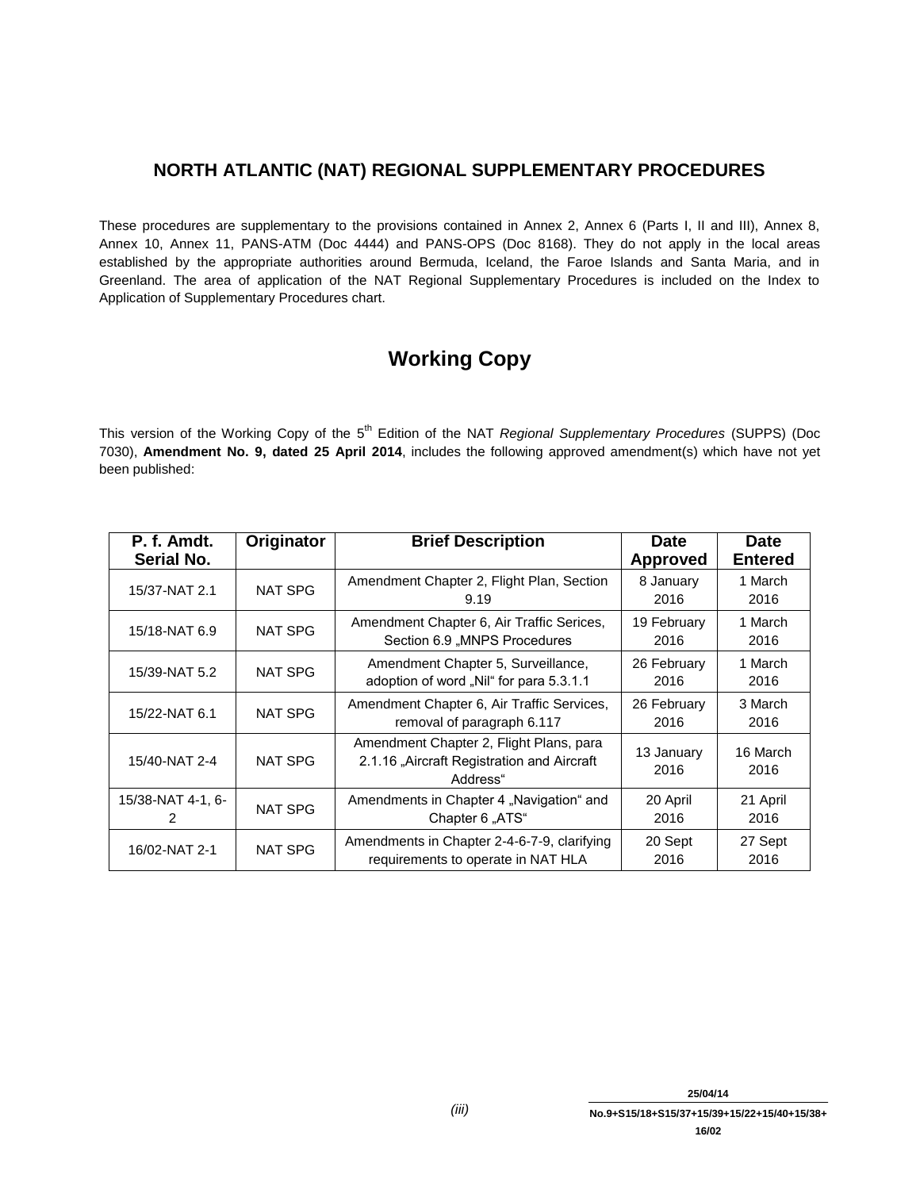# NORTH ATLANTIC (NAT) REGIONAL SUPPLEMENTARY PROCEDURES

These procedures are supplementary to the provisions contained in Annex 2, Annex 6 (Parts I, II and III), Annex 8, Annex 10, Annex 11, PANS-ATM (Doc 4444) and PANS-OPS (Doc 8168). They do not apply in the local areas established by the appropriate authorities around Bermuda, Iceland, the Faroe Islands and Santa Maria, and in Greenland. The area of application of the NAT Regional Supplementary Procedures is included on the Index to Application of Supplementary Procedures chart.

## Working Copy

This version of the Working Copy of the 5th Edition of the NAT *Regional Supplementary Procedures* (SUPPS) (Doc 7030), **Amendment No. 9, dated 25 April 2014**, includes the following approved amendment(s) which have not yet been published:

| P. f. Amdt. Serial No. | Originator | Brief Description | Date Approved | Date Entered |
|---|---|---|---|---|
| 15/37-NAT 2.1 | NAT SPG | Amendment Chapter 2, Flight Plan, Section 9.19 | 8 January 2016 | 1 March 2016 |
| 15/18-NAT 6.9 | NAT SPG | Amendment Chapter 6, Air Traffic Serices, Section 6.9 „MNPS Procedures | 19 February 2016 | 1 March 2016 |
| 15/39-NAT 5.2 | NAT SPG | Amendment Chapter 5, Surveillance, adoption of word „Nil" for para 5.3.1.1 | 26 February 2016 | 1 March 2016 |
| 15/22-NAT 6.1 | NAT SPG | Amendment Chapter 6, Air Traffic Services, removal of paragraph 6.117 | 26 February 2016 | 3 March 2016 |
| 15/40-NAT 2-4 | NAT SPG | Amendment Chapter 2, Flight Plans, para 2.1.16 „Aircraft Registration and Aircraft Address" | 13 January 2016 | 16 March 2016 |
| 15/38-NAT 4-1, 6-2 | NAT SPG | Amendments in Chapter 4 „Navigation" and Chapter 6 „ATS" | 20 April 2016 | 21 April 2016 |
| 16/02-NAT 2-1 | NAT SPG | Amendments in Chapter 2-4-6-7-9, clarifying requirements to operate in NAT HLA | 20 Sept 2016 | 27 Sept 2016 |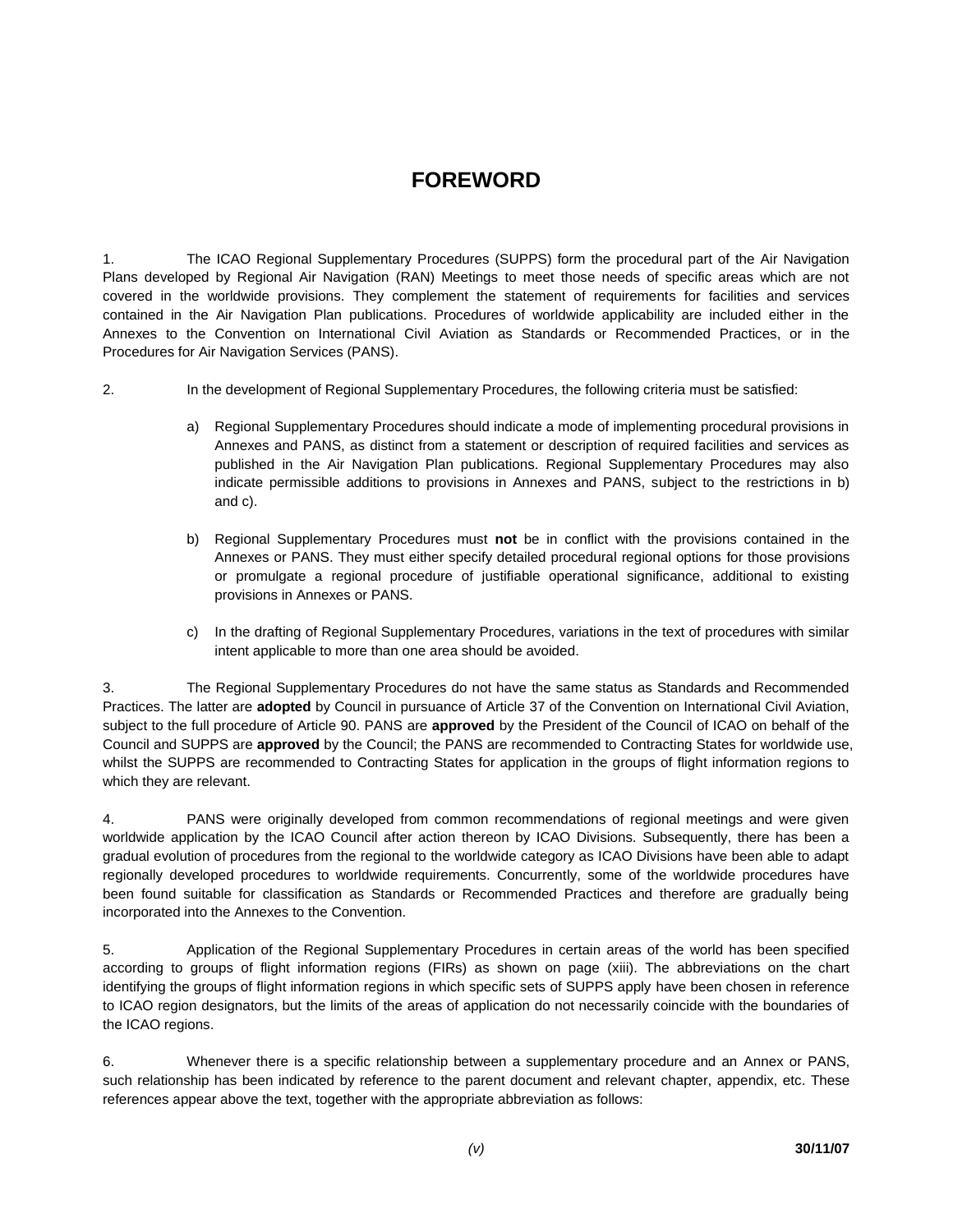# FOREWORD

1. The ICAO Regional Supplementary Procedures (SUPPS) form the procedural part of the Air Navigation Plans developed by Regional Air Navigation (RAN) Meetings to meet those needs of specific areas which are not covered in the worldwide provisions. They complement the statement of requirements for facilities and services contained in the Air Navigation Plan publications. Procedures of worldwide applicability are included either in the Annexes to the Convention on International Civil Aviation as Standards or Recommended Practices, or in the Procedures for Air Navigation Services (PANS).

2. In the development of Regional Supplementary Procedures, the following criteria must be satisfied:

   a) Regional Supplementary Procedures should indicate a mode of implementing procedural provisions in Annexes and PANS, as distinct from a statement or description of required facilities and services as published in the Air Navigation Plan publications. Regional Supplementary Procedures may also indicate permissible additions to provisions in Annexes and PANS, subject to the restrictions in b) and c).

   b) Regional Supplementary Procedures must **not** be in conflict with the provisions contained in the Annexes or PANS. They must either specify detailed procedural regional options for those provisions or promulgate a regional procedure of justifiable operational significance, additional to existing provisions in Annexes or PANS.

   c) In the drafting of Regional Supplementary Procedures, variations in the text of procedures with similar intent applicable to more than one area should be avoided.

3. The Regional Supplementary Procedures do not have the same status as Standards and Recommended Practices. The latter are **adopted** by Council in pursuance of Article 37 of the Convention on International Civil Aviation, subject to the full procedure of Article 90. PANS are **approved** by the President of the Council of ICAO on behalf of the Council and SUPPS are **approved** by the Council; the PANS are recommended to Contracting States for worldwide use, whilst the SUPPS are recommended to Contracting States for application in the groups of flight information regions to which they are relevant.

4. PANS were originally developed from common recommendations of regional meetings and were given worldwide application by the ICAO Council after action thereon by ICAO Divisions. Subsequently, there has been a gradual evolution of procedures from the regional to the worldwide category as ICAO Divisions have been able to adapt regionally developed procedures to worldwide requirements. Concurrently, some of the worldwide procedures have been found suitable for classification as Standards or Recommended Practices and therefore are gradually being incorporated into the Annexes to the Convention.

5. Application of the Regional Supplementary Procedures in certain areas of the world has been specified according to groups of flight information regions (FIRs) as shown on page (xiii). The abbreviations on the chart identifying the groups of flight information regions in which specific sets of SUPPS apply have been chosen in reference to ICAO region designators, but the limits of the areas of application do not necessarily coincide with the boundaries of the ICAO regions.

6. Whenever there is a specific relationship between a supplementary procedure and an Annex or PANS, such relationship has been indicated by reference to the parent document and relevant chapter, appendix, etc. These references appear above the text, together with the appropriate abbreviation as follows: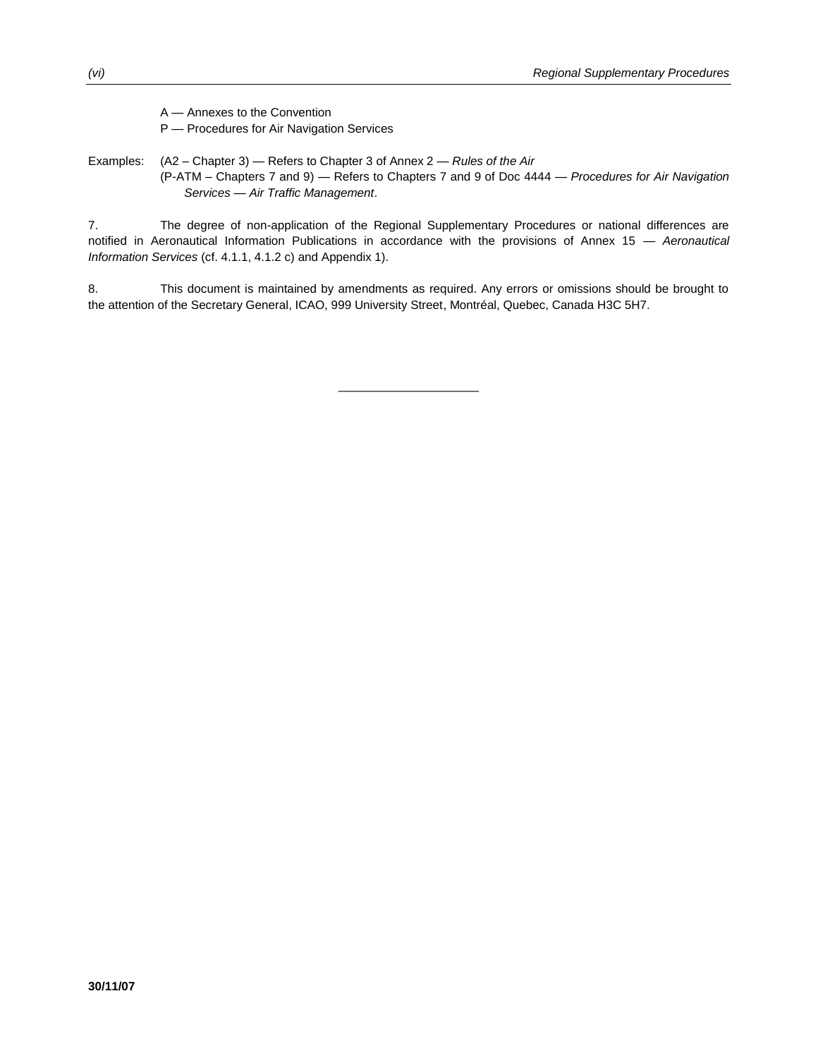A — Annexes to the Convention

P — Procedures for Air Navigation Services

Examples: (A2 – Chapter 3) — Refers to Chapter 3 of Annex 2 — *Rules of the Air*

(P-ATM – Chapters 7 and 9) — Refers to Chapters 7 and 9 of Doc 4444 — *Procedures for Air Navigation Services — Air Traffic Management*.

7. The degree of non-application of the Regional Supplementary Procedures or national differences are notified in Aeronautical Information Publications in accordance with the provisions of Annex 15 — *Aeronautical Information Services* (cf. 4.1.1, 4.1.2 c) and Appendix 1).

8. This document is maintained by amendments as required. Any errors or omissions should be brought to the attention of the Secretary General, ICAO, 999 University Street, Montréal, Quebec, Canada H3C 5H7.

---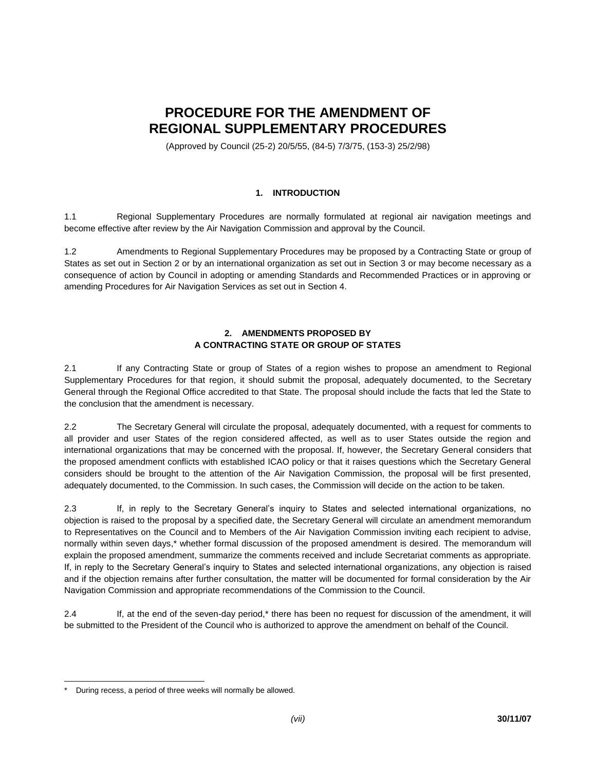# PROCEDURE FOR THE AMENDMENT OF REGIONAL SUPPLEMENTARY PROCEDURES

(Approved by Council (25-2) 20/5/55, (84-5) 7/3/75, (153-3) 25/2/98)

## 1. INTRODUCTION

1.1 Regional Supplementary Procedures are normally formulated at regional air navigation meetings and become effective after review by the Air Navigation Commission and approval by the Council.

1.2 Amendments to Regional Supplementary Procedures may be proposed by a Contracting State or group of States as set out in Section 2 or by an international organization as set out in Section 3 or may become necessary as a consequence of action by Council in adopting or amending Standards and Recommended Practices or in approving or amending Procedures for Air Navigation Services as set out in Section 4.

## 2. AMENDMENTS PROPOSED BY A CONTRACTING STATE OR GROUP OF STATES

2.1 If any Contracting State or group of States of a region wishes to propose an amendment to Regional Supplementary Procedures for that region, it should submit the proposal, adequately documented, to the Secretary General through the Regional Office accredited to that State. The proposal should include the facts that led the State to the conclusion that the amendment is necessary.

2.2 The Secretary General will circulate the proposal, adequately documented, with a request for comments to all provider and user States of the region considered affected, as well as to user States outside the region and international organizations that may be concerned with the proposal. If, however, the Secretary General considers that the proposed amendment conflicts with established ICAO policy or that it raises questions which the Secretary General considers should be brought to the attention of the Air Navigation Commission, the proposal will be first presented, adequately documented, to the Commission. In such cases, the Commission will decide on the action to be taken.

2.3 If, in reply to the Secretary General's inquiry to States and selected international organizations, no objection is raised to the proposal by a specified date, the Secretary General will circulate an amendment memorandum to Representatives on the Council and to Members of the Air Navigation Commission inviting each recipient to advise, normally within seven days,* whether formal discussion of the proposed amendment is desired. The memorandum will explain the proposed amendment, summarize the comments received and include Secretariat comments as appropriate. If, in reply to the Secretary General's inquiry to States and selected international organizations, any objection is raised and if the objection remains after further consultation, the matter will be documented for formal consideration by the Air Navigation Commission and appropriate recommendations of the Commission to the Council.

2.4 If, at the end of the seven-day period,* there has been no request for discussion of the amendment, it will be submitted to the President of the Council who is authorized to approve the amendment on behalf of the Council.

---

* During recess, a period of three weeks will normally be allowed.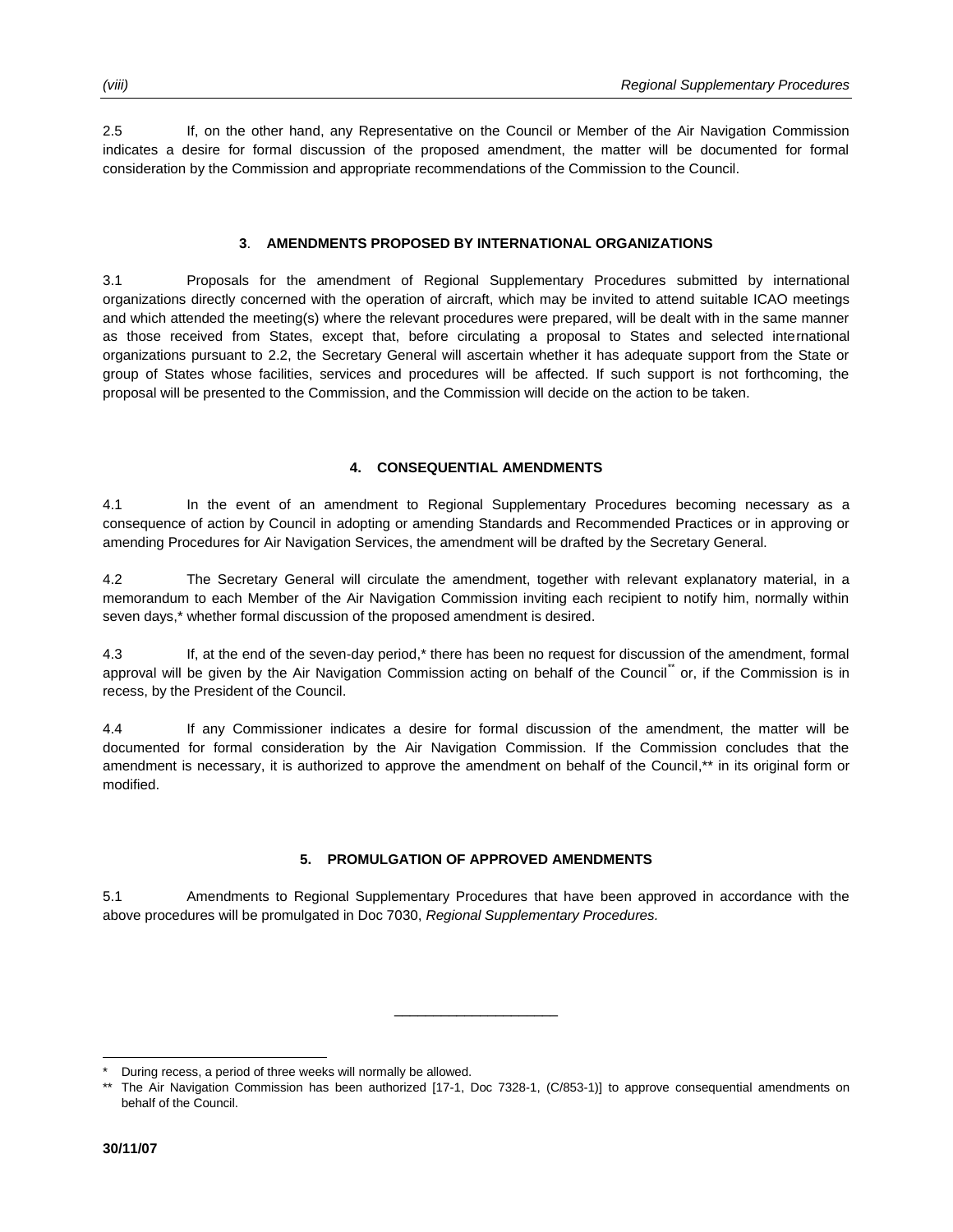2.5 If, on the other hand, any Representative on the Council or Member of the Air Navigation Commission indicates a desire for formal discussion of the proposed amendment, the matter will be documented for formal consideration by the Commission and appropriate recommendations of the Commission to the Council.

## 3. AMENDMENTS PROPOSED BY INTERNATIONAL ORGANIZATIONS

3.1 Proposals for the amendment of Regional Supplementary Procedures submitted by international organizations directly concerned with the operation of aircraft, which may be invited to attend suitable ICAO meetings and which attended the meeting(s) where the relevant procedures were prepared, will be dealt with in the same manner as those received from States, except that, before circulating a proposal to States and selected international organizations pursuant to 2.2, the Secretary General will ascertain whether it has adequate support from the State or group of States whose facilities, services and procedures will be affected. If such support is not forthcoming, the proposal will be presented to the Commission, and the Commission will decide on the action to be taken.

## 4. CONSEQUENTIAL AMENDMENTS

4.1 In the event of an amendment to Regional Supplementary Procedures becoming necessary as a consequence of action by Council in adopting or amending Standards and Recommended Practices or in approving or amending Procedures for Air Navigation Services, the amendment will be drafted by the Secretary General.

4.2 The Secretary General will circulate the amendment, together with relevant explanatory material, in a memorandum to each Member of the Air Navigation Commission inviting each recipient to notify him, normally within seven days,* whether formal discussion of the proposed amendment is desired.

4.3 If, at the end of the seven-day period,* there has been no request for discussion of the amendment, formal approval will be given by the Air Navigation Commission acting on behalf of the Council** or, if the Commission is in recess, by the President of the Council.

4.4 If any Commissioner indicates a desire for formal discussion of the amendment, the matter will be documented for formal consideration by the Air Navigation Commission. If the Commission concludes that the amendment is necessary, it is authorized to approve the amendment on behalf of the Council,** in its original form or modified.

## 5. PROMULGATION OF APPROVED AMENDMENTS

5.1 Amendments to Regional Supplementary Procedures that have been approved in accordance with the above procedures will be promulgated in Doc 7030, *Regional Supplementary Procedures.*

---

\* During recess, a period of three weeks will normally be allowed.

\** The Air Navigation Commission has been authorized [17-1, Doc 7328-1, (C/853-1)] to approve consequential amendments on behalf of the Council.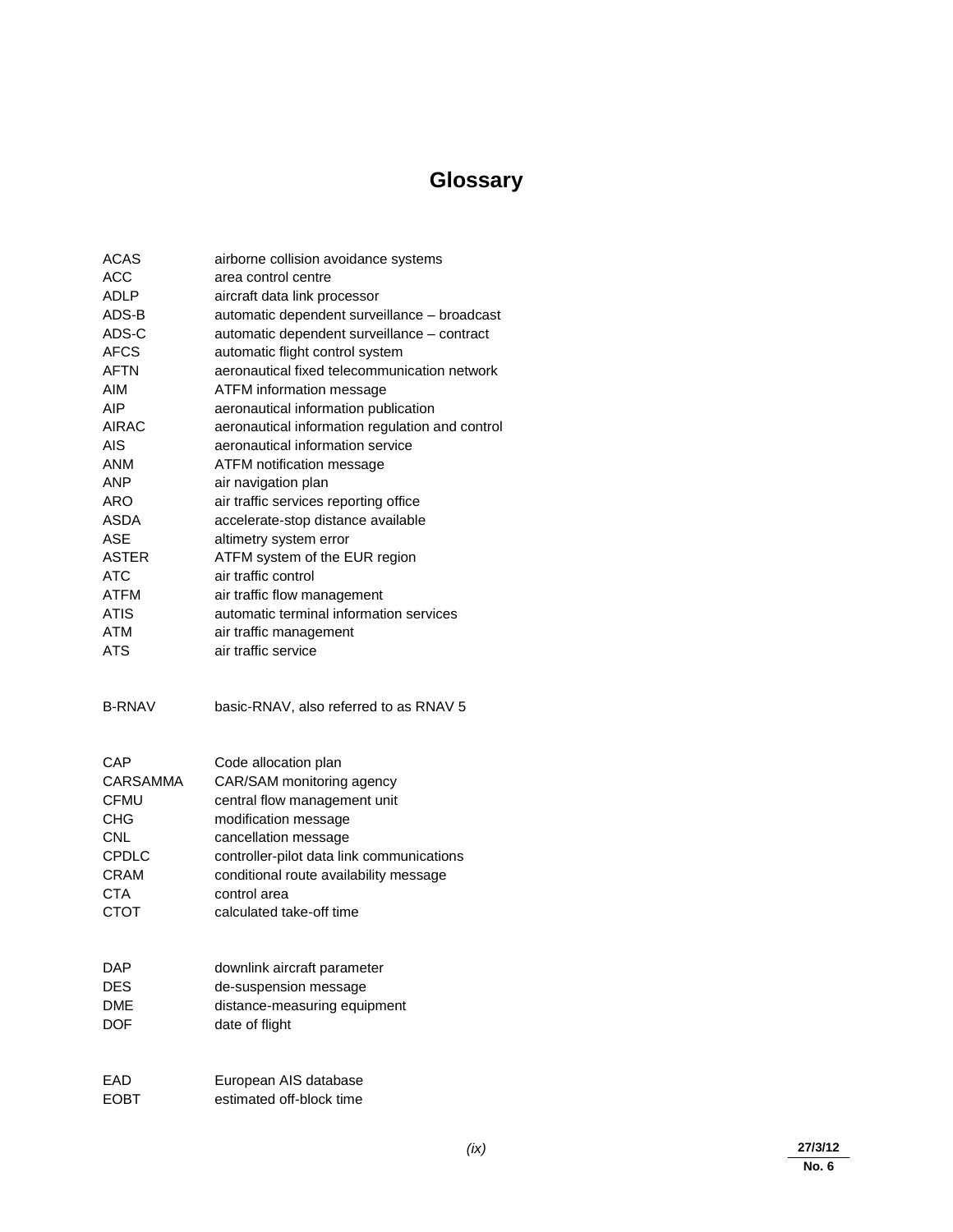# Glossary

| | |
|---|---|
| ACAS | airborne collision avoidance systems |
| ACC | area control centre |
| ADLP | aircraft data link processor |
| ADS-B | automatic dependent surveillance – broadcast |
| ADS-C | automatic dependent surveillance – contract |
| AFCS | automatic flight control system |
| AFTN | aeronautical fixed telecommunication network |
| AIM | ATFM information message |
| AIP | aeronautical information publication |
| AIRAC | aeronautical information regulation and control |
| AIS | aeronautical information service |
| ANM | ATFM notification message |
| ANP | air navigation plan |
| ARO | air traffic services reporting office |
| ASDA | accelerate-stop distance available |
| ASE | altimetry system error |
| ASTER | ATFM system of the EUR region |
| ATC | air traffic control |
| ATFM | air traffic flow management |
| ATIS | automatic terminal information services |
| ATM | air traffic management |
| ATS | air traffic service |
| | |
| B-RNAV | basic-RNAV, also referred to as RNAV 5 |
| | |
| CAP | Code allocation plan |
| CARSAMMA | CAR/SAM monitoring agency |
| CFMU | central flow management unit |
| CHG | modification message |
| CNL | cancellation message |
| CPDLC | controller-pilot data link communications |
| CRAM | conditional route availability message |
| CTA | control area |
| CTOT | calculated take-off time |
| | |
| DAP | downlink aircraft parameter |
| DES | de-suspension message |
| DME | distance-measuring equipment |
| DOF | date of flight |
| | |
| EAD | European AIS database |
| EOBT | estimated off-block time |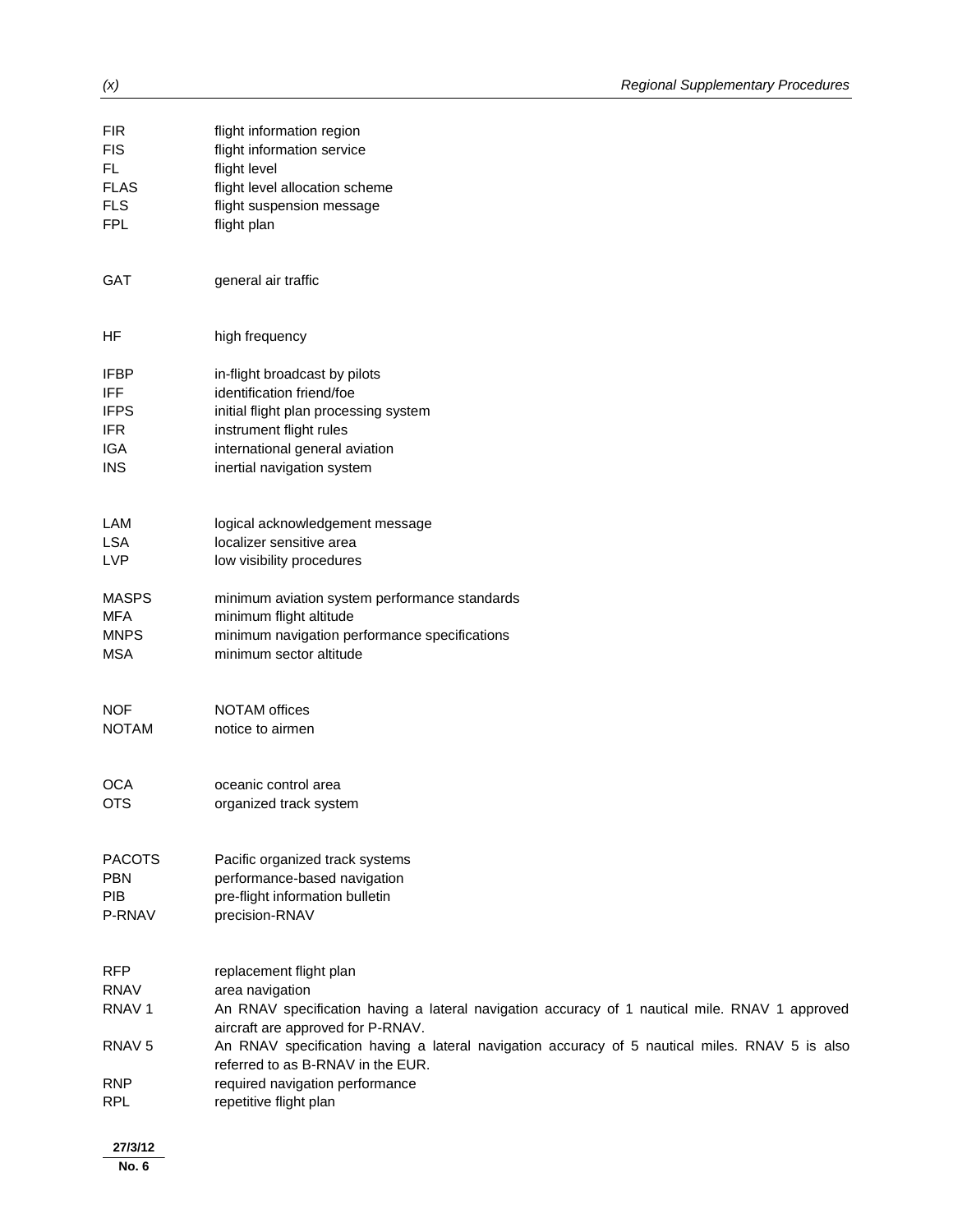| | |
|---|---|
| FIR | flight information region |
| FIS | flight information service |
| FL | flight level |
| FLAS | flight level allocation scheme |
| FLS | flight suspension message |
| FPL | flight plan |
| GAT | general air traffic |
| HF | high frequency |
| IFBP | in-flight broadcast by pilots |
| IFF | identification friend/foe |
| IFPS | initial flight plan processing system |
| IFR | instrument flight rules |
| IGA | international general aviation |
| INS | inertial navigation system |
| LAM | logical acknowledgement message |
| LSA | localizer sensitive area |
| LVP | low visibility procedures |
| MASPS | minimum aviation system performance standards |
| MFA | minimum flight altitude |
| MNPS | minimum navigation performance specifications |
| MSA | minimum sector altitude |
| NOF | NOTAM offices |
| NOTAM | notice to airmen |
| OCA | oceanic control area |
| OTS | organized track system |
| PACOTS | Pacific organized track systems |
| PBN | performance-based navigation |
| PIB | pre-flight information bulletin |
| P-RNAV | precision-RNAV |
| RFP | replacement flight plan |
| RNAV | area navigation |
| RNAV 1 | An RNAV specification having a lateral navigation accuracy of 1 nautical mile. RNAV 1 approved aircraft are approved for P-RNAV. |
| RNAV 5 | An RNAV specification having a lateral navigation accuracy of 5 nautical miles. RNAV 5 is also referred to as B-RNAV in the EUR. |
| RNP | required navigation performance |
| RPL | repetitive flight plan |

27/3/12
No. 6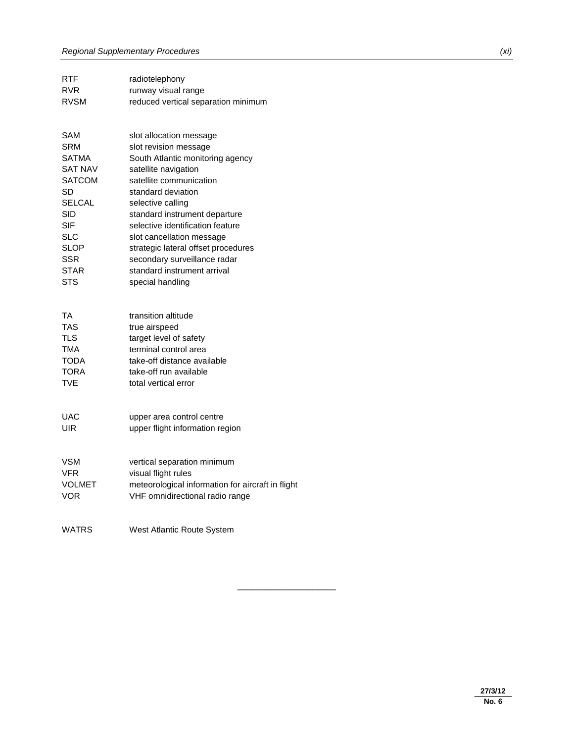| | |
|---|---|
| RTF | radiotelephony |
| RVR | runway visual range |
| RVSM | reduced vertical separation minimum |
| | |
| SAM | slot allocation message |
| SRM | slot revision message |
| SATMA | South Atlantic monitoring agency |
| SAT NAV | satellite navigation |
| SATCOM | satellite communication |
| SD | standard deviation |
| SELCAL | selective calling |
| SID | standard instrument departure |
| SIF | selective identification feature |
| SLC | slot cancellation message |
| SLOP | strategic lateral offset procedures |
| SSR | secondary surveillance radar |
| STAR | standard instrument arrival |
| STS | special handling |
| | |
| TA | transition altitude |
| TAS | true airspeed |
| TLS | target level of safety |
| TMA | terminal control area |
| TODA | take-off distance available |
| TORA | take-off run available |
| TVE | total vertical error |
| | |
| UAC | upper area control centre |
| UIR | upper flight information region |
| | |
| VSM | vertical separation minimum |
| VFR | visual flight rules |
| VOLMET | meteorological information for aircraft in flight |
| VOR | VHF omnidirectional radio range |
| | |
| WATRS | West Atlantic Route System |

---

27/3/12
No. 6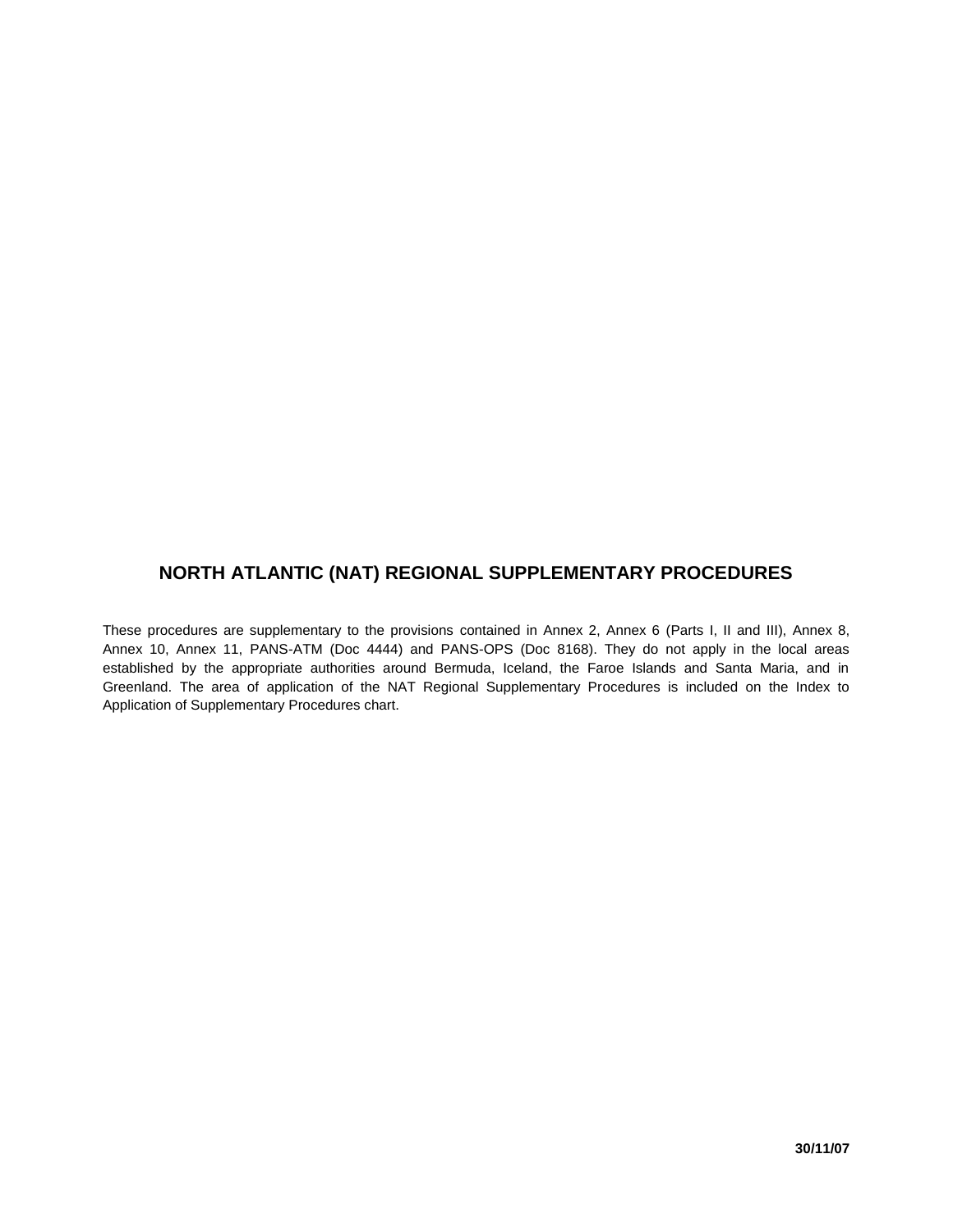# NORTH ATLANTIC (NAT) REGIONAL SUPPLEMENTARY PROCEDURES

These procedures are supplementary to the provisions contained in Annex 2, Annex 6 (Parts I, II and III), Annex 8, Annex 10, Annex 11, PANS-ATM (Doc 4444) and PANS-OPS (Doc 8168). They do not apply in the local areas established by the appropriate authorities around Bermuda, Iceland, the Faroe Islands and Santa Maria, and in Greenland. The area of application of the NAT Regional Supplementary Procedures is included on the Index to Application of Supplementary Procedures chart.

**30/11/07**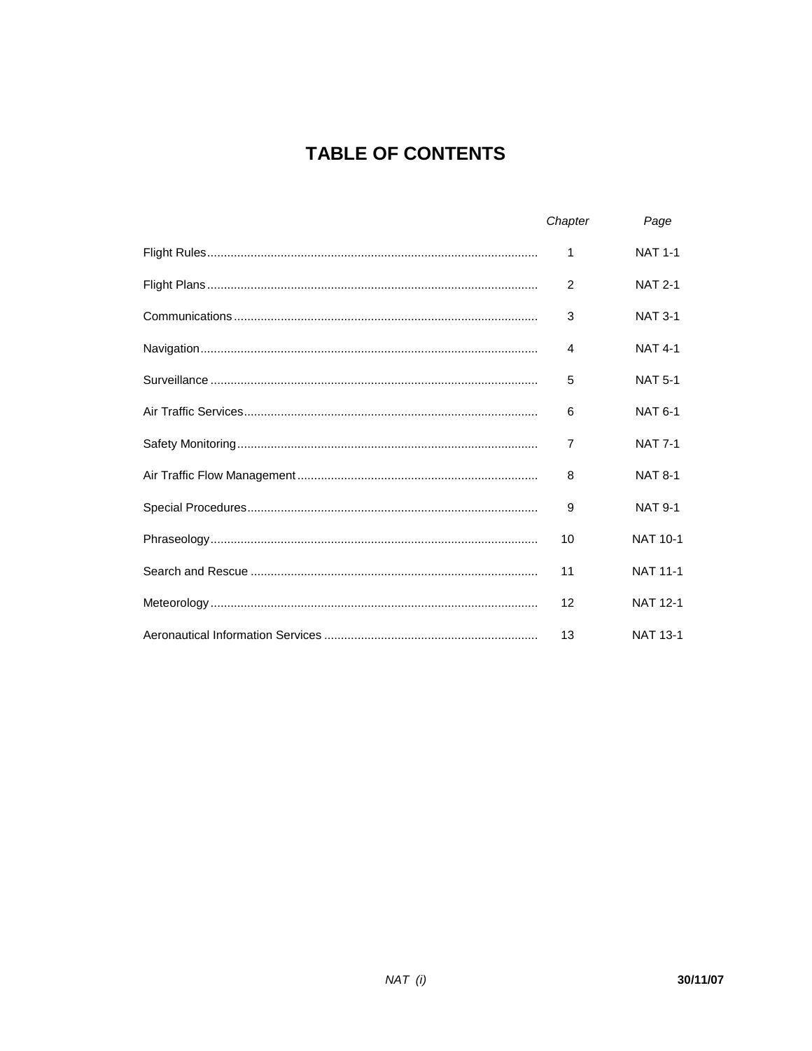# TABLE OF CONTENTS

| | *Chapter* | *Page* |
|---|---|---|
| Flight Rules | 1 | NAT 1-1 |
| Flight Plans | 2 | NAT 2-1 |
| Communications | 3 | NAT 3-1 |
| Navigation | 4 | NAT 4-1 |
| Surveillance | 5 | NAT 5-1 |
| Air Traffic Services | 6 | NAT 6-1 |
| Safety Monitoring | 7 | NAT 7-1 |
| Air Traffic Flow Management | 8 | NAT 8-1 |
| Special Procedures | 9 | NAT 9-1 |
| Phraseology | 10 | NAT 10-1 |
| Search and Rescue | 11 | NAT 11-1 |
| Meteorology | 12 | NAT 12-1 |
| Aeronautical Information Services | 13 | NAT 13-1 |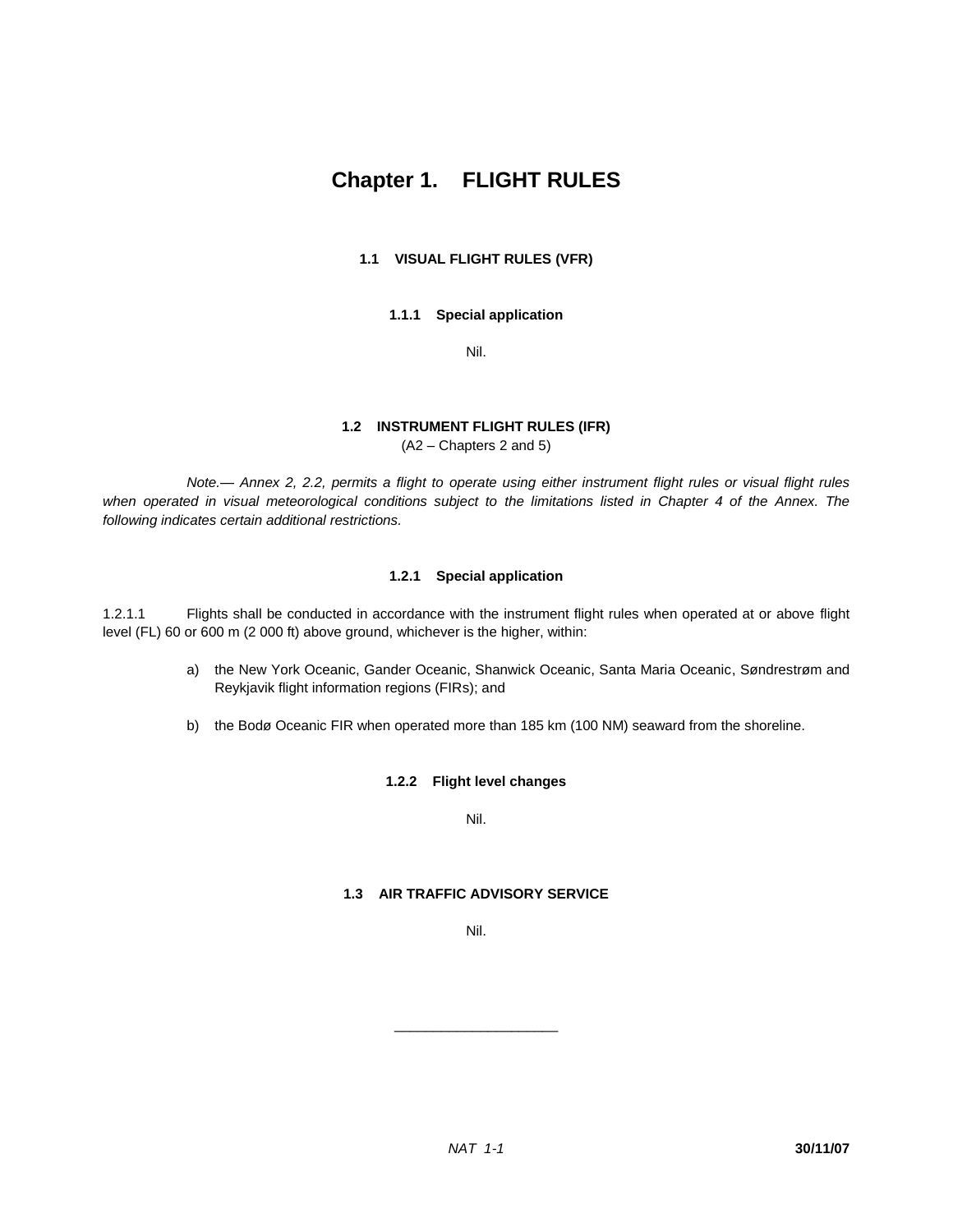# Chapter 1. FLIGHT RULES

## 1.1 VISUAL FLIGHT RULES (VFR)

### 1.1.1 Special application

Nil.

## 1.2 INSTRUMENT FLIGHT RULES (IFR)

(A2 – Chapters 2 and 5)

*Note.— Annex 2, 2.2, permits a flight to operate using either instrument flight rules or visual flight rules when operated in visual meteorological conditions subject to the limitations listed in Chapter 4 of the Annex. The following indicates certain additional restrictions.*

### 1.2.1 Special application

1.2.1.1 Flights shall be conducted in accordance with the instrument flight rules when operated at or above flight level (FL) 60 or 600 m (2 000 ft) above ground, whichever is the higher, within:

a) the New York Oceanic, Gander Oceanic, Shanwick Oceanic, Santa Maria Oceanic, Søndrestrøm and Reykjavik flight information regions (FIRs); and

b) the Bodø Oceanic FIR when operated more than 185 km (100 NM) seaward from the shoreline.

### 1.2.2 Flight level changes

Nil.

## 1.3 AIR TRAFFIC ADVISORY SERVICE

Nil.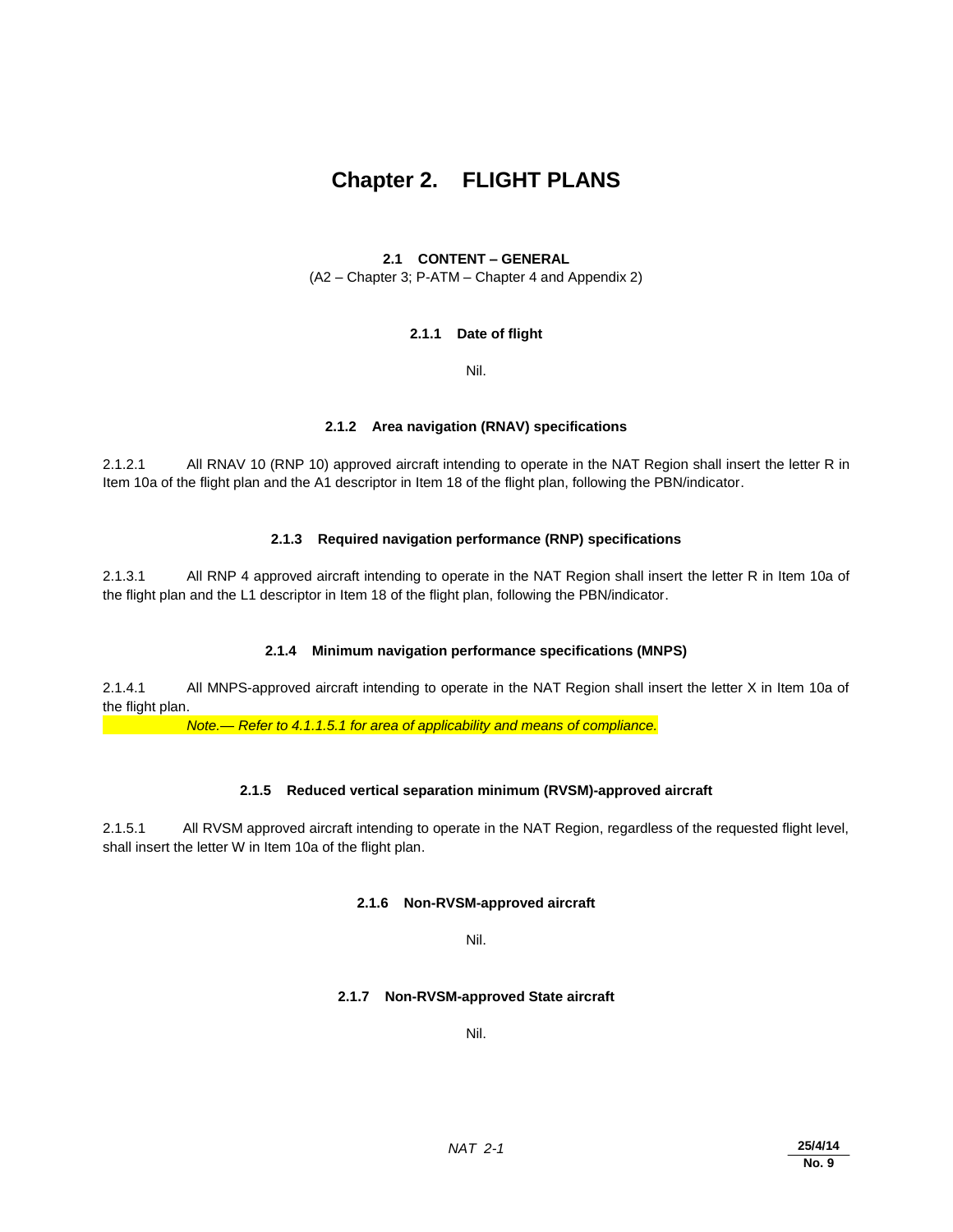# Chapter 2. FLIGHT PLANS

## 2.1 CONTENT – GENERAL

(A2 – Chapter 3; P-ATM – Chapter 4 and Appendix 2)

### 2.1.1 Date of flight

Nil.

### 2.1.2 Area navigation (RNAV) specifications

2.1.2.1 All RNAV 10 (RNP 10) approved aircraft intending to operate in the NAT Region shall insert the letter R in Item 10a of the flight plan and the A1 descriptor in Item 18 of the flight plan, following the PBN/indicator.

### 2.1.3 Required navigation performance (RNP) specifications

2.1.3.1 All RNP 4 approved aircraft intending to operate in the NAT Region shall insert the letter R in Item 10a of the flight plan and the L1 descriptor in Item 18 of the flight plan, following the PBN/indicator.

### 2.1.4 Minimum navigation performance specifications (MNPS)

2.1.4.1 All MNPS-approved aircraft intending to operate in the NAT Region shall insert the letter X in Item 10a of the flight plan.

*Note.— Refer to 4.1.1.5.1 for area of applicability and means of compliance.*

### 2.1.5 Reduced vertical separation minimum (RVSM)-approved aircraft

2.1.5.1 All RVSM approved aircraft intending to operate in the NAT Region, regardless of the requested flight level, shall insert the letter W in Item 10a of the flight plan.

### 2.1.6 Non-RVSM-approved aircraft

Nil.

### 2.1.7 Non-RVSM-approved State aircraft

Nil.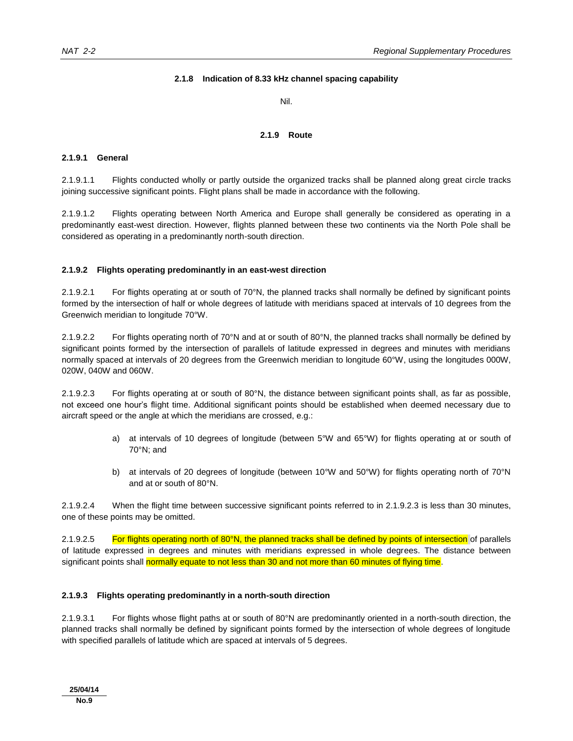### 2.1.8 Indication of 8.33 kHz channel spacing capability

Nil.

### 2.1.9 Route

#### 2.1.9.1 General

2.1.9.1.1 Flights conducted wholly or partly outside the organized tracks shall be planned along great circle tracks joining successive significant points. Flight plans shall be made in accordance with the following.

2.1.9.1.2 Flights operating between North America and Europe shall generally be considered as operating in a predominantly east-west direction. However, flights planned between these two continents via the North Pole shall be considered as operating in a predominantly north-south direction.

#### 2.1.9.2 Flights operating predominantly in an east-west direction

2.1.9.2.1 For flights operating at or south of 70°N, the planned tracks shall normally be defined by significant points formed by the intersection of half or whole degrees of latitude with meridians spaced at intervals of 10 degrees from the Greenwich meridian to longitude 70°W.

2.1.9.2.2 For flights operating north of 70°N and at or south of 80°N, the planned tracks shall normally be defined by significant points formed by the intersection of parallels of latitude expressed in degrees and minutes with meridians normally spaced at intervals of 20 degrees from the Greenwich meridian to longitude 60°W, using the longitudes 000W, 020W, 040W and 060W.

2.1.9.2.3 For flights operating at or south of 80°N, the distance between significant points shall, as far as possible, not exceed one hour's flight time. Additional significant points should be established when deemed necessary due to aircraft speed or the angle at which the meridians are crossed, e.g.:

a) at intervals of 10 degrees of longitude (between 5°W and 65°W) for flights operating at or south of 70°N; and

b) at intervals of 20 degrees of longitude (between 10°W and 50°W) for flights operating north of 70°N and at or south of 80°N.

2.1.9.2.4 When the flight time between successive significant points referred to in 2.1.9.2.3 is less than 30 minutes, one of these points may be omitted.

2.1.9.2.5 For flights operating north of 80°N, the planned tracks shall be defined by points of intersection of parallels of latitude expressed in degrees and minutes with meridians expressed in whole degrees. The distance between significant points shall normally equate to not less than 30 and not more than 60 minutes of flying time.

#### 2.1.9.3 Flights operating predominantly in a north-south direction

2.1.9.3.1 For flights whose flight paths at or south of 80°N are predominantly oriented in a north-south direction, the planned tracks shall normally be defined by significant points formed by the intersection of whole degrees of longitude with specified parallels of latitude which are spaced at intervals of 5 degrees.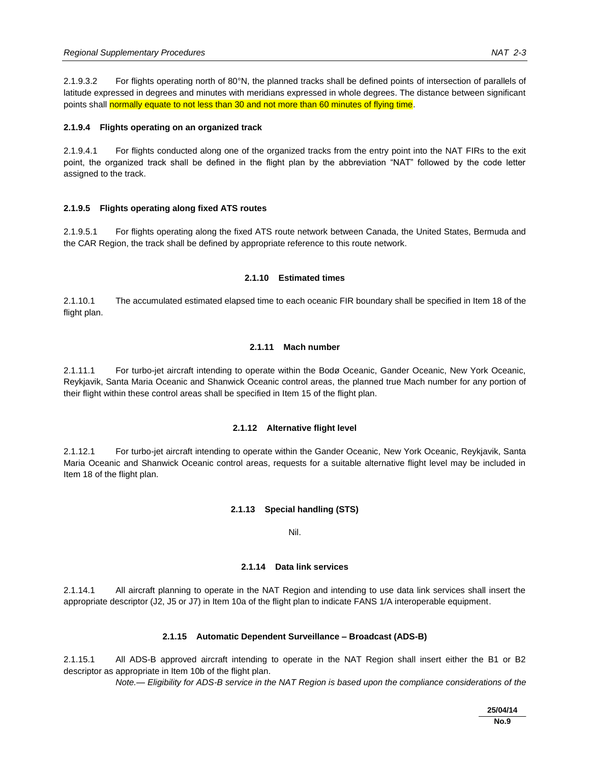2.1.9.3.2 For flights operating north of 80°N, the planned tracks shall be defined points of intersection of parallels of latitude expressed in degrees and minutes with meridians expressed in whole degrees. The distance between significant points shall normally equate to not less than 30 and not more than 60 minutes of flying time.

#### 2.1.9.4 Flights operating on an organized track

2.1.9.4.1 For flights conducted along one of the organized tracks from the entry point into the NAT FIRs to the exit point, the organized track shall be defined in the flight plan by the abbreviation "NAT" followed by the code letter assigned to the track.

#### 2.1.9.5 Flights operating along fixed ATS routes

2.1.9.5.1 For flights operating along the fixed ATS route network between Canada, the United States, Bermuda and the CAR Region, the track shall be defined by appropriate reference to this route network.

### 2.1.10 Estimated times

2.1.10.1 The accumulated estimated elapsed time to each oceanic FIR boundary shall be specified in Item 18 of the flight plan.

### 2.1.11 Mach number

2.1.11.1 For turbo-jet aircraft intending to operate within the Bodø Oceanic, Gander Oceanic, New York Oceanic, Reykjavik, Santa Maria Oceanic and Shanwick Oceanic control areas, the planned true Mach number for any portion of their flight within these control areas shall be specified in Item 15 of the flight plan.

### 2.1.12 Alternative flight level

2.1.12.1 For turbo-jet aircraft intending to operate within the Gander Oceanic, New York Oceanic, Reykjavik, Santa Maria Oceanic and Shanwick Oceanic control areas, requests for a suitable alternative flight level may be included in Item 18 of the flight plan.

### 2.1.13 Special handling (STS)

Nil.

### 2.1.14 Data link services

2.1.14.1 All aircraft planning to operate in the NAT Region and intending to use data link services shall insert the appropriate descriptor (J2, J5 or J7) in Item 10a of the flight plan to indicate FANS 1/A interoperable equipment.

### 2.1.15 Automatic Dependent Surveillance – Broadcast (ADS-B)

2.1.15.1 All ADS-B approved aircraft intending to operate in the NAT Region shall insert either the B1 or B2 descriptor as appropriate in Item 10b of the flight plan.

*Note.— Eligibility for ADS-B service in the NAT Region is based upon the compliance considerations of the*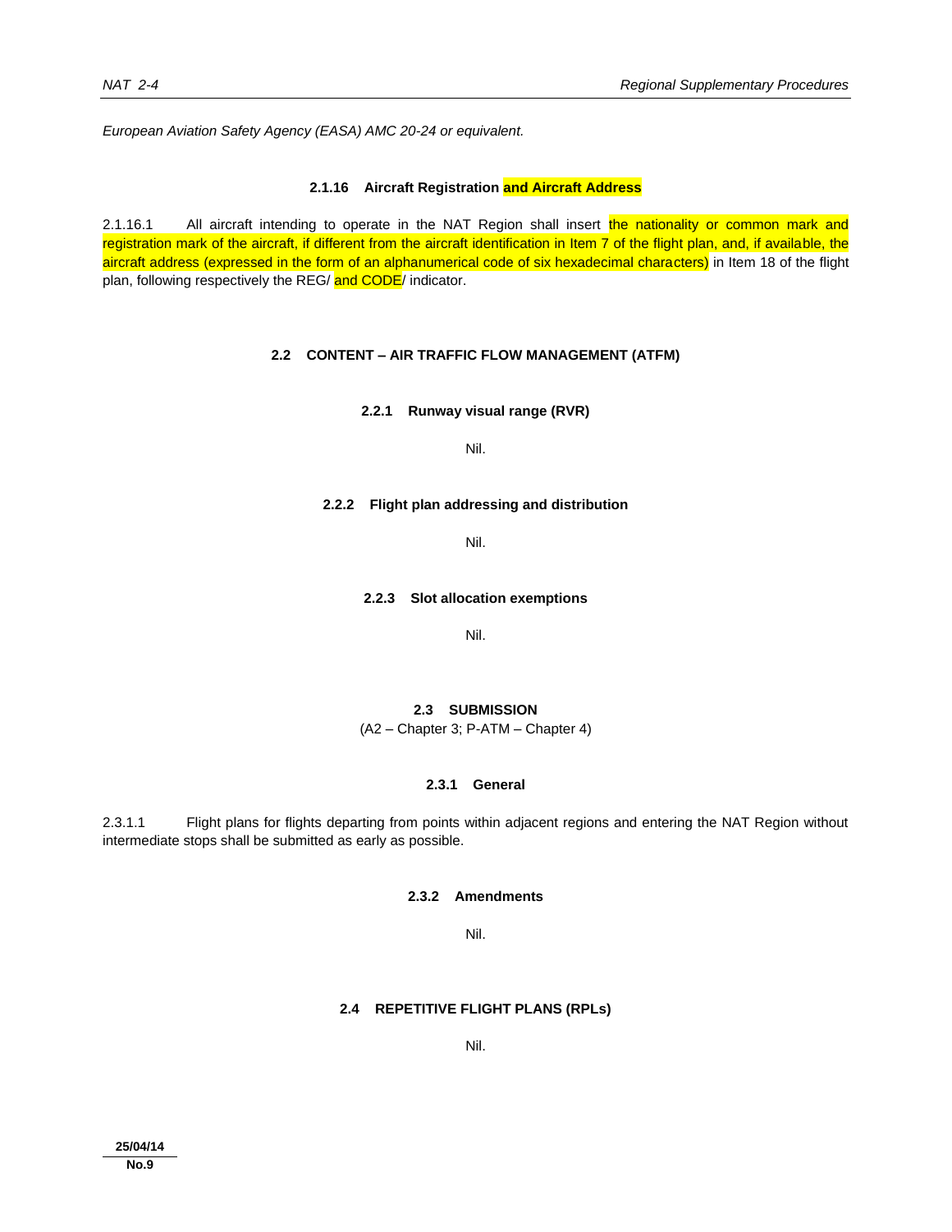*European Aviation Safety Agency (EASA) AMC 20-24 or equivalent.*

#### 2.1.16 Aircraft Registration and Aircraft Address

2.1.16.1 All aircraft intending to operate in the NAT Region shall insert the nationality or common mark and registration mark of the aircraft, if different from the aircraft identification in Item 7 of the flight plan, and, if available, the aircraft address (expressed in the form of an alphanumerical code of six hexadecimal characters) in Item 18 of the flight plan, following respectively the REG/ and CODE/ indicator.

### 2.2 CONTENT – AIR TRAFFIC FLOW MANAGEMENT (ATFM)

#### 2.2.1 Runway visual range (RVR)

Nil.

#### 2.2.2 Flight plan addressing and distribution

Nil.

#### 2.2.3 Slot allocation exemptions

Nil.

### 2.3 SUBMISSION

(A2 – Chapter 3; P-ATM – Chapter 4)

#### 2.3.1 General

2.3.1.1 Flight plans for flights departing from points within adjacent regions and entering the NAT Region without intermediate stops shall be submitted as early as possible.

#### 2.3.2 Amendments

Nil.

### 2.4 REPETITIVE FLIGHT PLANS (RPLs)

Nil.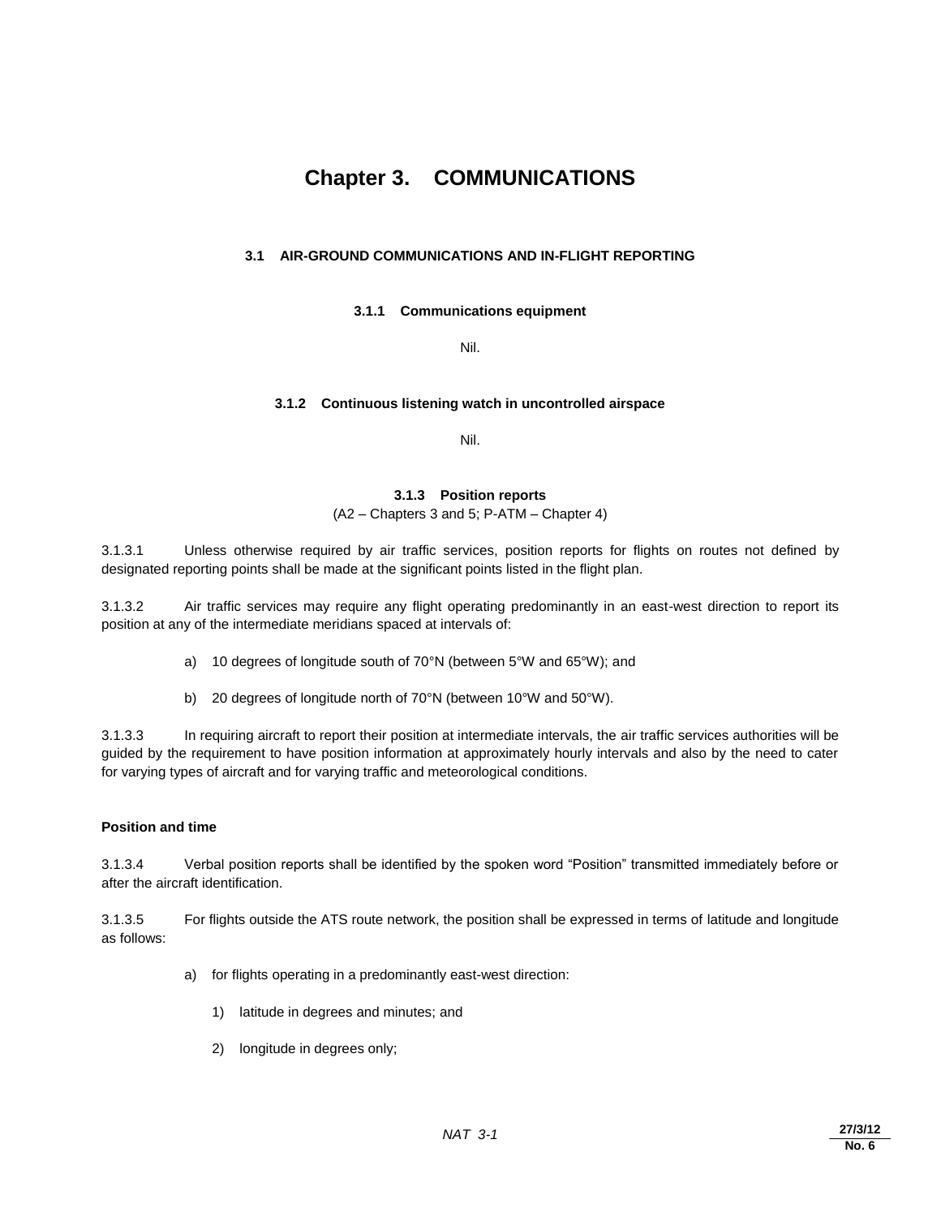# Chapter 3. COMMUNICATIONS

## 3.1 AIR-GROUND COMMUNICATIONS AND IN-FLIGHT REPORTING

### 3.1.1 Communications equipment

Nil.

### 3.1.2 Continuous listening watch in uncontrolled airspace

Nil.

### 3.1.3 Position reports

(A2 – Chapters 3 and 5; P-ATM – Chapter 4)

3.1.3.1 Unless otherwise required by air traffic services, position reports for flights on routes not defined by designated reporting points shall be made at the significant points listed in the flight plan.

3.1.3.2 Air traffic services may require any flight operating predominantly in an east-west direction to report its position at any of the intermediate meridians spaced at intervals of:

a) 10 degrees of longitude south of 70°N (between 5°W and 65°W); and

b) 20 degrees of longitude north of 70°N (between 10°W and 50°W).

3.1.3.3 In requiring aircraft to report their position at intermediate intervals, the air traffic services authorities will be guided by the requirement to have position information at approximately hourly intervals and also by the need to cater for varying types of aircraft and for varying traffic and meteorological conditions.

**Position and time**

3.1.3.4 Verbal position reports shall be identified by the spoken word "Position" transmitted immediately before or after the aircraft identification.

3.1.3.5 For flights outside the ATS route network, the position shall be expressed in terms of latitude and longitude as follows:

a) for flights operating in a predominantly east-west direction:

1) latitude in degrees and minutes; and

2) longitude in degrees only;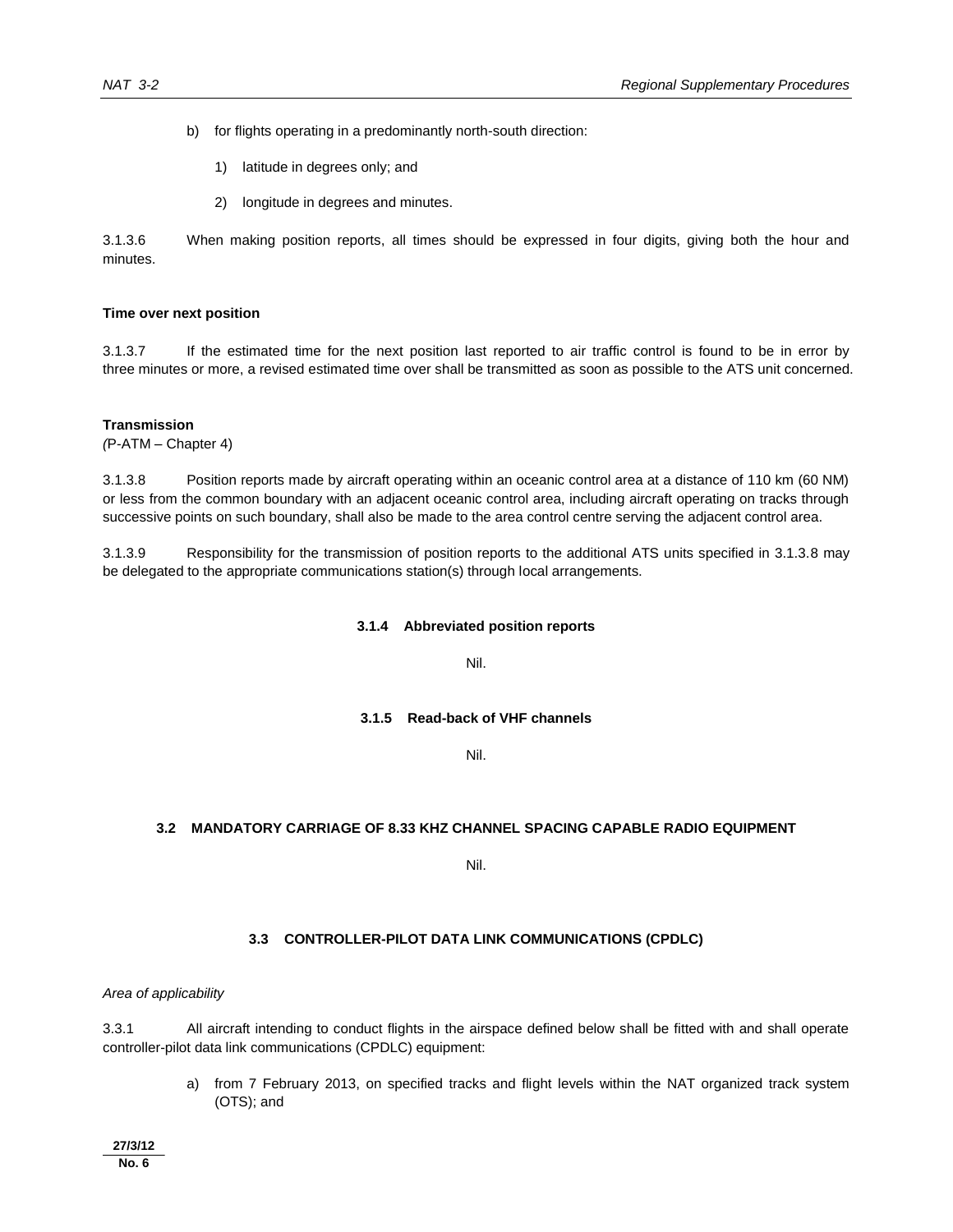b) for flights operating in a predominantly north-south direction:

   1) latitude in degrees only; and

   2) longitude in degrees and minutes.

3.1.3.6 When making position reports, all times should be expressed in four digits, giving both the hour and minutes.

**Time over next position**

3.1.3.7 If the estimated time for the next position last reported to air traffic control is found to be in error by three minutes or more, a revised estimated time over shall be transmitted as soon as possible to the ATS unit concerned.

**Transmission**
*(*P-ATM – Chapter 4)

3.1.3.8 Position reports made by aircraft operating within an oceanic control area at a distance of 110 km (60 NM) or less from the common boundary with an adjacent oceanic control area, including aircraft operating on tracks through successive points on such boundary, shall also be made to the area control centre serving the adjacent control area.

3.1.3.9 Responsibility for the transmission of position reports to the additional ATS units specified in 3.1.3.8 may be delegated to the appropriate communications station(s) through local arrangements.

#### 3.1.4 Abbreviated position reports

Nil.

#### 3.1.5 Read-back of VHF channels

Nil.

### 3.2 MANDATORY CARRIAGE OF 8.33 KHZ CHANNEL SPACING CAPABLE RADIO EQUIPMENT

Nil.

### 3.3 CONTROLLER-PILOT DATA LINK COMMUNICATIONS (CPDLC)

*Area of applicability*

3.3.1 All aircraft intending to conduct flights in the airspace defined below shall be fitted with and shall operate controller-pilot data link communications (CPDLC) equipment:

a) from 7 February 2013, on specified tracks and flight levels within the NAT organized track system (OTS); and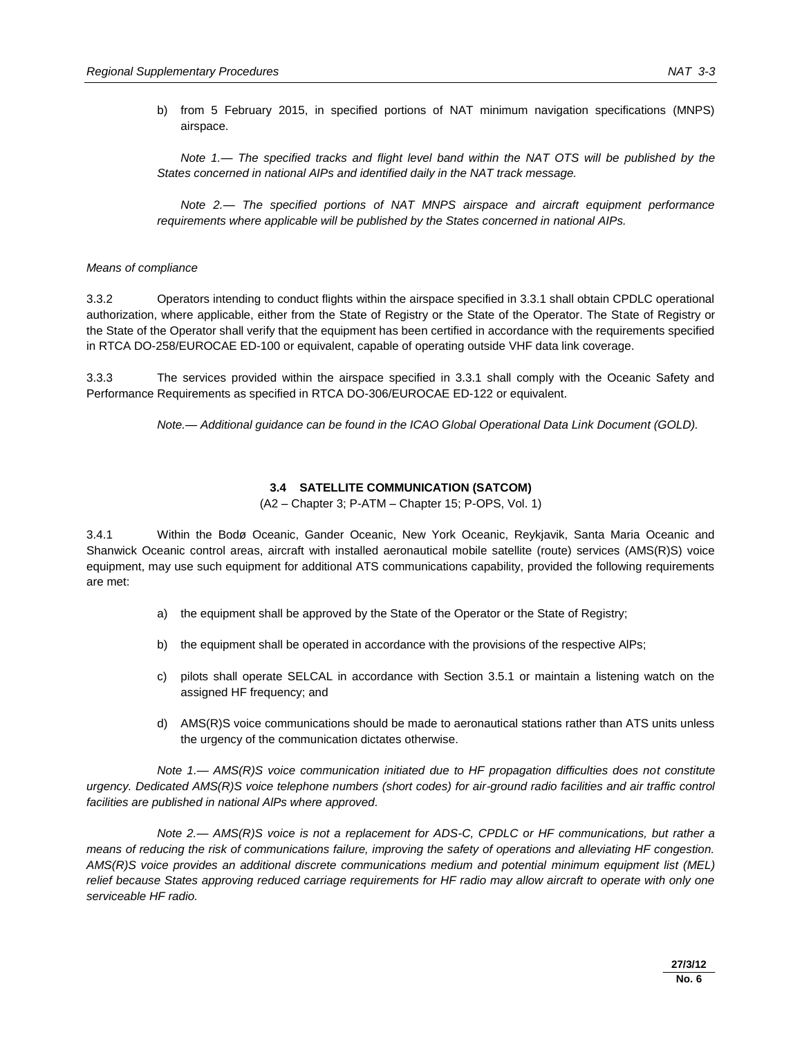b) from 5 February 2015, in specified portions of NAT minimum navigation specifications (MNPS) airspace.

*Note 1.— The specified tracks and flight level band within the NAT OTS will be published by the States concerned in national AIPs and identified daily in the NAT track message.*

*Note 2.— The specified portions of NAT MNPS airspace and aircraft equipment performance requirements where applicable will be published by the States concerned in national AIPs.*

*Means of compliance*

3.3.2 Operators intending to conduct flights within the airspace specified in 3.3.1 shall obtain CPDLC operational authorization, where applicable, either from the State of Registry or the State of the Operator. The State of Registry or the State of the Operator shall verify that the equipment has been certified in accordance with the requirements specified in RTCA DO-258/EUROCAE ED-100 or equivalent, capable of operating outside VHF data link coverage.

3.3.3 The services provided within the airspace specified in 3.3.1 shall comply with the Oceanic Safety and Performance Requirements as specified in RTCA DO-306/EUROCAE ED-122 or equivalent.

*Note.— Additional guidance can be found in the ICAO Global Operational Data Link Document (GOLD).*

### 3.4 SATELLITE COMMUNICATION (SATCOM)

(A2 – Chapter 3; P-ATM – Chapter 15; P-OPS, Vol. 1)

3.4.1 Within the Bodø Oceanic, Gander Oceanic, New York Oceanic, Reykjavik, Santa Maria Oceanic and Shanwick Oceanic control areas, aircraft with installed aeronautical mobile satellite (route) services (AMS(R)S) voice equipment, may use such equipment for additional ATS communications capability, provided the following requirements are met:

a) the equipment shall be approved by the State of the Operator or the State of Registry;

b) the equipment shall be operated in accordance with the provisions of the respective AIPs;

c) pilots shall operate SELCAL in accordance with Section 3.5.1 or maintain a listening watch on the assigned HF frequency; and

d) AMS(R)S voice communications should be made to aeronautical stations rather than ATS units unless the urgency of the communication dictates otherwise.

*Note 1.— AMS(R)S voice communication initiated due to HF propagation difficulties does not constitute urgency. Dedicated AMS(R)S voice telephone numbers (short codes) for air-ground radio facilities and air traffic control facilities are published in national AIPs where approved.*

*Note 2.— AMS(R)S voice is not a replacement for ADS-C, CPDLC or HF communications, but rather a means of reducing the risk of communications failure, improving the safety of operations and alleviating HF congestion. AMS(R)S voice provides an additional discrete communications medium and potential minimum equipment list (MEL) relief because States approving reduced carriage requirements for HF radio may allow aircraft to operate with only one serviceable HF radio.*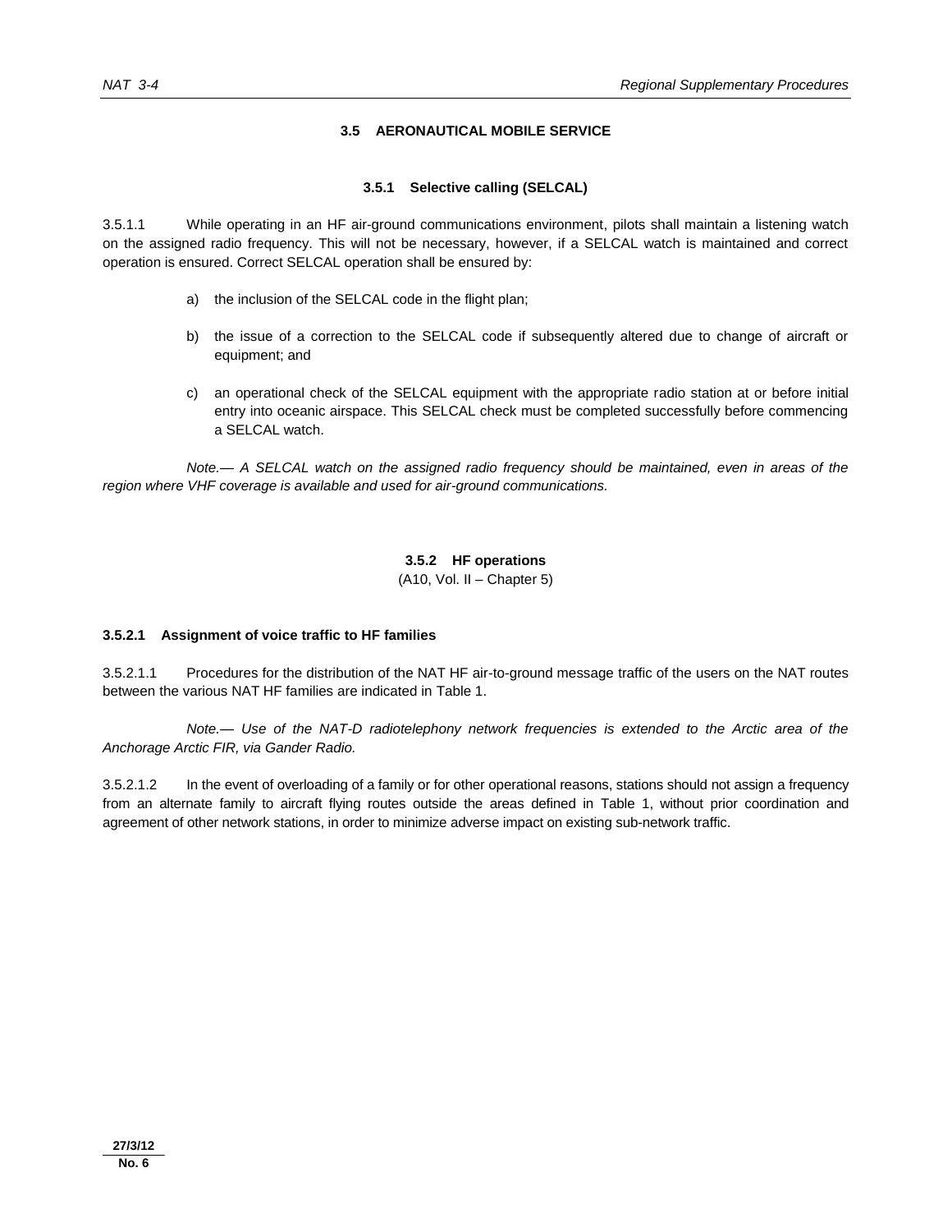## 3.5 AERONAUTICAL MOBILE SERVICE

### 3.5.1 Selective calling (SELCAL)

3.5.1.1 While operating in an HF air-ground communications environment, pilots shall maintain a listening watch on the assigned radio frequency. This will not be necessary, however, if a SELCAL watch is maintained and correct operation is ensured. Correct SELCAL operation shall be ensured by:

a) the inclusion of the SELCAL code in the flight plan;

b) the issue of a correction to the SELCAL code if subsequently altered due to change of aircraft or equipment; and

c) an operational check of the SELCAL equipment with the appropriate radio station at or before initial entry into oceanic airspace. This SELCAL check must be completed successfully before commencing a SELCAL watch.

*Note.— A SELCAL watch on the assigned radio frequency should be maintained, even in areas of the region where VHF coverage is available and used for air-ground communications.*

### 3.5.2 HF operations

(A10, Vol. II – Chapter 5)

**3.5.2.1 Assignment of voice traffic to HF families**

3.5.2.1.1 Procedures for the distribution of the NAT HF air-to-ground message traffic of the users on the NAT routes between the various NAT HF families are indicated in Table 1.

*Note.— Use of the NAT-D radiotelephony network frequencies is extended to the Arctic area of the Anchorage Arctic FIR, via Gander Radio.*

3.5.2.1.2 In the event of overloading of a family or for other operational reasons, stations should not assign a frequency from an alternate family to aircraft flying routes outside the areas defined in Table 1, without prior coordination and agreement of other network stations, in order to minimize adverse impact on existing sub-network traffic.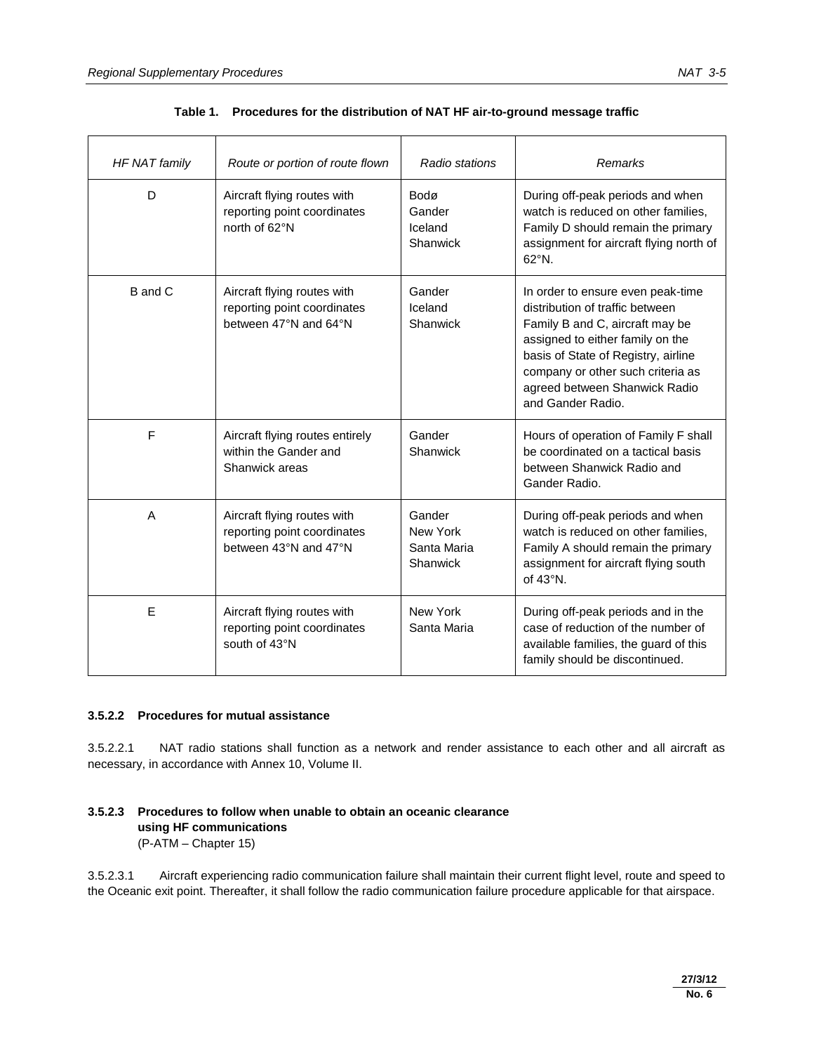**Table 1. Procedures for the distribution of NAT HF air-to-ground message traffic**

| *HF NAT family* | *Route or portion of route flown* | *Radio stations* | *Remarks* |
|---|---|---|---|
| D | Aircraft flying routes with reporting point coordinates north of 62°N | Bodø<br>Gander<br>Iceland<br>Shanwick | During off-peak periods and when watch is reduced on other families, Family D should remain the primary assignment for aircraft flying north of 62°N. |
| B and C | Aircraft flying routes with reporting point coordinates between 47°N and 64°N | Gander<br>Iceland<br>Shanwick | In order to ensure even peak-time distribution of traffic between Family B and C, aircraft may be assigned to either family on the basis of State of Registry, airline company or other such criteria as agreed between Shanwick Radio and Gander Radio. |
| F | Aircraft flying routes entirely within the Gander and Shanwick areas | Gander<br>Shanwick | Hours of operation of Family F shall be coordinated on a tactical basis between Shanwick Radio and Gander Radio. |
| A | Aircraft flying routes with reporting point coordinates between 43°N and 47°N | Gander<br>New York<br>Santa Maria<br>Shanwick | During off-peak periods and when watch is reduced on other families, Family A should remain the primary assignment for aircraft flying south of 43°N. |
| E | Aircraft flying routes with reporting point coordinates south of 43°N | New York<br>Santa Maria | During off-peak periods and in the case of reduction of the number of available families, the guard of this family should be discontinued. |

#### 3.5.2.2 Procedures for mutual assistance

3.5.2.2.1 NAT radio stations shall function as a network and render assistance to each other and all aircraft as necessary, in accordance with Annex 10, Volume II.

#### 3.5.2.3 Procedures to follow when unable to obtain an oceanic clearance using HF communications

(P-ATM – Chapter 15)

3.5.2.3.1 Aircraft experiencing radio communication failure shall maintain their current flight level, route and speed to the Oceanic exit point. Thereafter, it shall follow the radio communication failure procedure applicable for that airspace.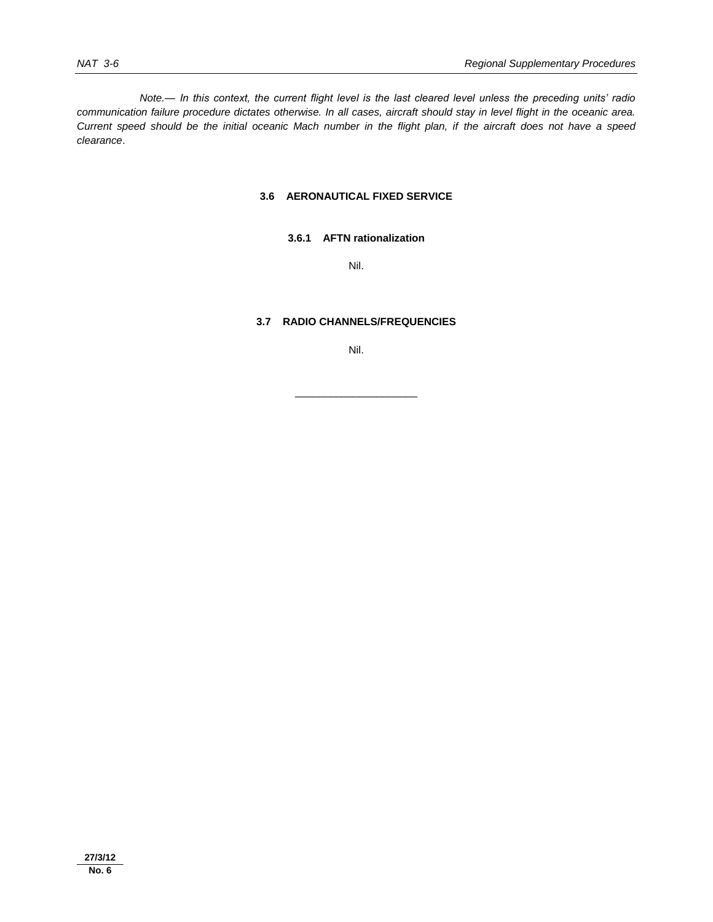*Note.— In this context, the current flight level is the last cleared level unless the preceding units' radio communication failure procedure dictates otherwise. In all cases, aircraft should stay in level flight in the oceanic area. Current speed should be the initial oceanic Mach number in the flight plan, if the aircraft does not have a speed clearance*.

## 3.6 AERONAUTICAL FIXED SERVICE

### 3.6.1 AFTN rationalization

Nil.

## 3.7 RADIO CHANNELS/FREQUENCIES

Nil.

---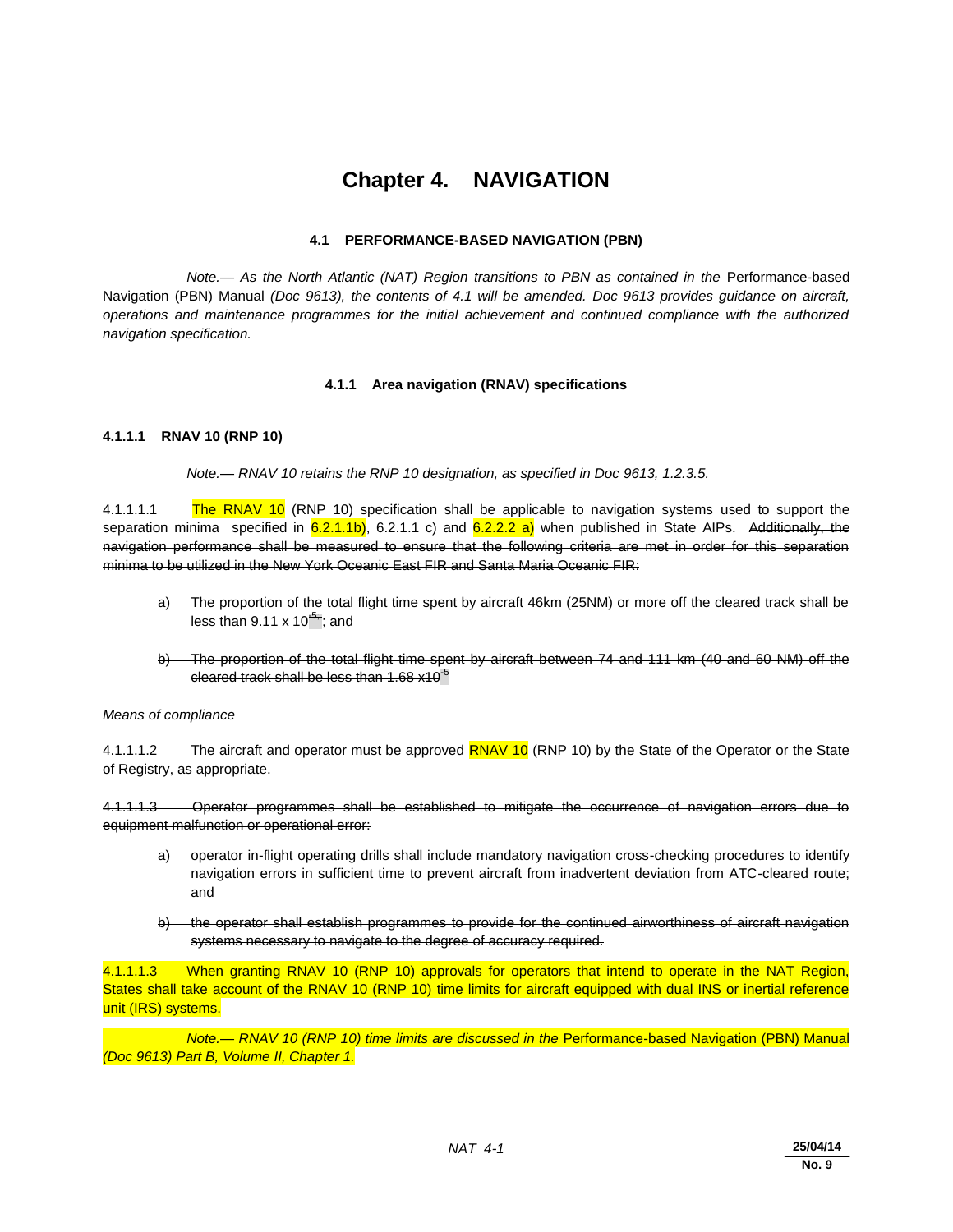# Chapter 4. NAVIGATION

## 4.1 PERFORMANCE-BASED NAVIGATION (PBN)

*Note.— As the North Atlantic (NAT) Region transitions to PBN as contained in the* Performance-based Navigation (PBN) Manual *(Doc 9613), the contents of 4.1 will be amended. Doc 9613 provides guidance on aircraft, operations and maintenance programmes for the initial achievement and continued compliance with the authorized navigation specification.*

### 4.1.1 Area navigation (RNAV) specifications

#### 4.1.1.1 RNAV 10 (RNP 10)

*Note.— RNAV 10 retains the RNP 10 designation, as specified in Doc 9613, 1.2.3.5.*

4.1.1.1.1 The RNAV 10 (RNP 10) specification shall be applicable to navigation systems used to support the separation minima specified in 6.2.1.1b), 6.2.1.1 c) and 6.2.2.2 a) when published in State AIPs. ~~Additionally, the navigation performance shall be measured to ensure that the following criteria are met in order for this separation minima to be utilized in the New York Oceanic East FIR and Santa Maria Oceanic FIR:~~

a) ~~The proportion of the total flight time spent by aircraft 46km (25NM) or more off the cleared track shall be less than $9.11 \times 10^{-5}$; and~~

b) ~~The proportion of the total flight time spent by aircraft between 74 and 111 km (40 and 60 NM) off the cleared track shall be less than $1.68 \times 10^{-5}$~~

*Means of compliance*

4.1.1.1.2 The aircraft and operator must be approved RNAV 10 (RNP 10) by the State of the Operator or the State of Registry, as appropriate.

~~4.1.1.1.3 Operator programmes shall be established to mitigate the occurrence of navigation errors due to equipment malfunction or operational error:~~

a) ~~operator in-flight operating drills shall include mandatory navigation cross-checking procedures to identify navigation errors in sufficient time to prevent aircraft from inadvertent deviation from ATC-cleared route; and~~

b) ~~the operator shall establish programmes to provide for the continued airworthiness of aircraft navigation systems necessary to navigate to the degree of accuracy required.~~

4.1.1.1.3 When granting RNAV 10 (RNP 10) approvals for operators that intend to operate in the NAT Region, States shall take account of the RNAV 10 (RNP 10) time limits for aircraft equipped with dual INS or inertial reference unit (IRS) systems.

*Note.— RNAV 10 (RNP 10) time limits are discussed in the* Performance-based Navigation (PBN) Manual *(Doc 9613) Part B, Volume II, Chapter 1.*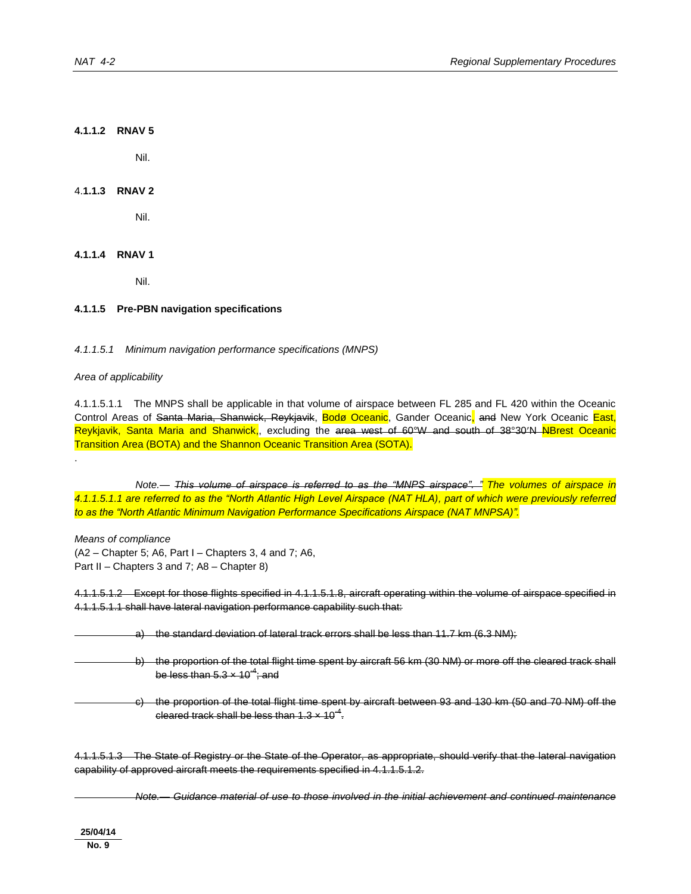**4.1.1.2 RNAV 5**

Nil.

**4.1.1.3 RNAV 2**

Nil.

**4.1.1.4 RNAV 1**

Nil.

**4.1.1.5 Pre-PBN navigation specifications**

*4.1.1.5.1 Minimum navigation performance specifications (MNPS)*

*Area of applicability*

4.1.1.5.1.1 The MNPS shall be applicable in that volume of airspace between FL 285 and FL 420 within the Oceanic Control Areas of ~~Santa Maria, Shanwick, Reykjavik~~, Bodø Oceanic, Gander Oceanic, ~~and~~ New York Oceanic East, Reykjavik, Santa Maria and Shanwick,, excluding the ~~area west of 60°W and south of 38°30′N~~ ~~N~~Brest Oceanic Transition Area (BOTA) and the Shannon Oceanic Transition Area (SOTA).

.

*Note.— ~~This volume of airspace is referred to as the "MNPS airspace". "~~ The volumes of airspace in 4.1.1.5.1.1 are referred to as the "North Atlantic High Level Airspace (NAT HLA), part of which were previously referred to as the "North Atlantic Minimum Navigation Performance Specifications Airspace (NAT MNPSA)".*

*Means of compliance*
(A2 – Chapter 5; A6, Part I – Chapters 3, 4 and 7; A6, Part II – Chapters 3 and 7; A8 – Chapter 8)

~~4.1.1.5.1.2 Except for those flights specified in 4.1.1.5.1.8, aircraft operating within the volume of airspace specified in 4.1.1.5.1.1 shall have lateral navigation performance capability such that:~~

~~a) the standard deviation of lateral track errors shall be less than 11.7 km (6.3 NM);~~

~~b) the proportion of the total flight time spent by aircraft 56 km (30 NM) or more off the cleared track shall be less than $5.3 \times 10^{-4}$; and~~

~~c) the proportion of the total flight time spent by aircraft between 93 and 130 km (50 and 70 NM) off the cleared track shall be less than $1.3 \times 10^{-4}$.~~

~~4.1.1.5.1.3 The State of Registry or the State of the Operator, as appropriate, should verify that the lateral navigation capability of approved aircraft meets the requirements specified in 4.1.1.5.1.2.~~

~~*Note.— Guidance material of use to those involved in the initial achievement and continued maintenance*~~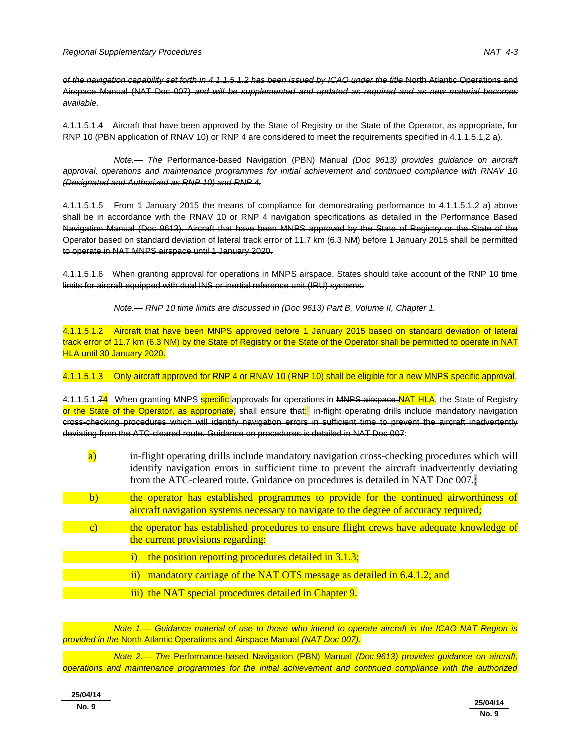~~*of the navigation capability set forth in 4.1.1.5.1.2 has been issued by ICAO under the title* North Atlantic Operations and Airspace Manual (NAT Doc 007) *and will be supplemented and updated as required and as new material becomes available.*~~

~~4.1.1.5.1.4 Aircraft that have been approved by the State of Registry or the State of the Operator, as appropriate, for RNP 10 (PBN application of RNAV 10) or RNP 4 are considered to meet the requirements specified in 4.1.1.5.1.2 a).~~

~~*Note.— The* Performance-based Navigation (PBN) Manual *(Doc 9613) provides guidance on aircraft approval, operations and maintenance programmes for initial achievement and continued compliance with RNAV 10 (Designated and Authorized as RNP 10) and RNP 4.*~~

~~4.1.1.5.1.5 From 1 January 2015 the means of compliance for demonstrating performance to 4.1.1.5.1.2 a) above shall be in accordance with the RNAV 10 or RNP 4 navigation specifications as detailed in the Performance Based Navigation Manual (Doc 9613). Aircraft that have been MNPS approved by the State of Registry or the State of the Operator based on standard deviation of lateral track error of 11.7 km (6.3 NM) before 1 January 2015 shall be permitted to operate in NAT MNPS airspace until 1 January 2020.~~

~~4.1.1.5.1.6 When granting approval for operations in MNPS airspace, States should take account of the RNP 10 time limits for aircraft equipped with dual INS or inertial reference unit (IRU) systems.~~

~~*Note.— RNP 10 time limits are discussed in (Doc 9613) Part B, Volume II, Chapter 1.*~~

4.1.1.5.1.2 Aircraft that have been MNPS approved before 1 January 2015 based on standard deviation of lateral track error of 11.7 km (6.3 NM) by the State of Registry or the State of the Operator shall be permitted to operate in NAT HLA until 30 January 2020.

4.1.1.5.1.3 Only aircraft approved for RNP 4 or RNAV 10 (RNP 10) shall be eligible for a new MNPS specific approval.

4.1.1.5.1.~~7~~4 When granting MNPS specific approvals for operations in ~~MNPS airspace~~ NAT HLA, the State of Registry or the State of the Operator, as appropriate, shall ensure that: ~~in-flight operating drills include mandatory navigation cross-checking procedures which will identify navigation errors in sufficient time to prevent the aircraft inadvertently deviating from the ATC-cleared route. Guidance on procedures is detailed in NAT Doc 007~~:

a) in-flight operating drills include mandatory navigation cross-checking procedures which will identify navigation errors in sufficient time to prevent the aircraft inadvertently deviating from the ATC-cleared route~~. Guidance on procedures is detailed in NAT Doc 007.~~;

b) the operator has established programmes to provide for the continued airworthiness of aircraft navigation systems necessary to navigate to the degree of accuracy required;

c) the operator has established procedures to ensure flight crews have adequate knowledge of the current provisions regarding:

   i) the position reporting procedures detailed in 3.1.3;

   ii) mandatory carriage of the NAT OTS message as detailed in 6.4.1.2; and

   iii) the NAT special procedures detailed in Chapter 9.

*Note 1.— Guidance material of use to those who intend to operate aircraft in the ICAO NAT Region is provided in the* North Atlantic Operations and Airspace Manual *(NAT Doc 007).*

*Note 2.— The* Performance-based Navigation (PBN) Manual *(Doc 9613) provides guidance on aircraft, operations and maintenance programmes for the initial achievement and continued compliance with the authorized*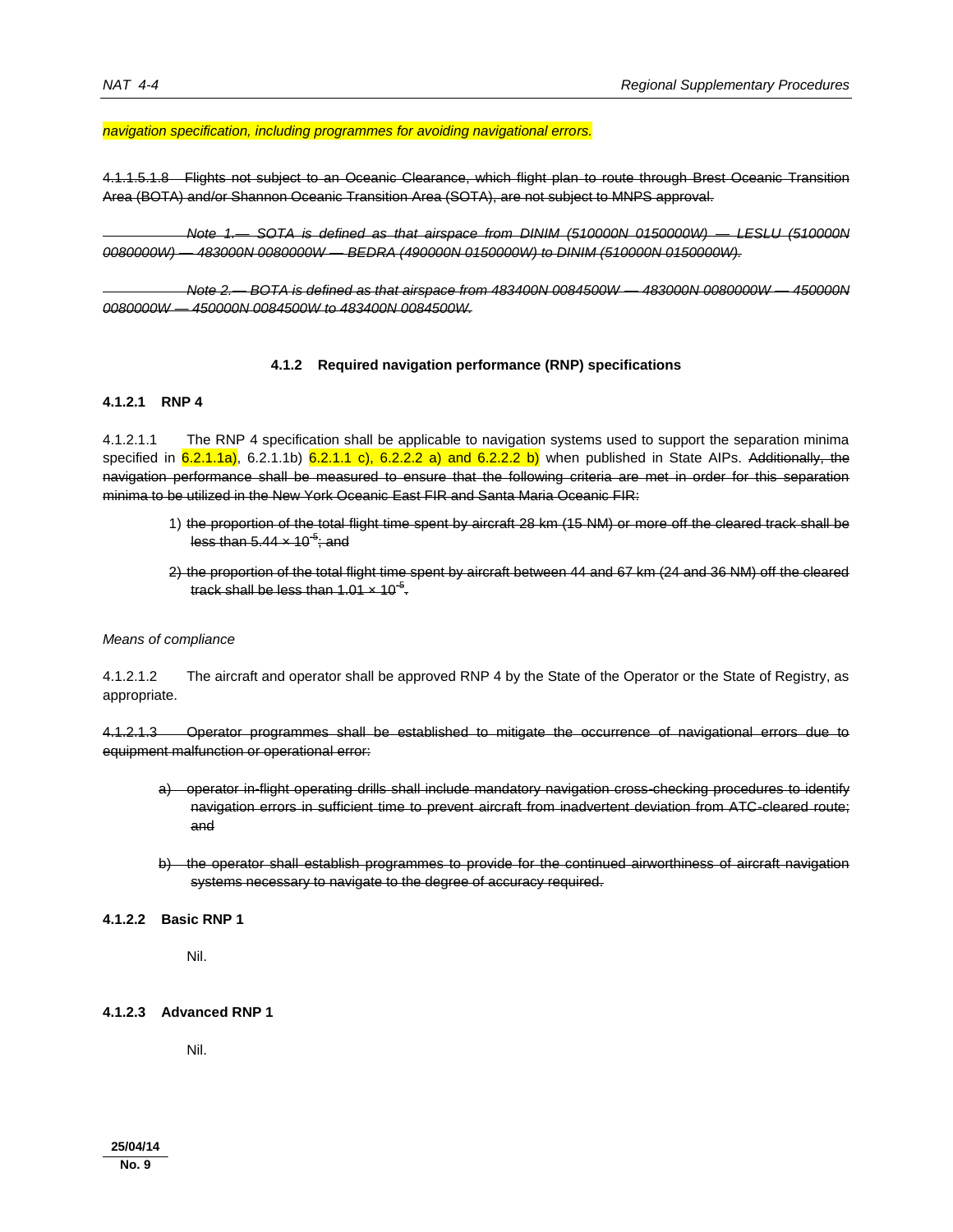*navigation specification, including programmes for avoiding navigational errors.*

~~4.1.1.5.1.8 Flights not subject to an Oceanic Clearance, which flight plan to route through Brest Oceanic Transition Area (BOTA) and/or Shannon Oceanic Transition Area (SOTA), are not subject to MNPS approval.~~

~~*Note 1.— SOTA is defined as that airspace from DINIM (510000N 0150000W) — LESLU (510000N 0080000W) — 483000N 0080000W — BEDRA (490000N 0150000W) to DINIM (510000N 0150000W).*~~

~~*Note 2.— BOTA is defined as that airspace from 483400N 0084500W — 483000N 0080000W — 450000N 0080000W — 450000N 0084500W to 483400N 0084500W.*~~

### 4.1.2 Required navigation performance (RNP) specifications

#### 4.1.2.1 RNP 4

4.1.2.1.1 The RNP 4 specification shall be applicable to navigation systems used to support the separation minima specified in 6.2.1.1a), 6.2.1.1b) 6.2.1.1 c), 6.2.2.2 a) and 6.2.2.2 b) when published in State AIPs. ~~Additionally, the navigation performance shall be measured to ensure that the following criteria are met in order for this separation minima to be utilized in the New York Oceanic East FIR and Santa Maria Oceanic FIR:~~

1) ~~the proportion of the total flight time spent by aircraft 28 km (15 NM) or more off the cleared track shall be less than $5.44 \times 10^{-5}$; and~~

2) ~~the proportion of the total flight time spent by aircraft between 44 and 67 km (24 and 36 NM) off the cleared track shall be less than $1.01 \times 10^{-5}$.~~

*Means of compliance*

4.1.2.1.2 The aircraft and operator shall be approved RNP 4 by the State of the Operator or the State of Registry, as appropriate.

~~4.1.2.1.3 Operator programmes shall be established to mitigate the occurrence of navigational errors due to equipment malfunction or operational error:~~

~~a) operator in-flight operating drills shall include mandatory navigation cross-checking procedures to identify navigation errors in sufficient time to prevent aircraft from inadvertent deviation from ATC-cleared route; and~~

~~b) the operator shall establish programmes to provide for the continued airworthiness of aircraft navigation systems necessary to navigate to the degree of accuracy required.~~

#### 4.1.2.2 Basic RNP 1

Nil.

#### 4.1.2.3 Advanced RNP 1

Nil.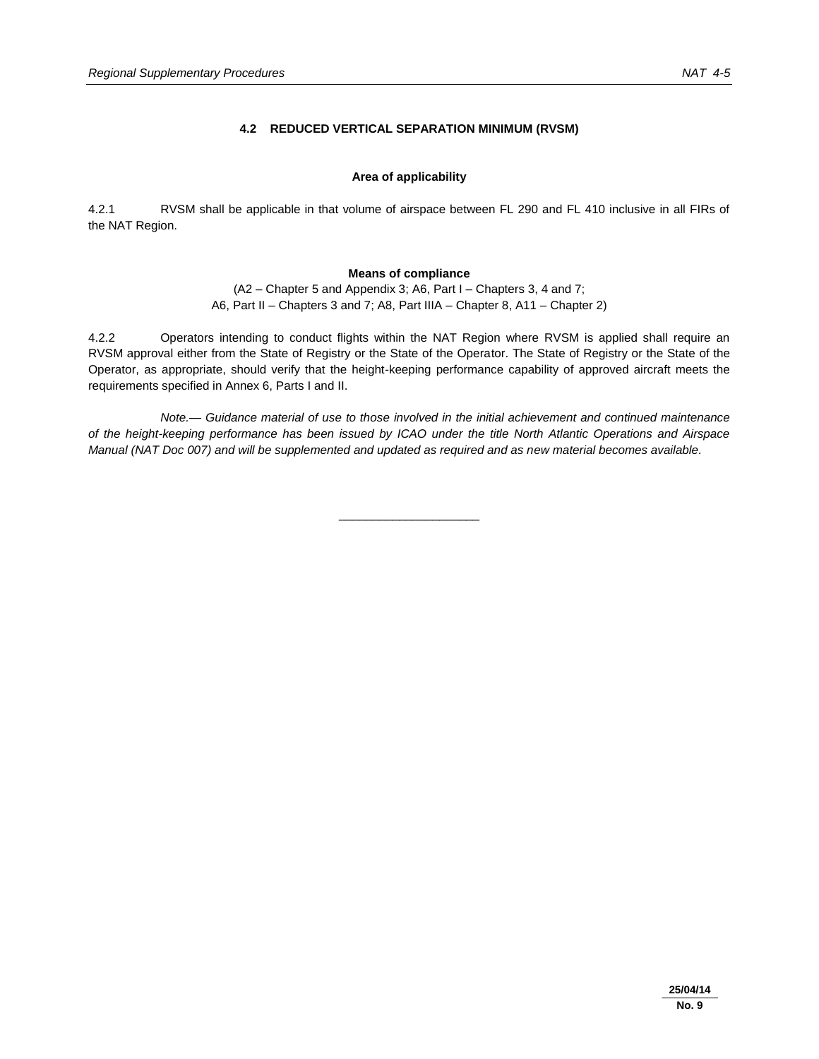## 4.2 REDUCED VERTICAL SEPARATION MINIMUM (RVSM)

### Area of applicability

4.2.1 RVSM shall be applicable in that volume of airspace between FL 290 and FL 410 inclusive in all FIRs of the NAT Region.

### Means of compliance

(A2 – Chapter 5 and Appendix 3; A6, Part I – Chapters 3, 4 and 7;
A6, Part II – Chapters 3 and 7; A8, Part IIIA – Chapter 8, A11 – Chapter 2)

4.2.2 Operators intending to conduct flights within the NAT Region where RVSM is applied shall require an RVSM approval either from the State of Registry or the State of the Operator. The State of Registry or the State of the Operator, as appropriate, should verify that the height-keeping performance capability of approved aircraft meets the requirements specified in Annex 6, Parts I and II.

*Note.— Guidance material of use to those involved in the initial achievement and continued maintenance of the height-keeping performance has been issued by ICAO under the title North Atlantic Operations and Airspace Manual (NAT Doc 007) and will be supplemented and updated as required and as new material becomes available.*

_____________________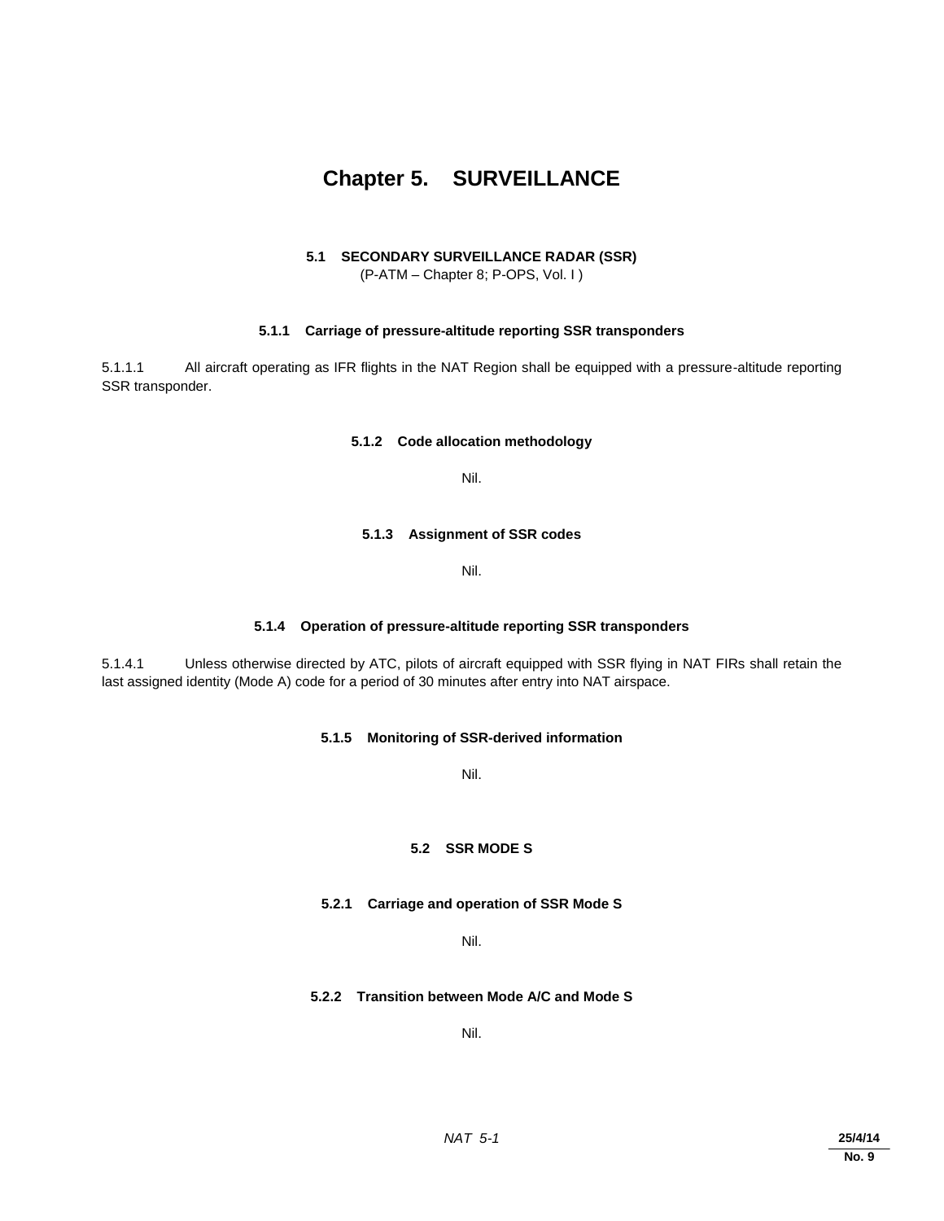# Chapter 5. SURVEILLANCE

## 5.1 SECONDARY SURVEILLANCE RADAR (SSR)

(P-ATM – Chapter 8; P-OPS, Vol. I )

### 5.1.1 Carriage of pressure-altitude reporting SSR transponders

5.1.1.1 All aircraft operating as IFR flights in the NAT Region shall be equipped with a pressure-altitude reporting SSR transponder.

### 5.1.2 Code allocation methodology

Nil.

### 5.1.3 Assignment of SSR codes

Nil.

### 5.1.4 Operation of pressure-altitude reporting SSR transponders

5.1.4.1 Unless otherwise directed by ATC, pilots of aircraft equipped with SSR flying in NAT FIRs shall retain the last assigned identity (Mode A) code for a period of 30 minutes after entry into NAT airspace.

### 5.1.5 Monitoring of SSR-derived information

Nil.

## 5.2 SSR MODE S

### 5.2.1 Carriage and operation of SSR Mode S

Nil.

### 5.2.2 Transition between Mode A/C and Mode S

Nil.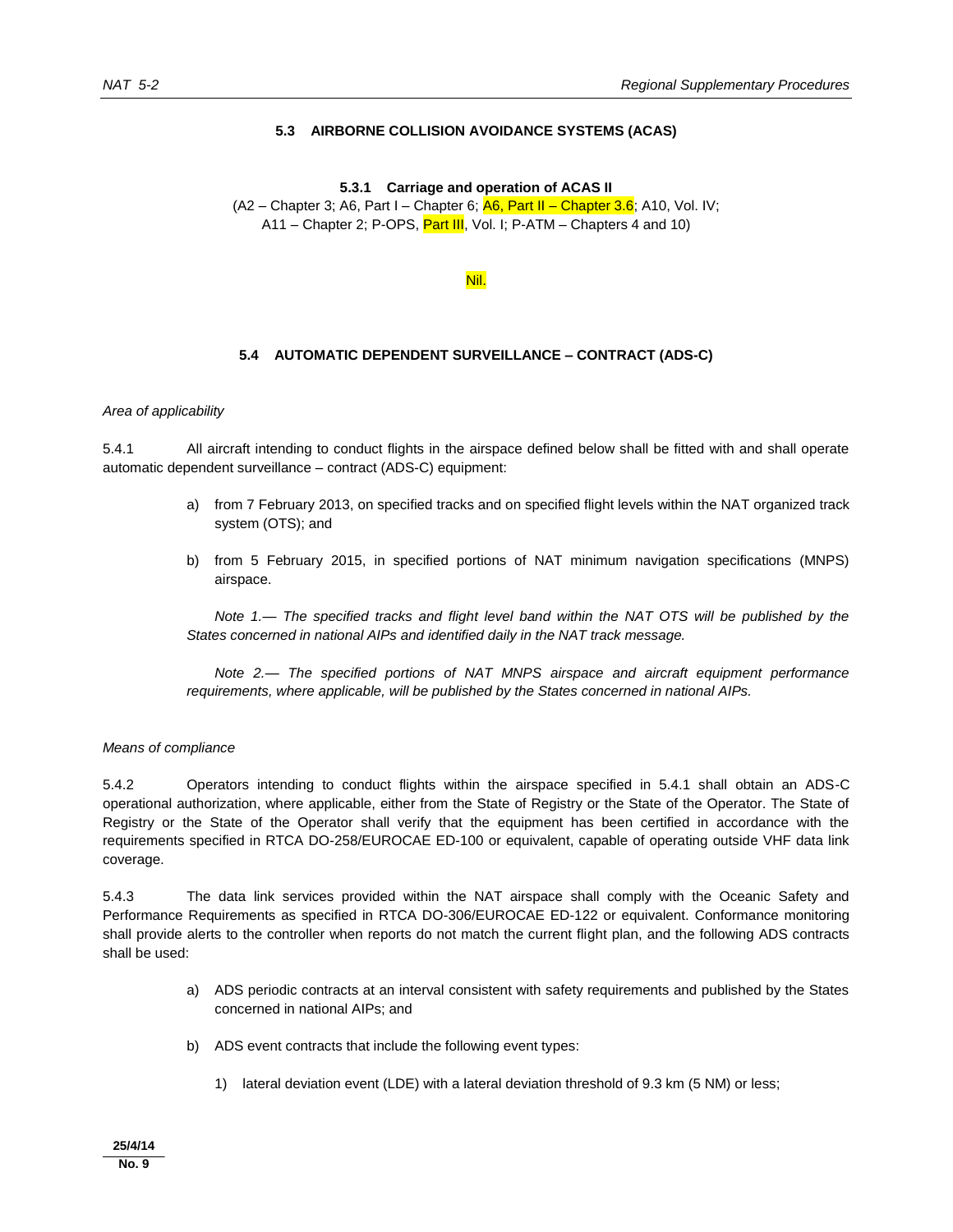## 5.3 AIRBORNE COLLISION AVOIDANCE SYSTEMS (ACAS)

### 5.3.1 Carriage and operation of ACAS II

(A2 – Chapter 3; A6, Part I – Chapter 6; A6, Part II – Chapter 3.6; A10, Vol. IV; A11 – Chapter 2; P-OPS, Part III, Vol. I; P-ATM – Chapters 4 and 10)

Nil.

## 5.4 AUTOMATIC DEPENDENT SURVEILLANCE – CONTRACT (ADS-C)

*Area of applicability*

5.4.1 All aircraft intending to conduct flights in the airspace defined below shall be fitted with and shall operate automatic dependent surveillance – contract (ADS-C) equipment:

a) from 7 February 2013, on specified tracks and on specified flight levels within the NAT organized track system (OTS); and

b) from 5 February 2015, in specified portions of NAT minimum navigation specifications (MNPS) airspace.

*Note 1.— The specified tracks and flight level band within the NAT OTS will be published by the States concerned in national AIPs and identified daily in the NAT track message.*

*Note 2.— The specified portions of NAT MNPS airspace and aircraft equipment performance requirements, where applicable, will be published by the States concerned in national AIPs.*

*Means of compliance*

5.4.2 Operators intending to conduct flights within the airspace specified in 5.4.1 shall obtain an ADS-C operational authorization, where applicable, either from the State of Registry or the State of the Operator. The State of Registry or the State of the Operator shall verify that the equipment has been certified in accordance with the requirements specified in RTCA DO-258/EUROCAE ED-100 or equivalent, capable of operating outside VHF data link coverage.

5.4.3 The data link services provided within the NAT airspace shall comply with the Oceanic Safety and Performance Requirements as specified in RTCA DO-306/EUROCAE ED-122 or equivalent. Conformance monitoring shall provide alerts to the controller when reports do not match the current flight plan, and the following ADS contracts shall be used:

a) ADS periodic contracts at an interval consistent with safety requirements and published by the States concerned in national AIPs; and

b) ADS event contracts that include the following event types:

1) lateral deviation event (LDE) with a lateral deviation threshold of 9.3 km (5 NM) or less;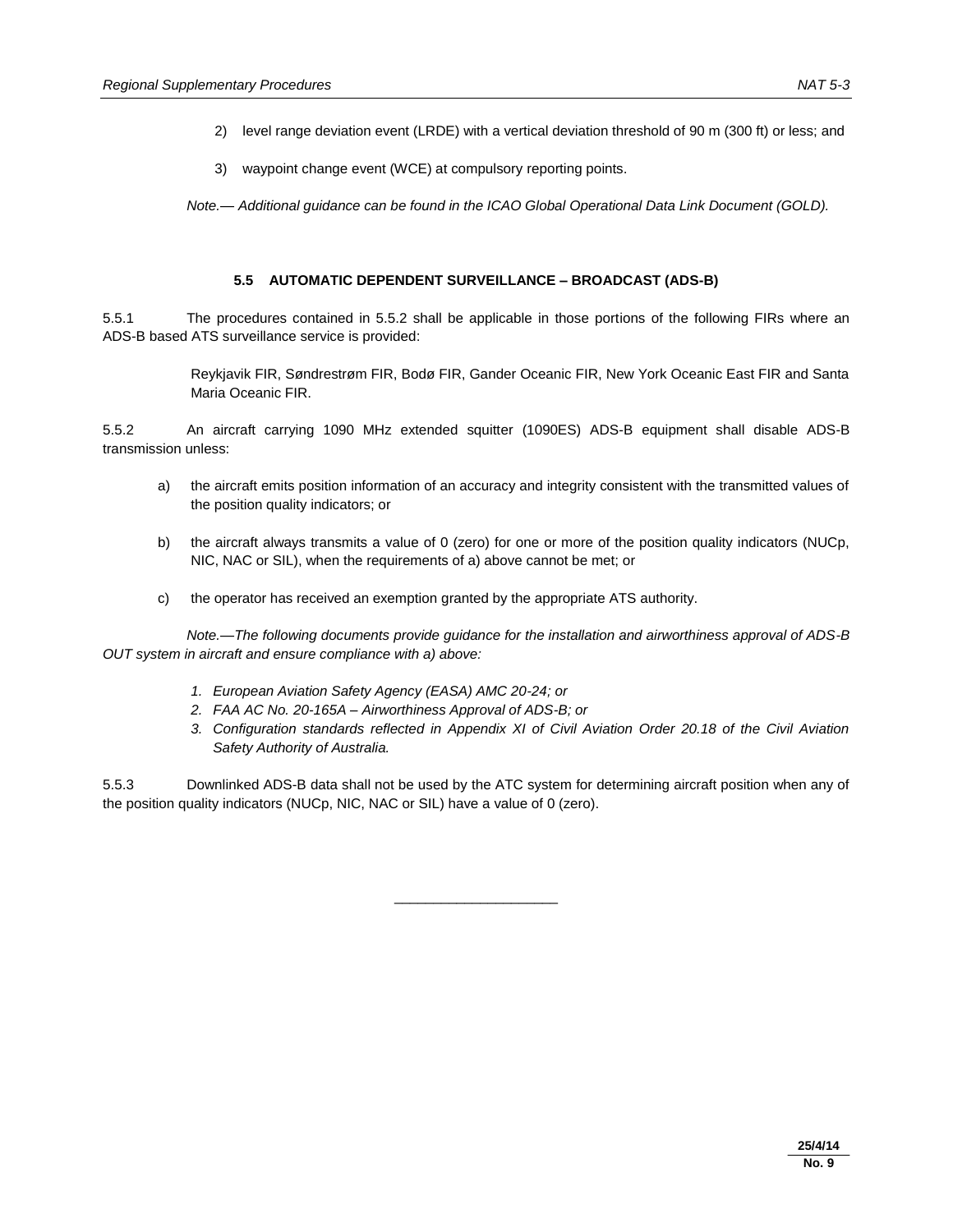2) level range deviation event (LRDE) with a vertical deviation threshold of 90 m (300 ft) or less; and

3) waypoint change event (WCE) at compulsory reporting points.

*Note.— Additional guidance can be found in the ICAO Global Operational Data Link Document (GOLD).*

### 5.5 AUTOMATIC DEPENDENT SURVEILLANCE – BROADCAST (ADS-B)

5.5.1 The procedures contained in 5.5.2 shall be applicable in those portions of the following FIRs where an ADS-B based ATS surveillance service is provided:

Reykjavik FIR, Søndrestrøm FIR, Bodø FIR, Gander Oceanic FIR, New York Oceanic East FIR and Santa Maria Oceanic FIR.

5.5.2 An aircraft carrying 1090 MHz extended squitter (1090ES) ADS-B equipment shall disable ADS-B transmission unless:

a) the aircraft emits position information of an accuracy and integrity consistent with the transmitted values of the position quality indicators; or

b) the aircraft always transmits a value of 0 (zero) for one or more of the position quality indicators (NUCp, NIC, NAC or SIL), when the requirements of a) above cannot be met; or

c) the operator has received an exemption granted by the appropriate ATS authority.

*Note.—The following documents provide guidance for the installation and airworthiness approval of ADS-B OUT system in aircraft and ensure compliance with a) above:*

1. *European Aviation Safety Agency (EASA) AMC 20-24; or*
2. *FAA AC No. 20-165A – Airworthiness Approval of ADS-B; or*
3. *Configuration standards reflected in Appendix XI of Civil Aviation Order 20.18 of the Civil Aviation Safety Authority of Australia.*

5.5.3 Downlinked ADS-B data shall not be used by the ATC system for determining aircraft position when any of the position quality indicators (NUCp, NIC, NAC or SIL) have a value of 0 (zero).

25/4/14
No. 9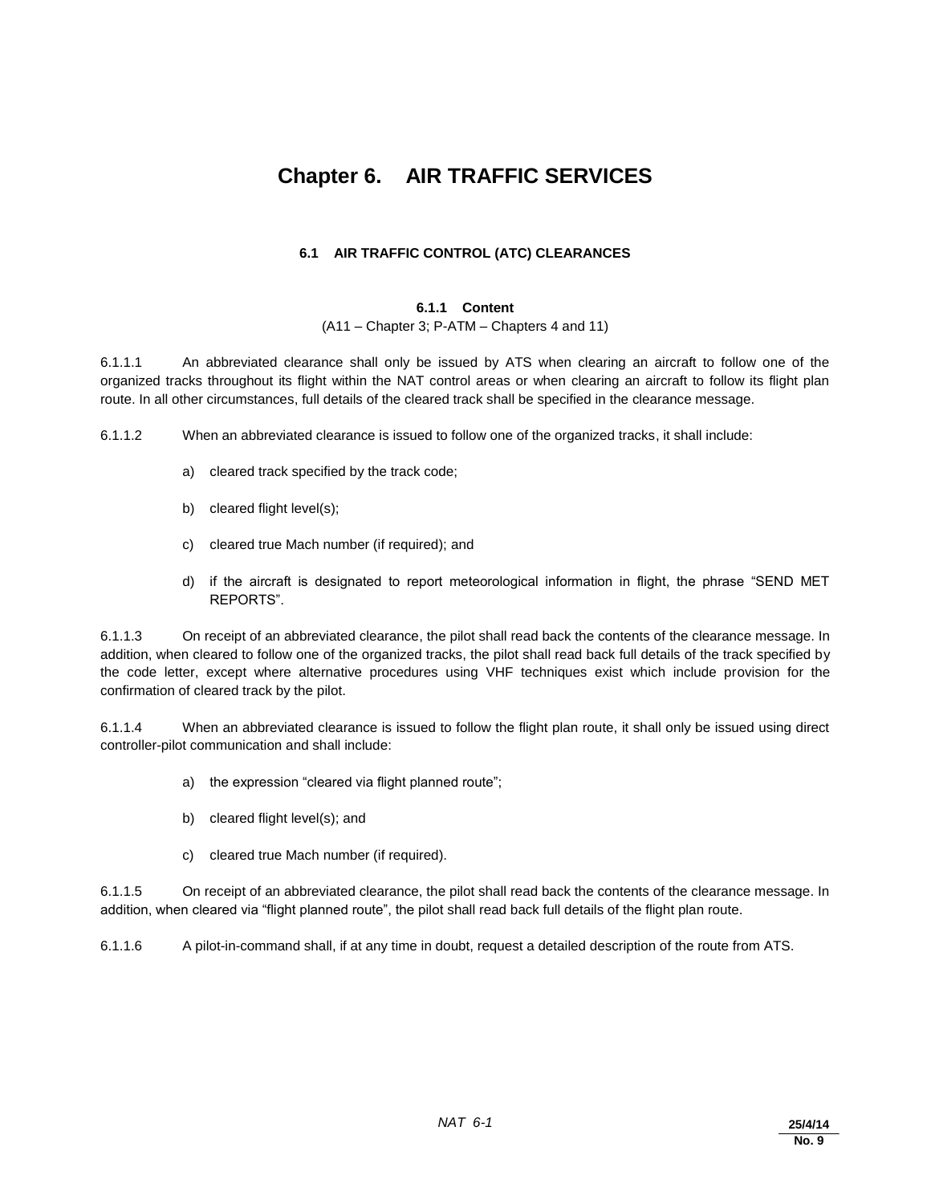# Chapter 6. AIR TRAFFIC SERVICES

## 6.1 AIR TRAFFIC CONTROL (ATC) CLEARANCES

### 6.1.1 Content

(A11 – Chapter 3; P-ATM – Chapters 4 and 11)

6.1.1.1 An abbreviated clearance shall only be issued by ATS when clearing an aircraft to follow one of the organized tracks throughout its flight within the NAT control areas or when clearing an aircraft to follow its flight plan route. In all other circumstances, full details of the cleared track shall be specified in the clearance message.

6.1.1.2 When an abbreviated clearance is issued to follow one of the organized tracks, it shall include:

a) cleared track specified by the track code;

b) cleared flight level(s);

c) cleared true Mach number (if required); and

d) if the aircraft is designated to report meteorological information in flight, the phrase "SEND MET REPORTS".

6.1.1.3 On receipt of an abbreviated clearance, the pilot shall read back the contents of the clearance message. In addition, when cleared to follow one of the organized tracks, the pilot shall read back full details of the track specified by the code letter, except where alternative procedures using VHF techniques exist which include provision for the confirmation of cleared track by the pilot.

6.1.1.4 When an abbreviated clearance is issued to follow the flight plan route, it shall only be issued using direct controller-pilot communication and shall include:

a) the expression "cleared via flight planned route";

b) cleared flight level(s); and

c) cleared true Mach number (if required).

6.1.1.5 On receipt of an abbreviated clearance, the pilot shall read back the contents of the clearance message. In addition, when cleared via "flight planned route", the pilot shall read back full details of the flight plan route.

6.1.1.6 A pilot-in-command shall, if at any time in doubt, request a detailed description of the route from ATS.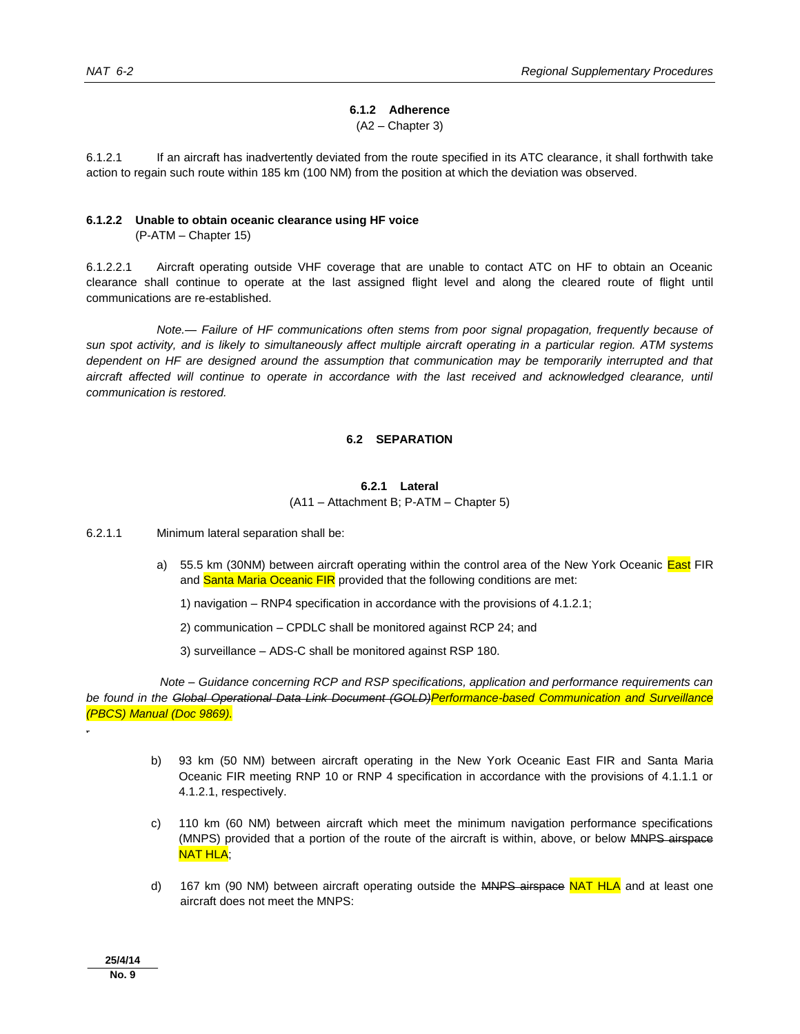### 6.1.2 Adherence

(A2 – Chapter 3)

6.1.2.1 If an aircraft has inadvertently deviated from the route specified in its ATC clearance, it shall forthwith take action to regain such route within 185 km (100 NM) from the position at which the deviation was observed.

#### 6.1.2.2 Unable to obtain oceanic clearance using HF voice

(P-ATM – Chapter 15)

6.1.2.2.1 Aircraft operating outside VHF coverage that are unable to contact ATC on HF to obtain an Oceanic clearance shall continue to operate at the last assigned flight level and along the cleared route of flight until communications are re-established.

*Note.— Failure of HF communications often stems from poor signal propagation, frequently because of sun spot activity, and is likely to simultaneously affect multiple aircraft operating in a particular region. ATM systems dependent on HF are designed around the assumption that communication may be temporarily interrupted and that aircraft affected will continue to operate in accordance with the last received and acknowledged clearance, until communication is restored.*

## 6.2 SEPARATION

### 6.2.1 Lateral

(A11 – Attachment B; P-ATM – Chapter 5)

6.2.1.1 Minimum lateral separation shall be:

a) 55.5 km (30NM) between aircraft operating within the control area of the New York Oceanic East FIR and Santa Maria Oceanic FIR provided that the following conditions are met:

1) navigation – RNP4 specification in accordance with the provisions of 4.1.2.1;

2) communication – CPDLC shall be monitored against RCP 24; and

3) surveillance – ADS-C shall be monitored against RSP 180.

*Note – Guidance concerning RCP and RSP specifications, application and performance requirements can be found in the ~~Global Operational Data Link Document (GOLD)~~Performance-based Communication and Surveillance (PBCS) Manual (Doc 9869).*

b) 93 km (50 NM) between aircraft operating in the New York Oceanic East FIR and Santa Maria Oceanic FIR meeting RNP 10 or RNP 4 specification in accordance with the provisions of 4.1.1.1 or 4.1.2.1, respectively.

c) 110 km (60 NM) between aircraft which meet the minimum navigation performance specifications (MNPS) provided that a portion of the route of the aircraft is within, above, or below ~~MNPS airspace~~ NAT HLA;

d) 167 km (90 NM) between aircraft operating outside the ~~MNPS airspace~~ NAT HLA and at least one aircraft does not meet the MNPS: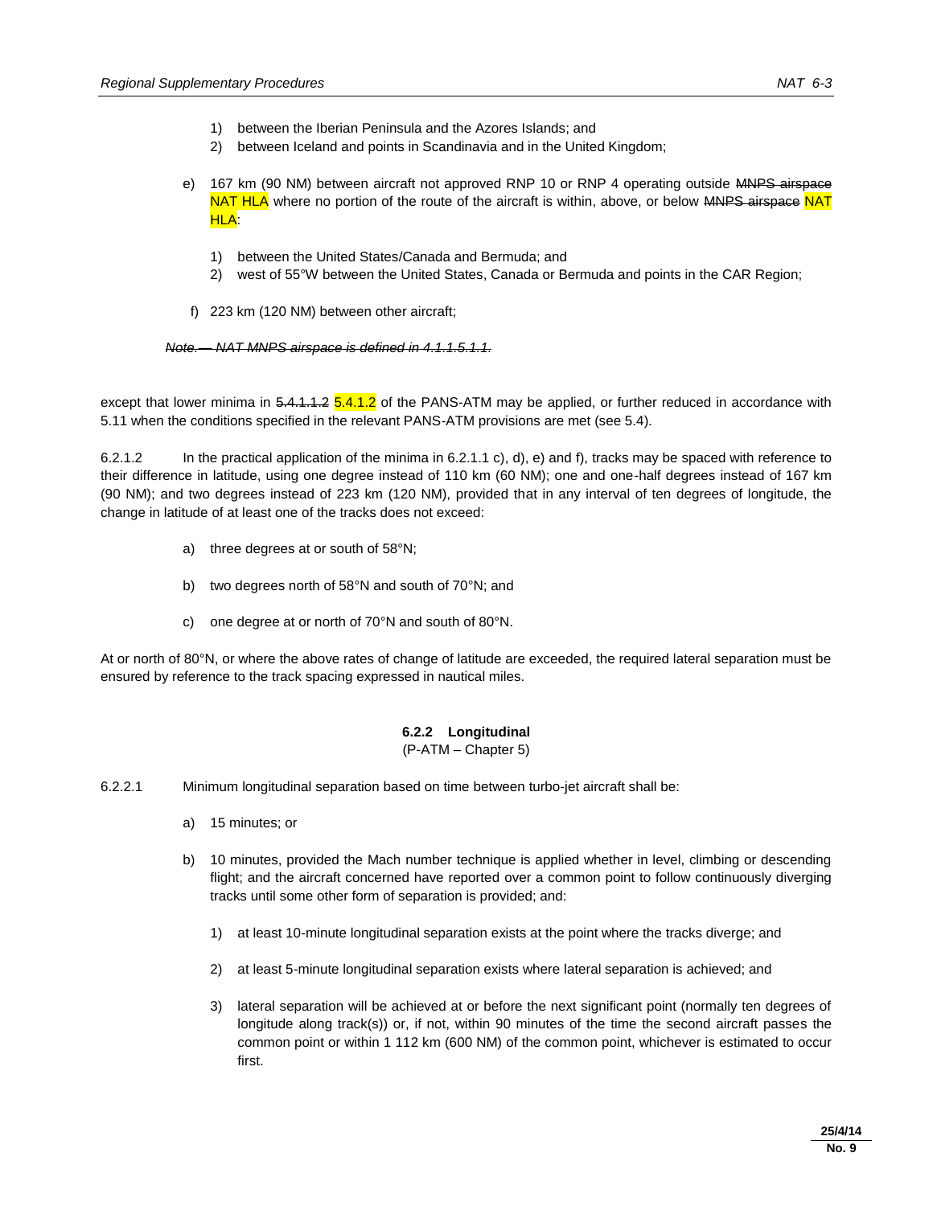1) between the Iberian Peninsula and the Azores Islands; and
2) between Iceland and points in Scandinavia and in the United Kingdom;

e) 167 km (90 NM) between aircraft not approved RNP 10 or RNP 4 operating outside ~~MNPS airspace~~ NAT HLA where no portion of the route of the aircraft is within, above, or below ~~MNPS airspace~~ NAT HLA:

   1) between the United States/Canada and Bermuda; and
   2) west of 55°W between the United States, Canada or Bermuda and points in the CAR Region;

f) 223 km (120 NM) between other aircraft;

~~*Note.— NAT MNPS airspace is defined in 4.1.1.5.1.1.*~~

except that lower minima in ~~5.4.1.1.2~~ 5.4.1.2 of the PANS-ATM may be applied, or further reduced in accordance with 5.11 when the conditions specified in the relevant PANS-ATM provisions are met (see 5.4).

6.2.1.2 In the practical application of the minima in 6.2.1.1 c), d), e) and f), tracks may be spaced with reference to their difference in latitude, using one degree instead of 110 km (60 NM); one and one-half degrees instead of 167 km (90 NM); and two degrees instead of 223 km (120 NM), provided that in any interval of ten degrees of longitude, the change in latitude of at least one of the tracks does not exceed:

a) three degrees at or south of 58°N;

b) two degrees north of 58°N and south of 70°N; and

c) one degree at or north of 70°N and south of 80°N.

At or north of 80°N, or where the above rates of change of latitude are exceeded, the required lateral separation must be ensured by reference to the track spacing expressed in nautical miles.

### 6.2.2 Longitudinal

(P-ATM – Chapter 5)

6.2.2.1 Minimum longitudinal separation based on time between turbo-jet aircraft shall be:

a) 15 minutes; or

b) 10 minutes, provided the Mach number technique is applied whether in level, climbing or descending flight; and the aircraft concerned have reported over a common point to follow continuously diverging tracks until some other form of separation is provided; and:

   1) at least 10-minute longitudinal separation exists at the point where the tracks diverge; and

   2) at least 5-minute longitudinal separation exists where lateral separation is achieved; and

   3) lateral separation will be achieved at or before the next significant point (normally ten degrees of longitude along track(s)) or, if not, within 90 minutes of the time the second aircraft passes the common point or within 1 112 km (600 NM) of the common point, whichever is estimated to occur first.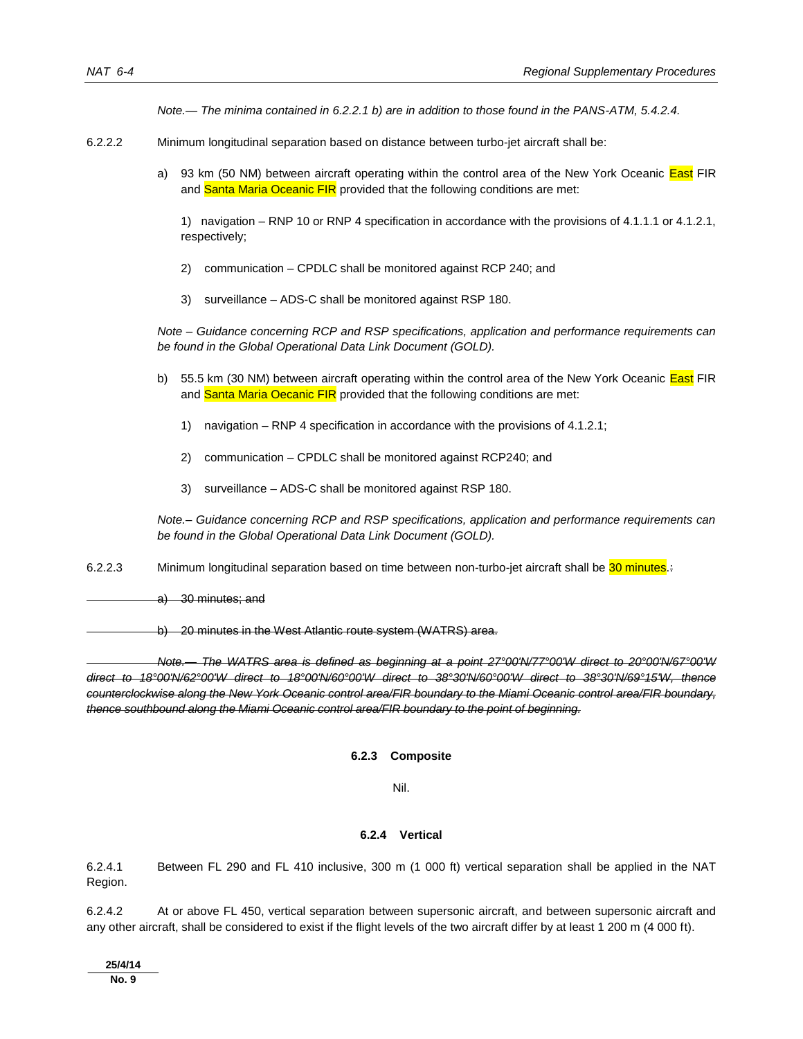*Note.— The minima contained in 6.2.2.1 b) are in addition to those found in the PANS-ATM, 5.4.2.4.*

6.2.2.2 Minimum longitudinal separation based on distance between turbo-jet aircraft shall be:

a) 93 km (50 NM) between aircraft operating within the control area of the New York Oceanic East FIR and Santa Maria Oceanic FIR provided that the following conditions are met:

1) navigation – RNP 10 or RNP 4 specification in accordance with the provisions of 4.1.1.1 or 4.1.2.1, respectively;

2) communication – CPDLC shall be monitored against RCP 240; and

3) surveillance – ADS-C shall be monitored against RSP 180.

*Note – Guidance concerning RCP and RSP specifications, application and performance requirements can be found in the Global Operational Data Link Document (GOLD).*

b) 55.5 km (30 NM) between aircraft operating within the control area of the New York Oceanic East FIR and Santa Maria Oecanic FIR provided that the following conditions are met:

1) navigation – RNP 4 specification in accordance with the provisions of 4.1.2.1;

2) communication – CPDLC shall be monitored against RCP240; and

3) surveillance – ADS-C shall be monitored against RSP 180.

*Note.– Guidance concerning RCP and RSP specifications, application and performance requirements can be found in the Global Operational Data Link Document (GOLD).*

6.2.2.3 Minimum longitudinal separation based on time between non-turbo-jet aircraft shall be 30 minutes.~~:~~

~~a) 30 minutes; and~~

~~b) 20 minutes in the West Atlantic route system (WATRS) area.~~

~~*Note.— The WATRS area is defined as beginning at a point 27°00'N/77°00'W direct to 20°00'N/67°00'W direct to 18°00'N/62°00'W direct to 18°00'N/60°00'W direct to 38°30'N/60°00'W direct to 38°30'N/69°15'W, thence counterclockwise along the New York Oceanic control area/FIR boundary to the Miami Oceanic control area/FIR boundary, thence southbound along the Miami Oceanic control area/FIR boundary to the point of beginning.*~~

### 6.2.3 Composite

Nil.

### 6.2.4 Vertical

6.2.4.1 Between FL 290 and FL 410 inclusive, 300 m (1 000 ft) vertical separation shall be applied in the NAT Region.

6.2.4.2 At or above FL 450, vertical separation between supersonic aircraft, and between supersonic aircraft and any other aircraft, shall be considered to exist if the flight levels of the two aircraft differ by at least 1 200 m (4 000 ft).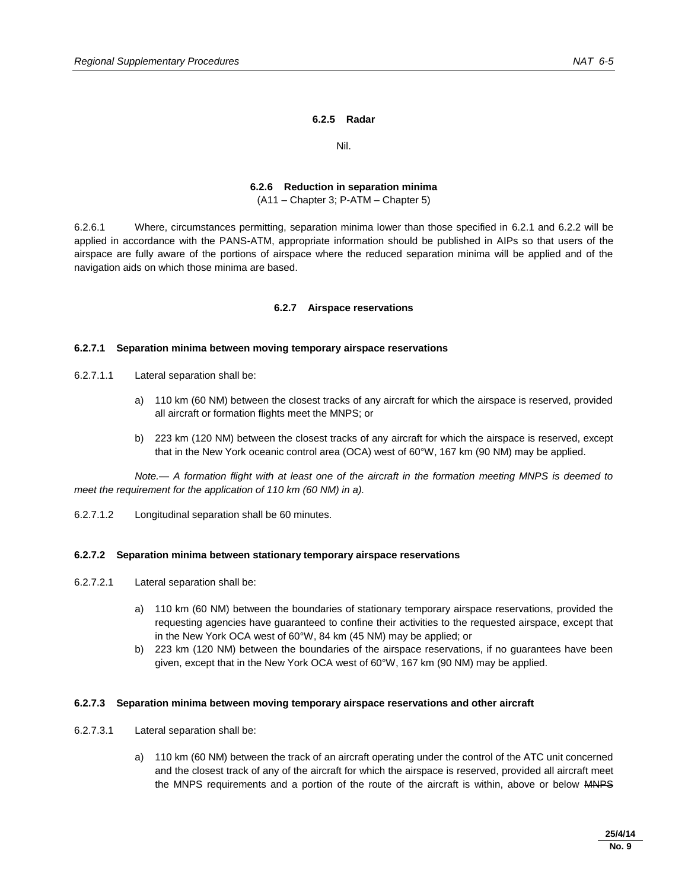### 6.2.5 Radar

Nil.

### 6.2.6 Reduction in separation minima

(A11 – Chapter 3; P-ATM – Chapter 5)

6.2.6.1 Where, circumstances permitting, separation minima lower than those specified in 6.2.1 and 6.2.2 will be applied in accordance with the PANS-ATM, appropriate information should be published in AIPs so that users of the airspace are fully aware of the portions of airspace where the reduced separation minima will be applied and of the navigation aids on which those minima are based.

### 6.2.7 Airspace reservations

**6.2.7.1 Separation minima between moving temporary airspace reservations**

6.2.7.1.1 Lateral separation shall be:

a) 110 km (60 NM) between the closest tracks of any aircraft for which the airspace is reserved, provided all aircraft or formation flights meet the MNPS; or

b) 223 km (120 NM) between the closest tracks of any aircraft for which the airspace is reserved, except that in the New York oceanic control area (OCA) west of 60°W, 167 km (90 NM) may be applied.

*Note.— A formation flight with at least one of the aircraft in the formation meeting MNPS is deemed to meet the requirement for the application of 110 km (60 NM) in a).*

6.2.7.1.2 Longitudinal separation shall be 60 minutes.

**6.2.7.2 Separation minima between stationary temporary airspace reservations**

6.2.7.2.1 Lateral separation shall be:

a) 110 km (60 NM) between the boundaries of stationary temporary airspace reservations, provided the requesting agencies have guaranteed to confine their activities to the requested airspace, except that in the New York OCA west of 60°W, 84 km (45 NM) may be applied; or

b) 223 km (120 NM) between the boundaries of the airspace reservations, if no guarantees have been given, except that in the New York OCA west of 60°W, 167 km (90 NM) may be applied.

**6.2.7.3 Separation minima between moving temporary airspace reservations and other aircraft**

6.2.7.3.1 Lateral separation shall be:

a) 110 km (60 NM) between the track of an aircraft operating under the control of the ATC unit concerned and the closest track of any of the aircraft for which the airspace is reserved, provided all aircraft meet the MNPS requirements and a portion of the route of the aircraft is within, above or below ~~MNPS~~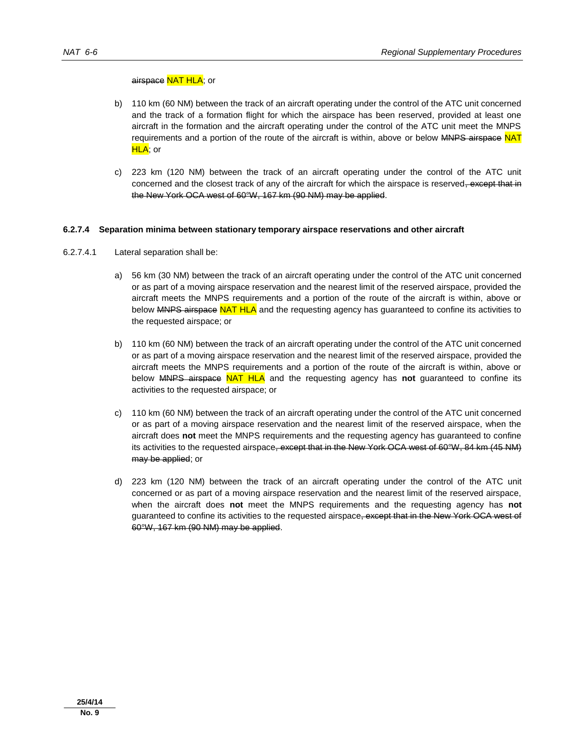~~airspace~~ NAT HLA; or

b) 110 km (60 NM) between the track of an aircraft operating under the control of the ATC unit concerned and the track of a formation flight for which the airspace has been reserved, provided at least one aircraft in the formation and the aircraft operating under the control of the ATC unit meet the MNPS requirements and a portion of the route of the aircraft is within, above or below ~~MNPS airspace~~ NAT HLA; or

c) 223 km (120 NM) between the track of an aircraft operating under the control of the ATC unit concerned and the closest track of any of the aircraft for which the airspace is reserved~~, except that in the New York OCA west of 60°W, 167 km (90 NM) may be applied~~.

#### 6.2.7.4 Separation minima between stationary temporary airspace reservations and other aircraft

6.2.7.4.1 Lateral separation shall be:

a) 56 km (30 NM) between the track of an aircraft operating under the control of the ATC unit concerned or as part of a moving airspace reservation and the nearest limit of the reserved airspace, provided the aircraft meets the MNPS requirements and a portion of the route of the aircraft is within, above or below ~~MNPS airspace~~ NAT HLA and the requesting agency has guaranteed to confine its activities to the requested airspace; or

b) 110 km (60 NM) between the track of an aircraft operating under the control of the ATC unit concerned or as part of a moving airspace reservation and the nearest limit of the reserved airspace, provided the aircraft meets the MNPS requirements and a portion of the route of the aircraft is within, above or below ~~MNPS airspace~~ NAT HLA and the requesting agency has **not** guaranteed to confine its activities to the requested airspace; or

c) 110 km (60 NM) between the track of an aircraft operating under the control of the ATC unit concerned or as part of a moving airspace reservation and the nearest limit of the reserved airspace, when the aircraft does **not** meet the MNPS requirements and the requesting agency has guaranteed to confine its activities to the requested airspace~~, except that in the New York OCA west of 60°W, 84 km (45 NM) may be applied~~; or

d) 223 km (120 NM) between the track of an aircraft operating under the control of the ATC unit concerned or as part of a moving airspace reservation and the nearest limit of the reserved airspace, when the aircraft does **not** meet the MNPS requirements and the requesting agency has **not** guaranteed to confine its activities to the requested airspace~~, except that in the New York OCA west of 60°W, 167 km (90 NM) may be applied~~.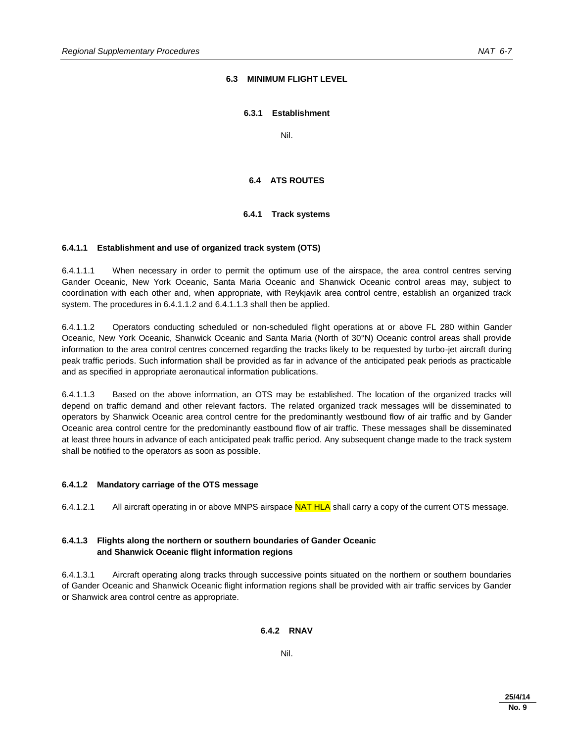## 6.3 MINIMUM FLIGHT LEVEL

### 6.3.1 Establishment

Nil.

## 6.4 ATS ROUTES

### 6.4.1 Track systems

**6.4.1.1 Establishment and use of organized track system (OTS)**

6.4.1.1.1 When necessary in order to permit the optimum use of the airspace, the area control centres serving Gander Oceanic, New York Oceanic, Santa Maria Oceanic and Shanwick Oceanic control areas may, subject to coordination with each other and, when appropriate, with Reykjavik area control centre, establish an organized track system. The procedures in 6.4.1.1.2 and 6.4.1.1.3 shall then be applied.

6.4.1.1.2 Operators conducting scheduled or non-scheduled flight operations at or above FL 280 within Gander Oceanic, New York Oceanic, Shanwick Oceanic and Santa Maria (North of 30°N) Oceanic control areas shall provide information to the area control centres concerned regarding the tracks likely to be requested by turbo-jet aircraft during peak traffic periods. Such information shall be provided as far in advance of the anticipated peak periods as practicable and as specified in appropriate aeronautical information publications.

6.4.1.1.3 Based on the above information, an OTS may be established. The location of the organized tracks will depend on traffic demand and other relevant factors. The related organized track messages will be disseminated to operators by Shanwick Oceanic area control centre for the predominantly westbound flow of air traffic and by Gander Oceanic area control centre for the predominantly eastbound flow of air traffic. These messages shall be disseminated at least three hours in advance of each anticipated peak traffic period. Any subsequent change made to the track system shall be notified to the operators as soon as possible.

**6.4.1.2 Mandatory carriage of the OTS message**

6.4.1.2.1 All aircraft operating in or above ~~MNPS airspace~~ NAT HLA shall carry a copy of the current OTS message.

**6.4.1.3 Flights along the northern or southern boundaries of Gander Oceanic and Shanwick Oceanic flight information regions**

6.4.1.3.1 Aircraft operating along tracks through successive points situated on the northern or southern boundaries of Gander Oceanic and Shanwick Oceanic flight information regions shall be provided with air traffic services by Gander or Shanwick area control centre as appropriate.

### 6.4.2 RNAV

Nil.

25/4/14
No. 9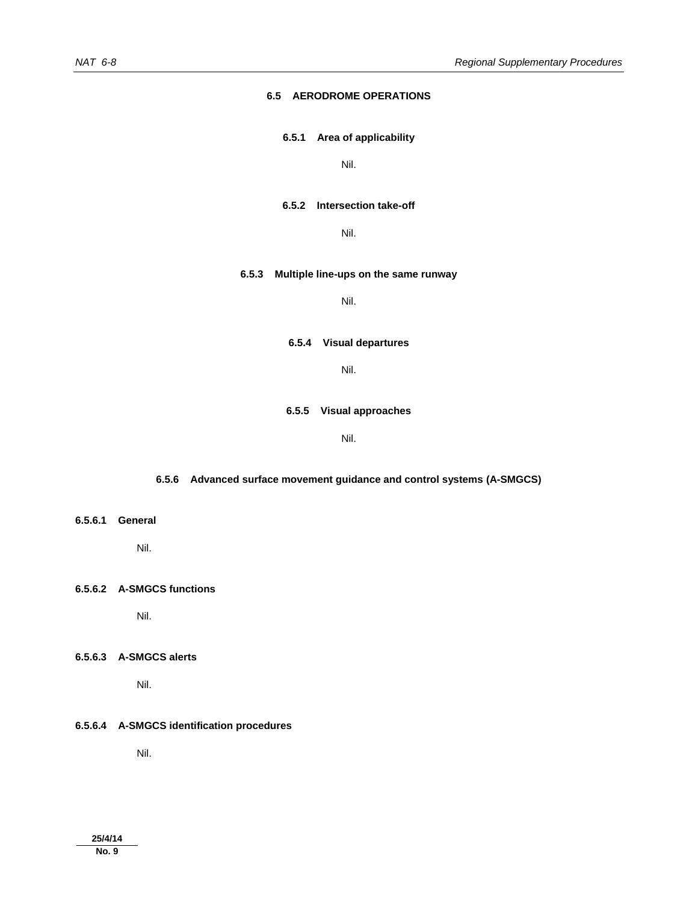## 6.5 AERODROME OPERATIONS

### 6.5.1 Area of applicability

Nil.

### 6.5.2 Intersection take-off

Nil.

### 6.5.3 Multiple line-ups on the same runway

Nil.

### 6.5.4 Visual departures

Nil.

### 6.5.5 Visual approaches

Nil.

### 6.5.6 Advanced surface movement guidance and control systems (A-SMGCS)

#### 6.5.6.1 General

Nil.

#### 6.5.6.2 A-SMGCS functions

Nil.

#### 6.5.6.3 A-SMGCS alerts

Nil.

#### 6.5.6.4 A-SMGCS identification procedures

Nil.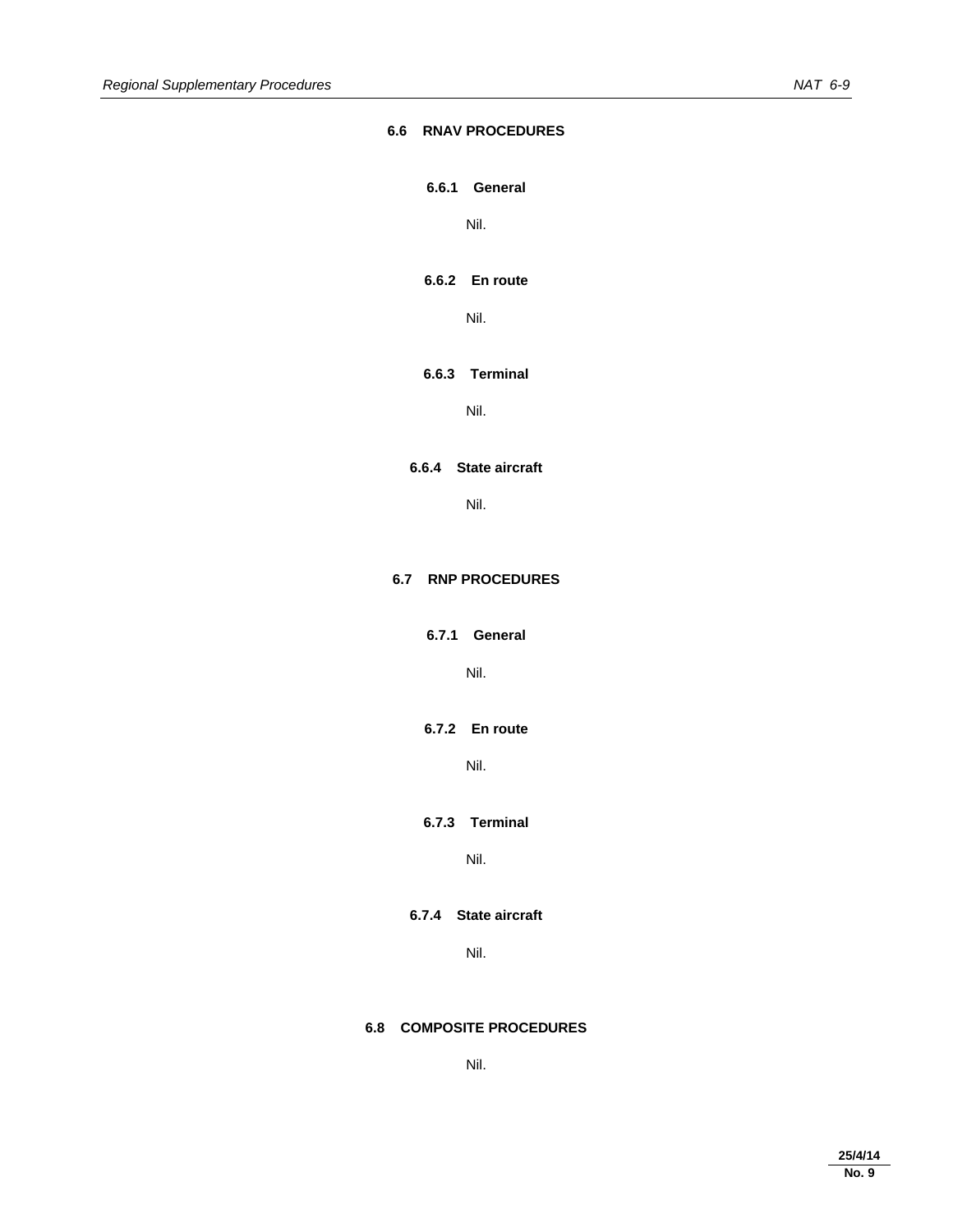## 6.6 RNAV PROCEDURES

### 6.6.1 General

Nil.

### 6.6.2 En route

Nil.

### 6.6.3 Terminal

Nil.

### 6.6.4 State aircraft

Nil.

## 6.7 RNP PROCEDURES

### 6.7.1 General

Nil.

### 6.7.2 En route

Nil.

### 6.7.3 Terminal

Nil.

### 6.7.4 State aircraft

Nil.

## 6.8 COMPOSITE PROCEDURES

Nil.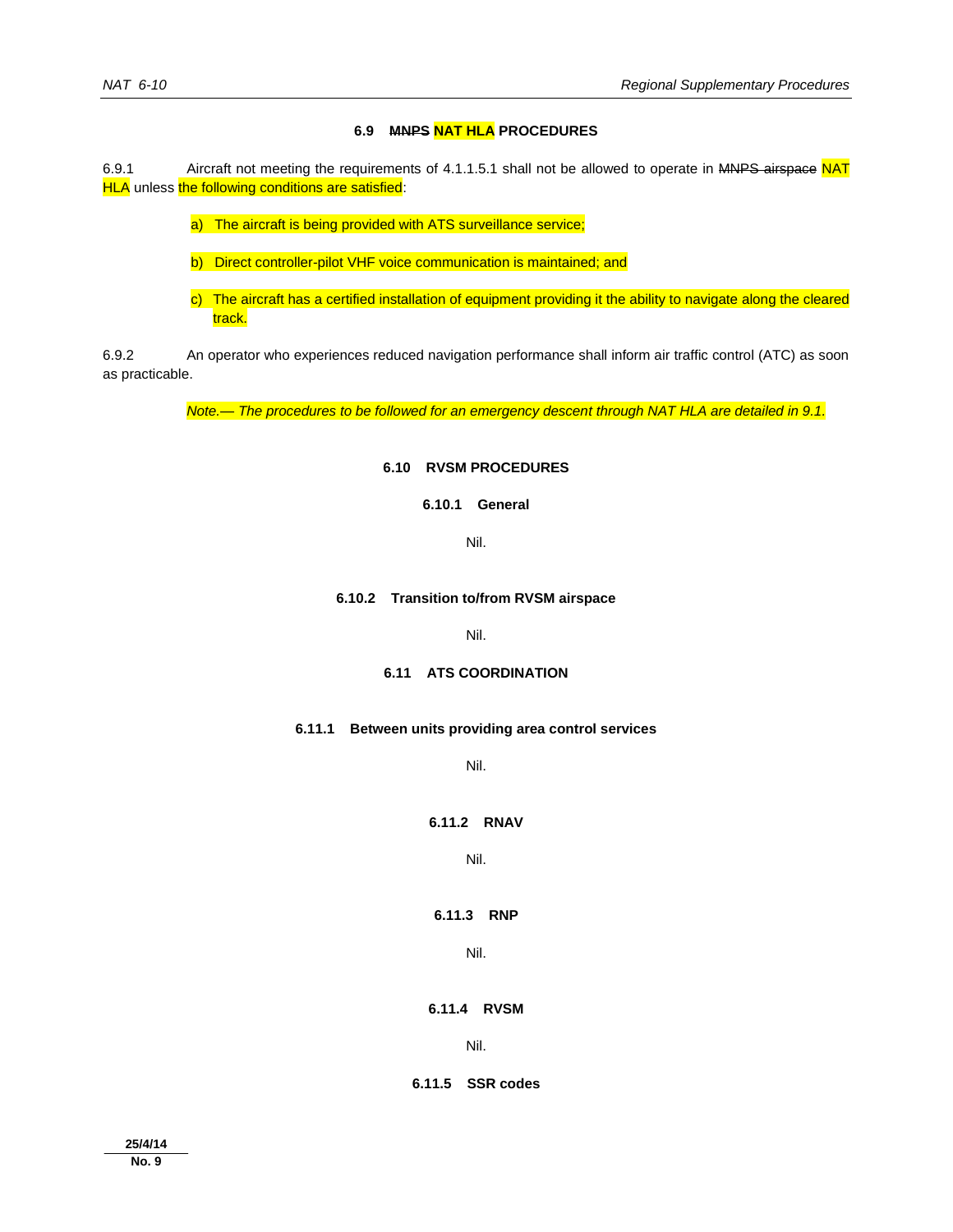## 6.9 ~~MNPS~~ NAT HLA PROCEDURES

6.9.1 Aircraft not meeting the requirements of 4.1.1.5.1 shall not be allowed to operate in ~~MNPS airspace~~ NAT HLA unless the following conditions are satisfied:

a) The aircraft is being provided with ATS surveillance service;

b) Direct controller-pilot VHF voice communication is maintained; and

c) The aircraft has a certified installation of equipment providing it the ability to navigate along the cleared track.

6.9.2 An operator who experiences reduced navigation performance shall inform air traffic control (ATC) as soon as practicable.

*Note.— The procedures to be followed for an emergency descent through NAT HLA are detailed in 9.1.*

## 6.10 RVSM PROCEDURES

### 6.10.1 General

Nil.

### 6.10.2 Transition to/from RVSM airspace

Nil.

## 6.11 ATS COORDINATION

### 6.11.1 Between units providing area control services

Nil.

### 6.11.2 RNAV

Nil.

### 6.11.3 RNP

Nil.

### 6.11.4 RVSM

Nil.

### 6.11.5 SSR codes

25/4/14
No. 9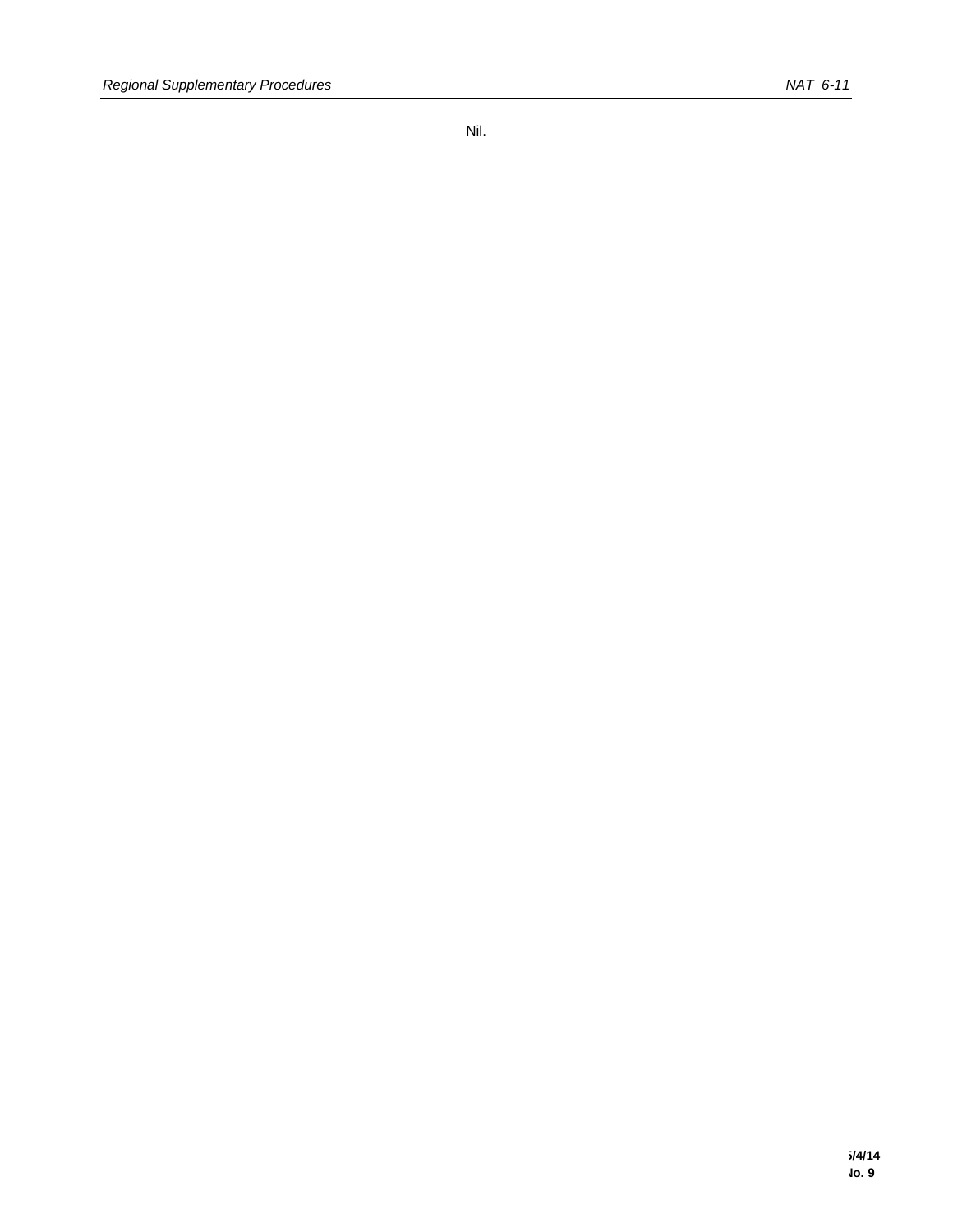Nil.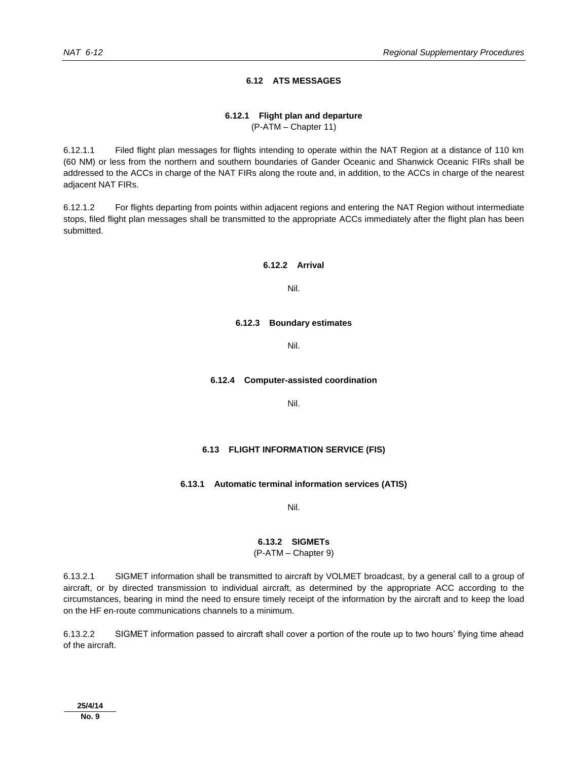## 6.12 ATS MESSAGES

### 6.12.1 Flight plan and departure

(P-ATM – Chapter 11)

6.12.1.1 Filed flight plan messages for flights intending to operate within the NAT Region at a distance of 110 km (60 NM) or less from the northern and southern boundaries of Gander Oceanic and Shanwick Oceanic FIRs shall be addressed to the ACCs in charge of the NAT FIRs along the route and, in addition, to the ACCs in charge of the nearest adjacent NAT FIRs.

6.12.1.2 For flights departing from points within adjacent regions and entering the NAT Region without intermediate stops, filed flight plan messages shall be transmitted to the appropriate ACCs immediately after the flight plan has been submitted.

### 6.12.2 Arrival

Nil.

### 6.12.3 Boundary estimates

Nil.

### 6.12.4 Computer-assisted coordination

Nil.

## 6.13 FLIGHT INFORMATION SERVICE (FIS)

### 6.13.1 Automatic terminal information services (ATIS)

Nil.

### 6.13.2 SIGMETs

(P-ATM – Chapter 9)

6.13.2.1 SIGMET information shall be transmitted to aircraft by VOLMET broadcast, by a general call to a group of aircraft, or by directed transmission to individual aircraft, as determined by the appropriate ACC according to the circumstances, bearing in mind the need to ensure timely receipt of the information by the aircraft and to keep the load on the HF en-route communications channels to a minimum.

6.13.2.2 SIGMET information passed to aircraft shall cover a portion of the route up to two hours' flying time ahead of the aircraft.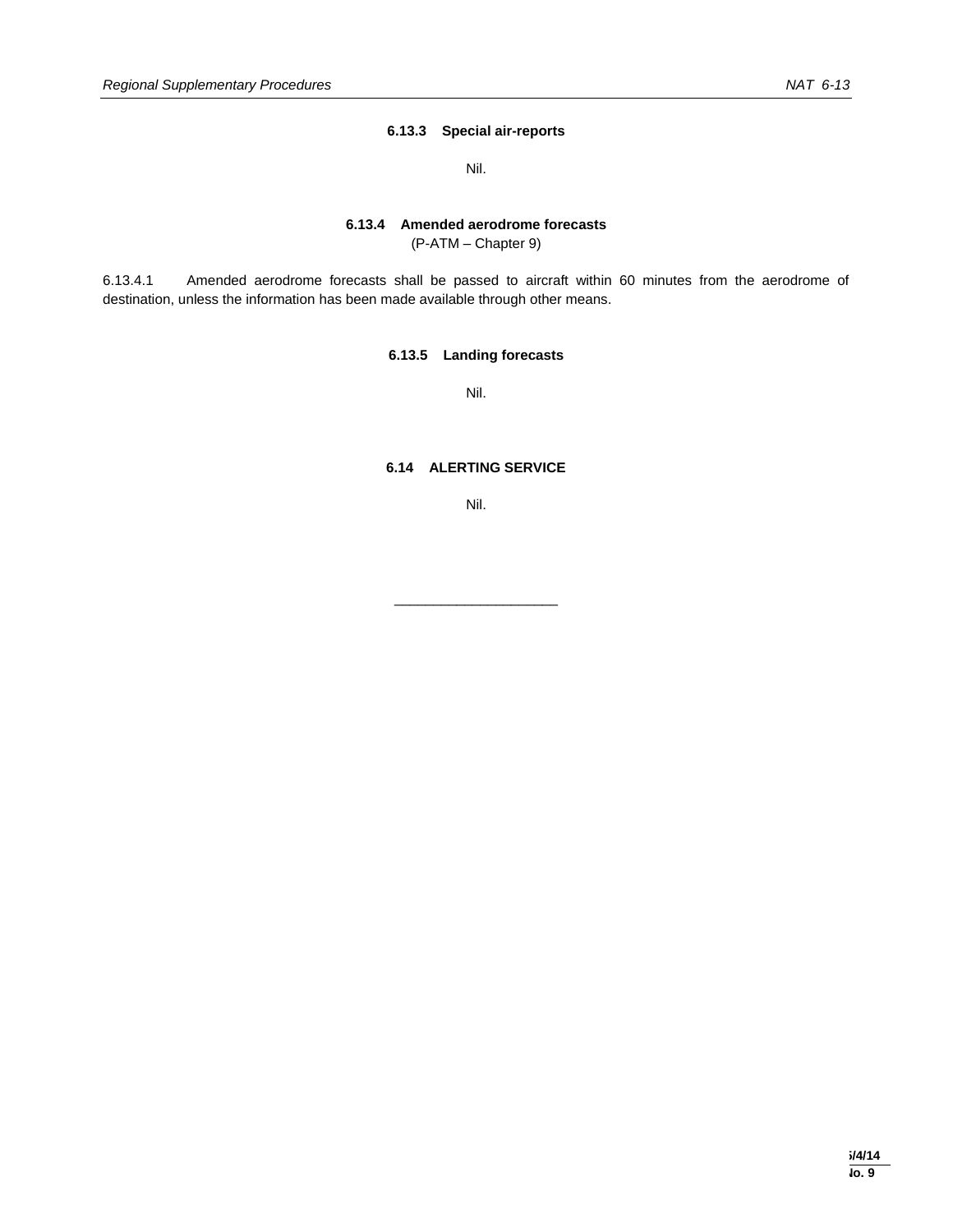### 6.13.3 Special air-reports

Nil.

### 6.13.4 Amended aerodrome forecasts

(P-ATM – Chapter 9)

6.13.4.1 Amended aerodrome forecasts shall be passed to aircraft within 60 minutes from the aerodrome of destination, unless the information has been made available through other means.

### 6.13.5 Landing forecasts

Nil.

## 6.14 ALERTING SERVICE

Nil.

_____________________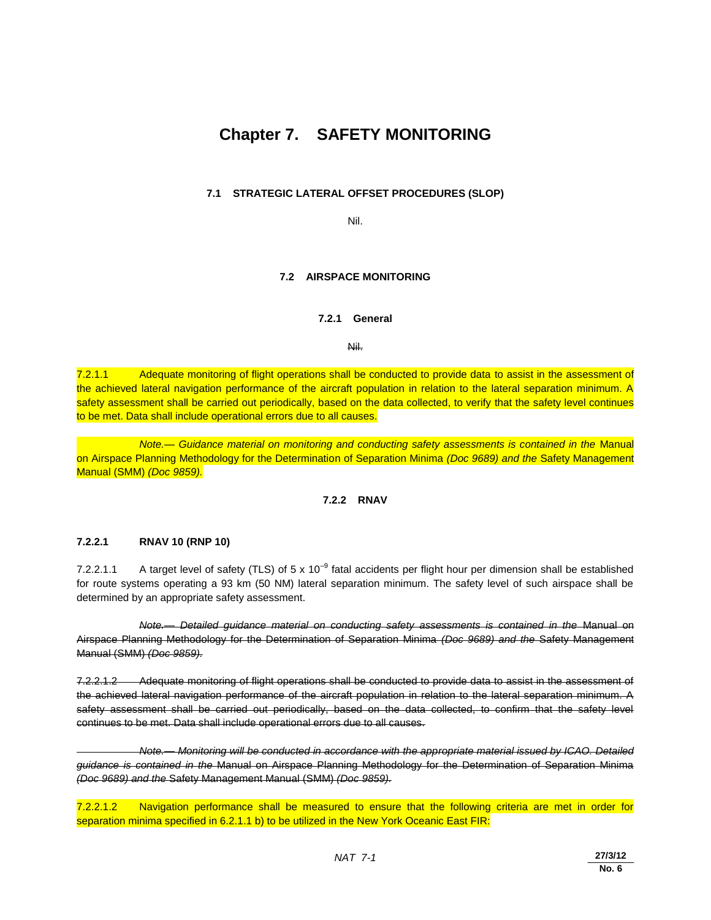# Chapter 7. SAFETY MONITORING

## 7.1 STRATEGIC LATERAL OFFSET PROCEDURES (SLOP)

Nil.

## 7.2 AIRSPACE MONITORING

### 7.2.1 General

~~Nil.~~

7.2.1.1 Adequate monitoring of flight operations shall be conducted to provide data to assist in the assessment of the achieved lateral navigation performance of the aircraft population in relation to the lateral separation minimum. A safety assessment shall be carried out periodically, based on the data collected, to verify that the safety level continues to be met. Data shall include operational errors due to all causes.

*Note.— Guidance material on monitoring and conducting safety assessments is contained in the* Manual on Airspace Planning Methodology for the Determination of Separation Minima *(Doc 9689) and the* Safety Management Manual (SMM) *(Doc 9859).*

### 7.2.2 RNAV

#### 7.2.2.1 RNAV 10 (RNP 10)

7.2.2.1.1 A target level of safety (TLS) of 5 x $10^{-9}$ fatal accidents per flight hour per dimension shall be established for route systems operating a 93 km (50 NM) lateral separation minimum. The safety level of such airspace shall be determined by an appropriate safety assessment.

~~*Note.— Detailed guidance material on conducting safety assessments is contained in the* Manual on Airspace Planning Methodology for the Determination of Separation Minima *(Doc 9689) and the* Safety Management Manual (SMM) *(Doc 9859).*~~

~~7.2.2.1.2 Adequate monitoring of flight operations shall be conducted to provide data to assist in the assessment of the achieved lateral navigation performance of the aircraft population in relation to the lateral separation minimum. A safety assessment shall be carried out periodically, based on the data collected, to confirm that the safety level continues to be met. Data shall include operational errors due to all causes.~~

~~*Note.— Monitoring will be conducted in accordance with the appropriate material issued by ICAO. Detailed guidance is contained in the* Manual on Airspace Planning Methodology for the Determination of Separation Minima *(Doc 9689) and the* Safety Management Manual (SMM) *(Doc 9859).*~~

7.2.2.1.2 Navigation performance shall be measured to ensure that the following criteria are met in order for separation minima specified in 6.2.1.1 b) to be utilized in the New York Oceanic East FIR: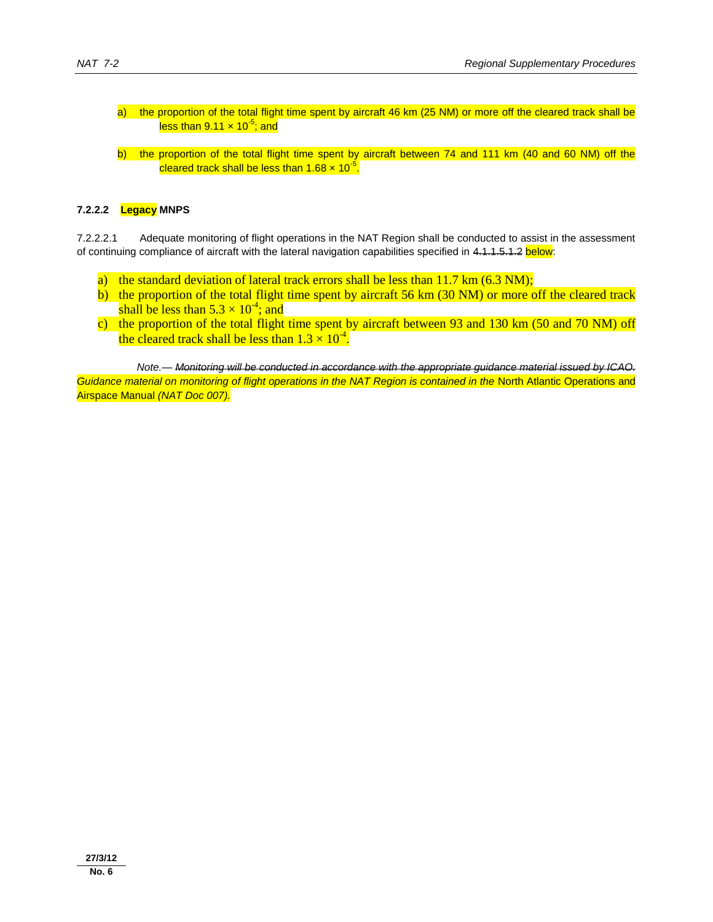a) the proportion of the total flight time spent by aircraft 46 km (25 NM) or more off the cleared track shall be less than $9.11 \times 10^{-5}$; and

b) the proportion of the total flight time spent by aircraft between 74 and 111 km (40 and 60 NM) off the cleared track shall be less than $1.68 \times 10^{-5}$.

**7.2.2.2 Legacy MNPS**

7.2.2.2.1 Adequate monitoring of flight operations in the NAT Region shall be conducted to assist in the assessment of continuing compliance of aircraft with the lateral navigation capabilities specified in ~~4.1.1.5.1.2~~ below:

a) the standard deviation of lateral track errors shall be less than 11.7 km (6.3 NM);
b) the proportion of the total flight time spent by aircraft 56 km (30 NM) or more off the cleared track shall be less than $5.3 \times 10^{-4}$; and
c) the proportion of the total flight time spent by aircraft between 93 and 130 km (50 and 70 NM) off the cleared track shall be less than $1.3 \times 10^{-4}$.

*Note.— ~~Monitoring will be conducted in accordance with the appropriate guidance material issued by ICAO.~~ Guidance material on monitoring of flight operations in the NAT Region is contained in the* North Atlantic Operations and Airspace Manual *(NAT Doc 007).*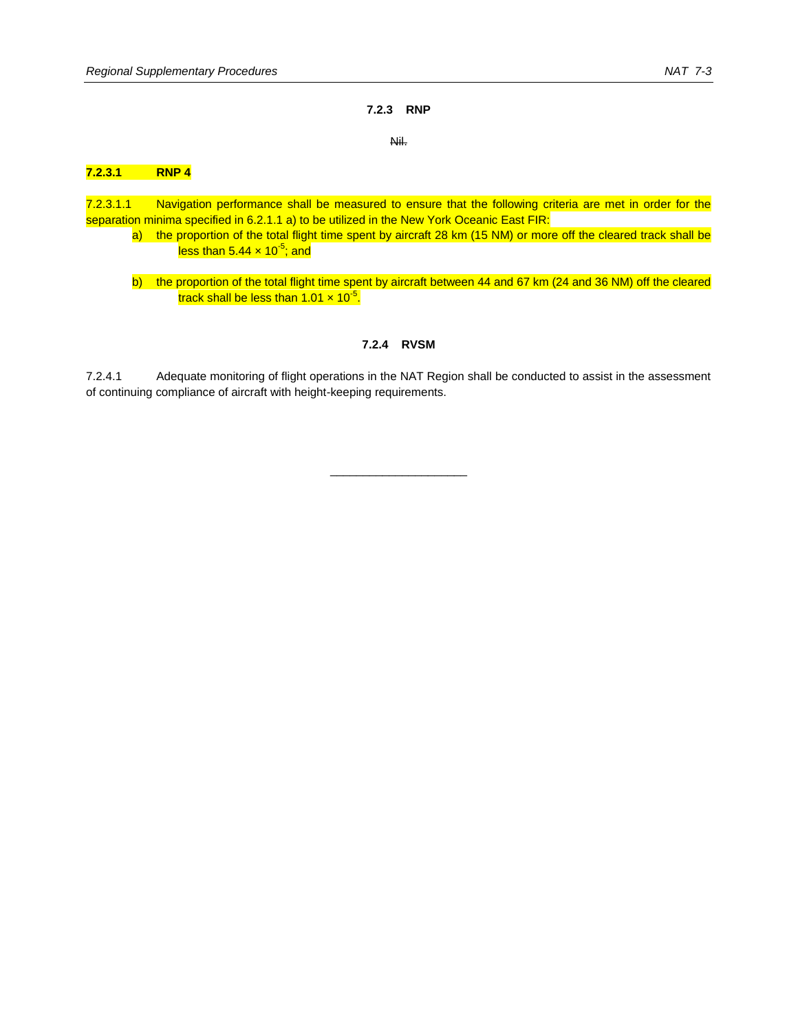### 7.2.3 RNP

~~Nil.~~

#### 7.2.3.1 RNP 4

7.2.3.1.1 Navigation performance shall be measured to ensure that the following criteria are met in order for the separation minima specified in 6.2.1.1 a) to be utilized in the New York Oceanic East FIR:

a) the proportion of the total flight time spent by aircraft 28 km (15 NM) or more off the cleared track shall be less than $5.44 \times 10^{-5}$; and

b) the proportion of the total flight time spent by aircraft between 44 and 67 km (24 and 36 NM) off the cleared track shall be less than $1.01 \times 10^{-5}$.

### 7.2.4 RVSM

7.2.4.1 Adequate monitoring of flight operations in the NAT Region shall be conducted to assist in the assessment of continuing compliance of aircraft with height-keeping requirements.

---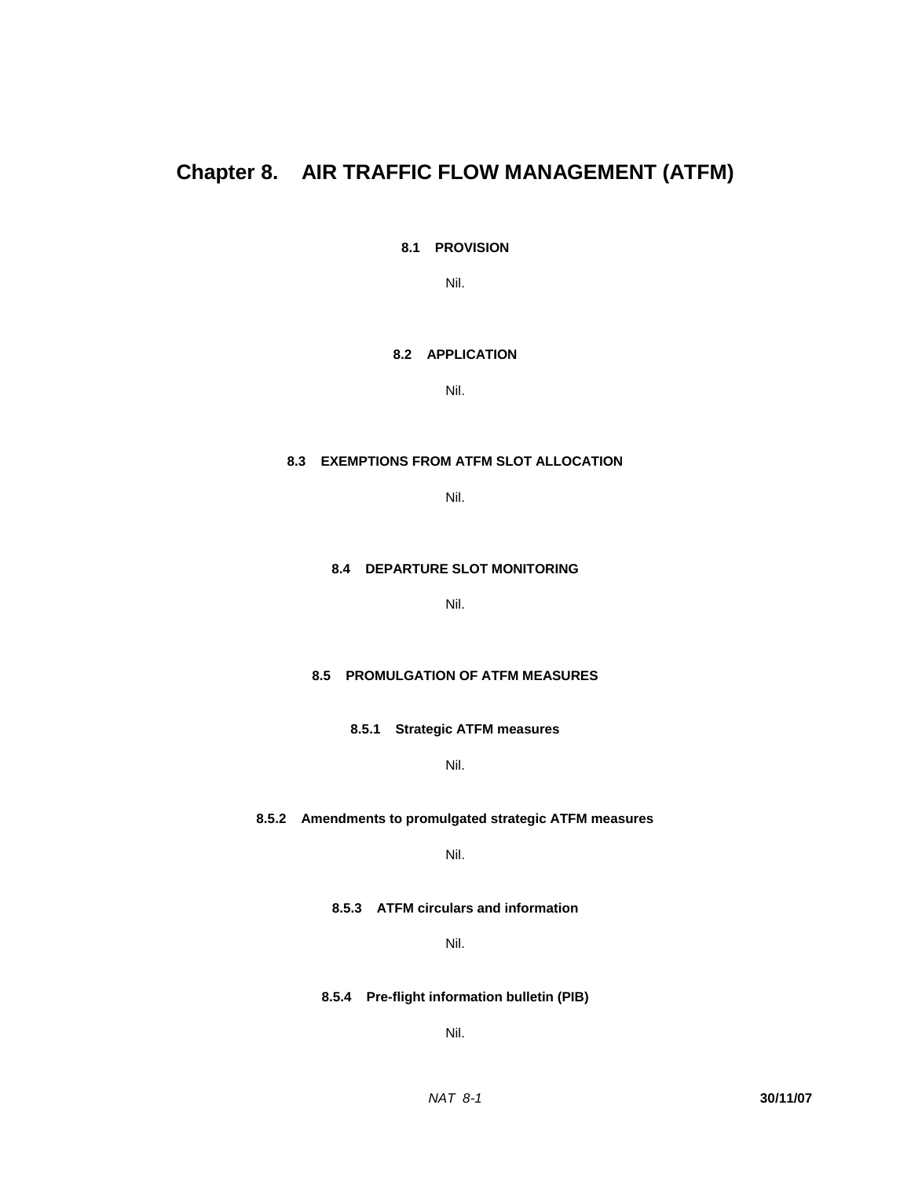# Chapter 8. AIR TRAFFIC FLOW MANAGEMENT (ATFM)

## 8.1 PROVISION

Nil.

## 8.2 APPLICATION

Nil.

## 8.3 EXEMPTIONS FROM ATFM SLOT ALLOCATION

Nil.

## 8.4 DEPARTURE SLOT MONITORING

Nil.

## 8.5 PROMULGATION OF ATFM MEASURES

### 8.5.1 Strategic ATFM measures

Nil.

### 8.5.2 Amendments to promulgated strategic ATFM measures

Nil.

### 8.5.3 ATFM circulars and information

Nil.

### 8.5.4 Pre-flight information bulletin (PIB)

Nil.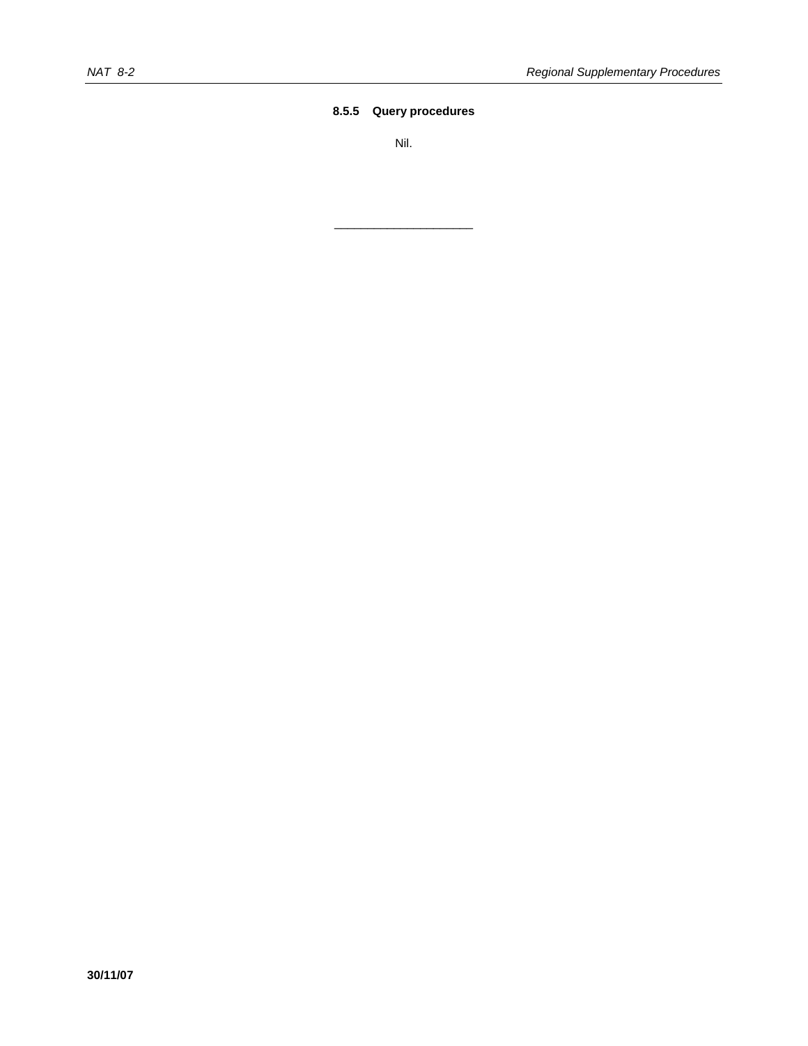### 8.5.5 Query procedures

Nil.

---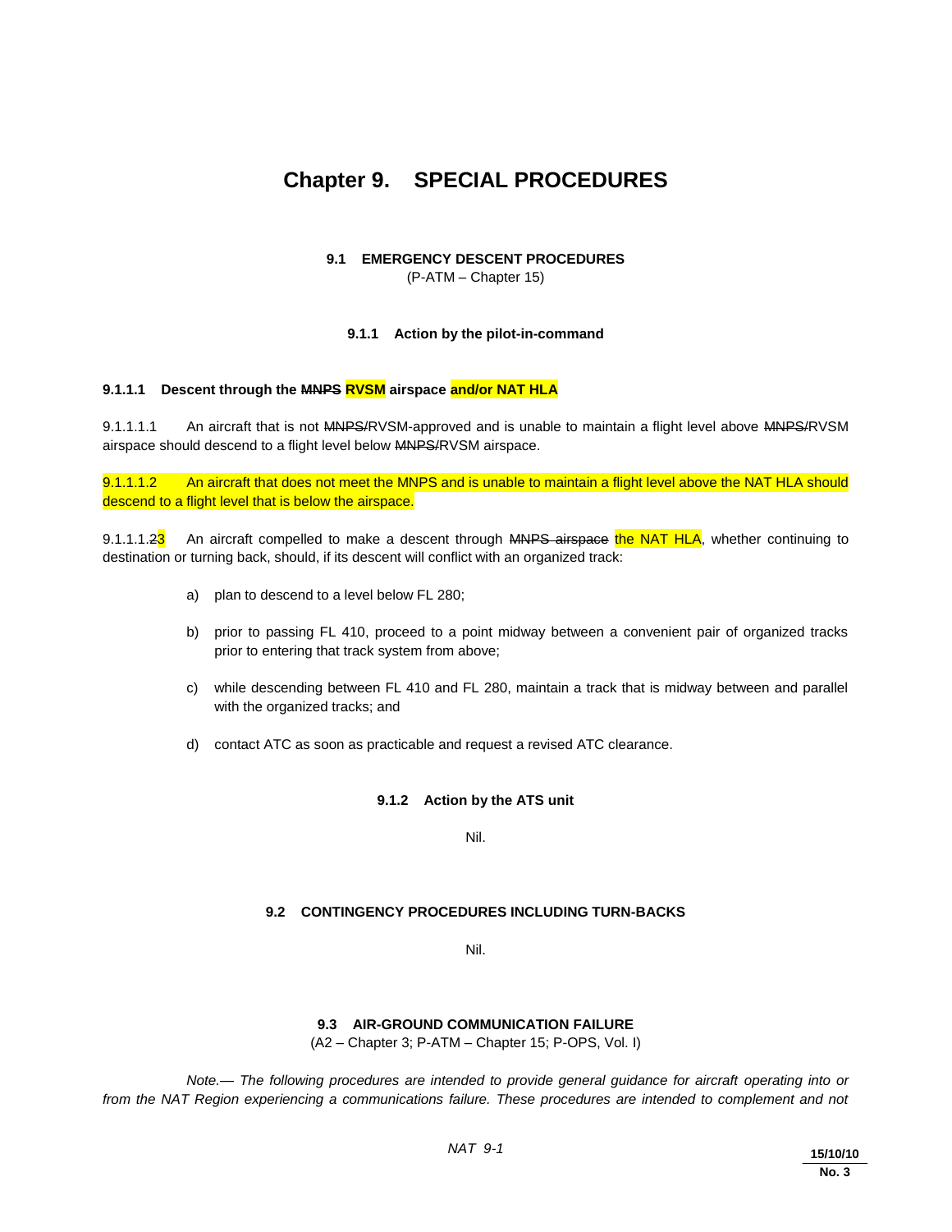# Chapter 9. SPECIAL PROCEDURES

## 9.1 EMERGENCY DESCENT PROCEDURES

(P-ATM – Chapter 15)

### 9.1.1 Action by the pilot-in-command

#### 9.1.1.1 Descent through the ~~MNPS~~ RVSM airspace and/or NAT HLA

9.1.1.1.1 An aircraft that is not ~~MNPS/~~RVSM-approved and is unable to maintain a flight level above ~~MNPS/~~RVSM airspace should descend to a flight level below ~~MNPS/~~RVSM airspace.

9.1.1.1.2 An aircraft that does not meet the MNPS and is unable to maintain a flight level above the NAT HLA should descend to a flight level that is below the airspace.

9.1.1.1.~~2~~3 An aircraft compelled to make a descent through ~~MNPS airspace~~ the NAT HLA, whether continuing to destination or turning back, should, if its descent will conflict with an organized track:

a) plan to descend to a level below FL 280;

b) prior to passing FL 410, proceed to a point midway between a convenient pair of organized tracks prior to entering that track system from above;

c) while descending between FL 410 and FL 280, maintain a track that is midway between and parallel with the organized tracks; and

d) contact ATC as soon as practicable and request a revised ATC clearance.

### 9.1.2 Action by the ATS unit

Nil.

## 9.2 CONTINGENCY PROCEDURES INCLUDING TURN-BACKS

Nil.

## 9.3 AIR-GROUND COMMUNICATION FAILURE

(A2 – Chapter 3; P-ATM – Chapter 15; P-OPS, Vol. I)

*Note.— The following procedures are intended to provide general guidance for aircraft operating into or from the NAT Region experiencing a communications failure. These procedures are intended to complement and not*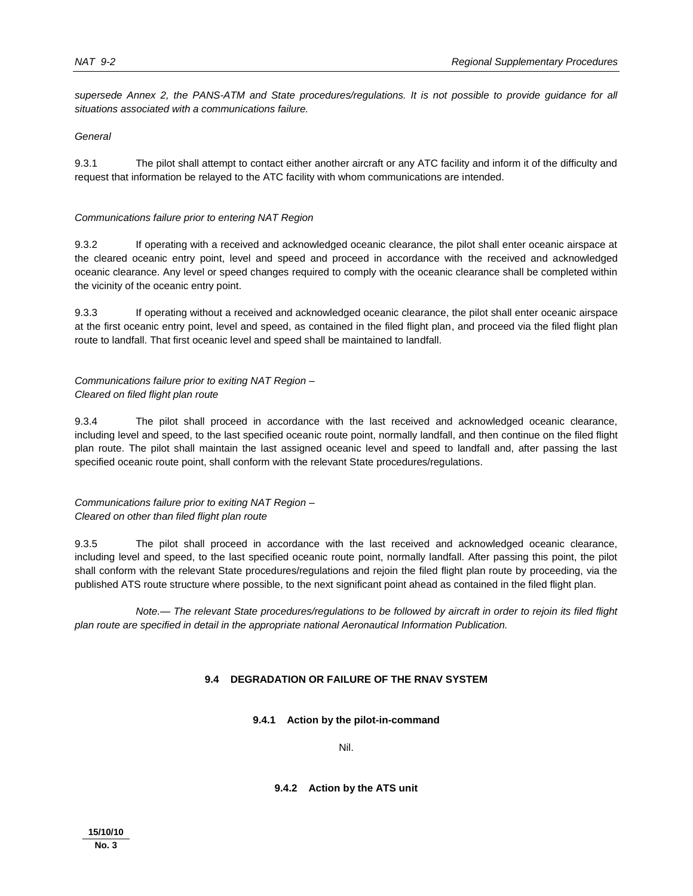*supersede Annex 2, the PANS-ATM and State procedures/regulations. It is not possible to provide guidance for all situations associated with a communications failure.*

*General*

9.3.1 The pilot shall attempt to contact either another aircraft or any ATC facility and inform it of the difficulty and request that information be relayed to the ATC facility with whom communications are intended.

*Communications failure prior to entering NAT Region*

9.3.2 If operating with a received and acknowledged oceanic clearance, the pilot shall enter oceanic airspace at the cleared oceanic entry point, level and speed and proceed in accordance with the received and acknowledged oceanic clearance. Any level or speed changes required to comply with the oceanic clearance shall be completed within the vicinity of the oceanic entry point.

9.3.3 If operating without a received and acknowledged oceanic clearance, the pilot shall enter oceanic airspace at the first oceanic entry point, level and speed, as contained in the filed flight plan, and proceed via the filed flight plan route to landfall. That first oceanic level and speed shall be maintained to landfall.

*Communications failure prior to exiting NAT Region –*
*Cleared on filed flight plan route*

9.3.4 The pilot shall proceed in accordance with the last received and acknowledged oceanic clearance, including level and speed, to the last specified oceanic route point, normally landfall, and then continue on the filed flight plan route. The pilot shall maintain the last assigned oceanic level and speed to landfall and, after passing the last specified oceanic route point, shall conform with the relevant State procedures/regulations.

*Communications failure prior to exiting NAT Region –*
*Cleared on other than filed flight plan route*

9.3.5 The pilot shall proceed in accordance with the last received and acknowledged oceanic clearance, including level and speed, to the last specified oceanic route point, normally landfall. After passing this point, the pilot shall conform with the relevant State procedures/regulations and rejoin the filed flight plan route by proceeding, via the published ATS route structure where possible, to the next significant point ahead as contained in the filed flight plan.

*Note.— The relevant State procedures/regulations to be followed by aircraft in order to rejoin its filed flight plan route are specified in detail in the appropriate national Aeronautical Information Publication.*

## 9.4 DEGRADATION OR FAILURE OF THE RNAV SYSTEM

### 9.4.1 Action by the pilot-in-command

Nil.

### 9.4.2 Action by the ATS unit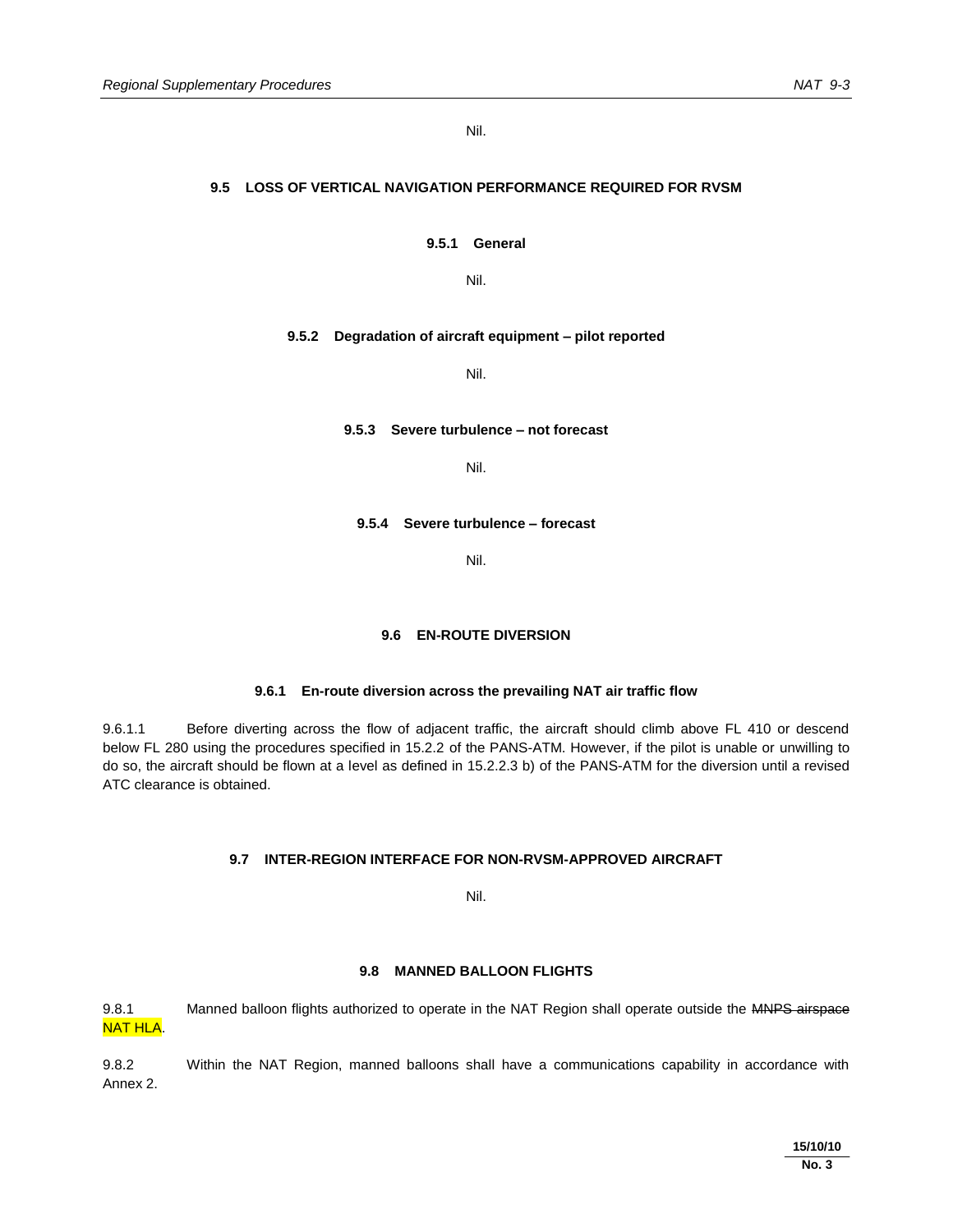Nil.

## 9.5 LOSS OF VERTICAL NAVIGATION PERFORMANCE REQUIRED FOR RVSM

### 9.5.1 General

Nil.

### 9.5.2 Degradation of aircraft equipment – pilot reported

Nil.

### 9.5.3 Severe turbulence – not forecast

Nil.

### 9.5.4 Severe turbulence – forecast

Nil.

## 9.6 EN-ROUTE DIVERSION

### 9.6.1 En-route diversion across the prevailing NAT air traffic flow

9.6.1.1 Before diverting across the flow of adjacent traffic, the aircraft should climb above FL 410 or descend below FL 280 using the procedures specified in 15.2.2 of the PANS-ATM. However, if the pilot is unable or unwilling to do so, the aircraft should be flown at a level as defined in 15.2.2.3 b) of the PANS-ATM for the diversion until a revised ATC clearance is obtained.

## 9.7 INTER-REGION INTERFACE FOR NON-RVSM-APPROVED AIRCRAFT

Nil.

## 9.8 MANNED BALLOON FLIGHTS

9.8.1 Manned balloon flights authorized to operate in the NAT Region shall operate outside the ~~MNPS airspace~~ NAT HLA.

9.8.2 Within the NAT Region, manned balloons shall have a communications capability in accordance with Annex 2.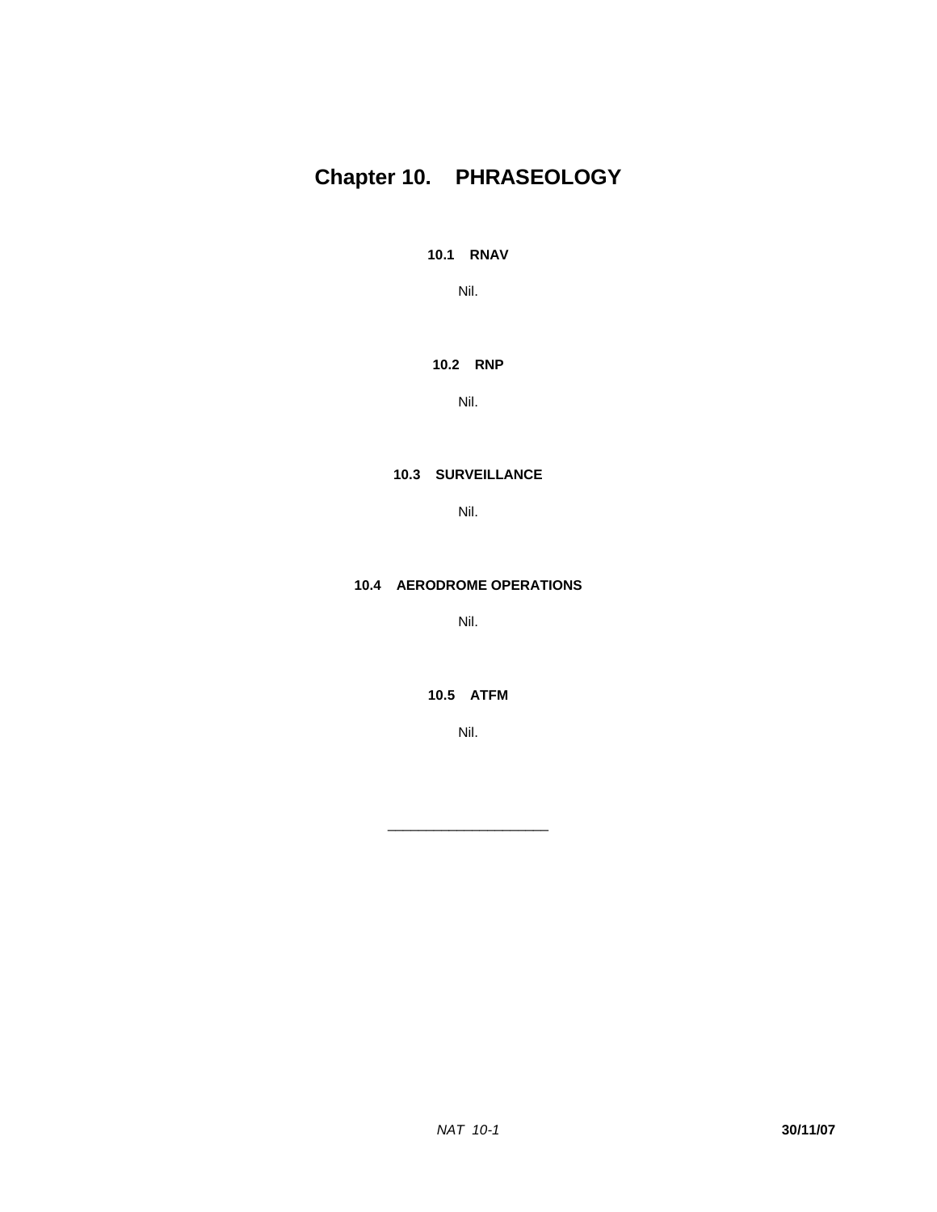# Chapter 10. PHRASEOLOGY

## 10.1 RNAV

Nil.

## 10.2 RNP

Nil.

## 10.3 SURVEILLANCE

Nil.

## 10.4 AERODROME OPERATIONS

Nil.

## 10.5 ATFM

Nil.

_____________________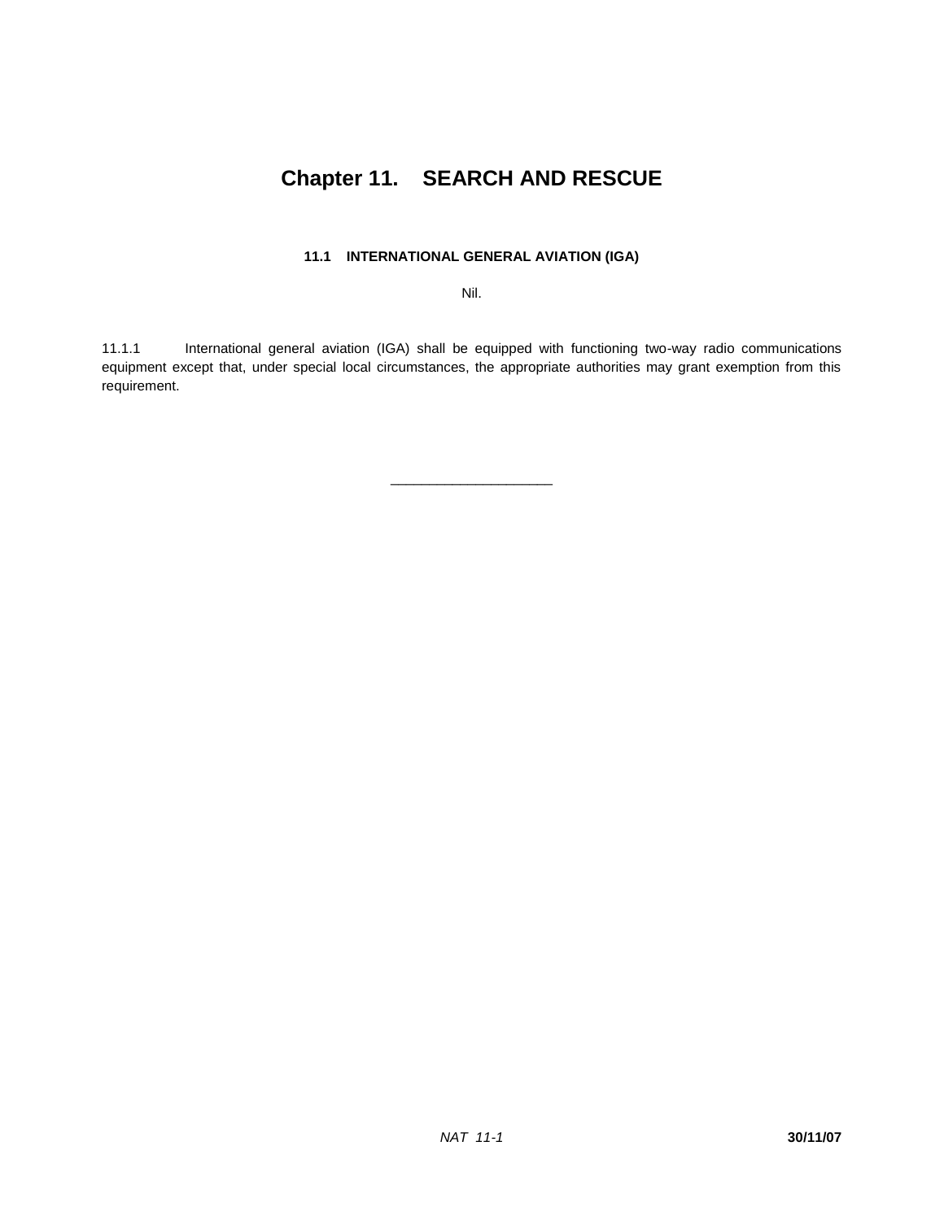# Chapter 11. SEARCH AND RESCUE

## 11.1 INTERNATIONAL GENERAL AVIATION (IGA)

Nil.

11.1.1 International general aviation (IGA) shall be equipped with functioning two-way radio communications equipment except that, under special local circumstances, the appropriate authorities may grant exemption from this requirement.

---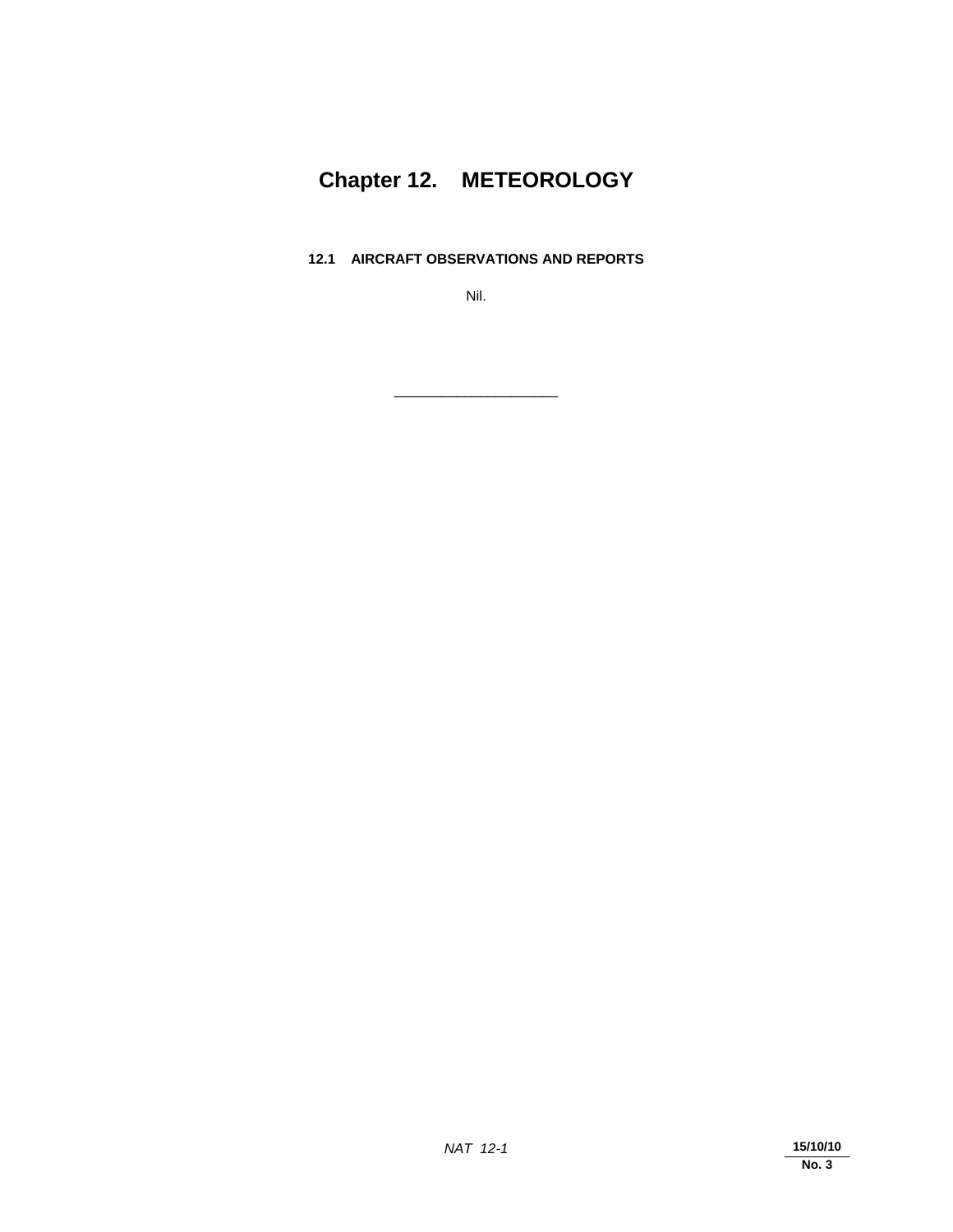# Chapter 12. METEOROLOGY

## 12.1 AIRCRAFT OBSERVATIONS AND REPORTS

Nil.

---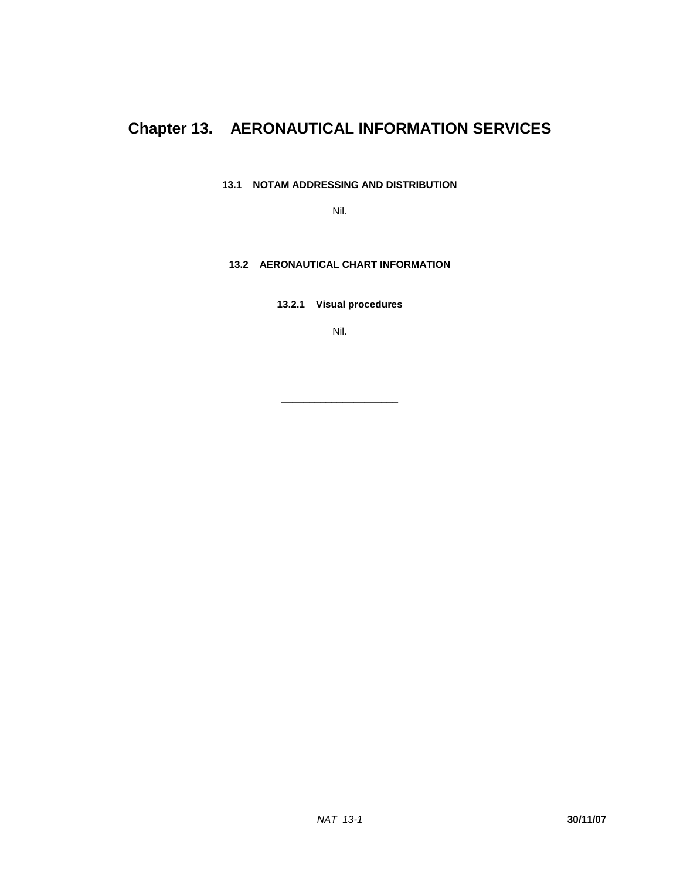# Chapter 13. AERONAUTICAL INFORMATION SERVICES

## 13.1 NOTAM ADDRESSING AND DISTRIBUTION

Nil.

## 13.2 AERONAUTICAL CHART INFORMATION

### 13.2.1 Visual procedures

Nil.

\_\_\_\_\_\_\_\_\_\_\_\_\_\_\_\_\_\_\_\_\_\_